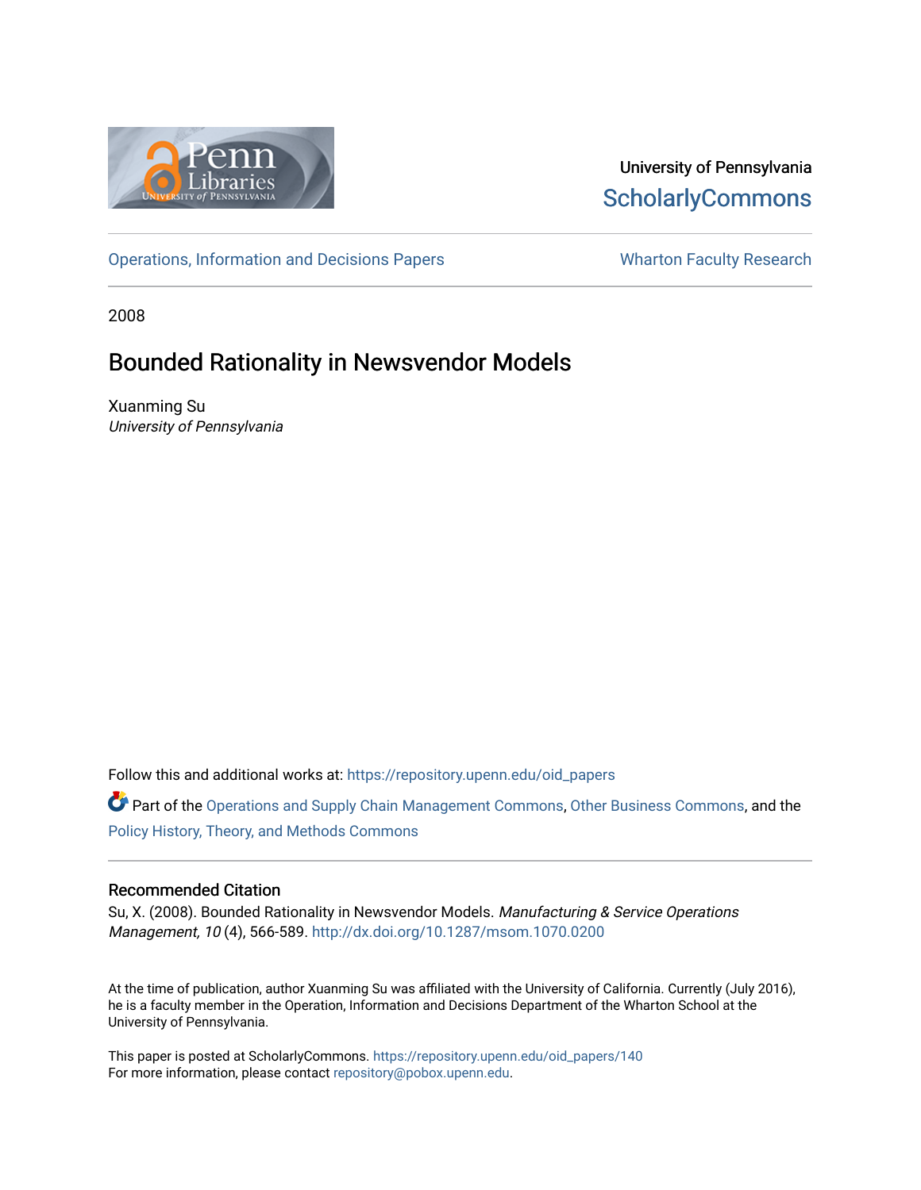University of Pennsylvania
ScholarlyCommons

Operations, Information and Decisions Papers

Wharton Faculty Research

2008

# Bounded Rationality in Newsvendor Models

Xuanming Su
*University of Pennsylvania*

Follow this and additional works at: https://repository.upenn.edu/oid_papers

Part of the Operations and Supply Chain Management Commons, Other Business Commons, and the Policy History, Theory, and Methods Commons

## Recommended Citation

Su, X. (2008). Bounded Rationality in Newsvendor Models. *Manufacturing & Service Operations Management, 10* (4), 566-589. http://dx.doi.org/10.1287/msom.1070.0200

At the time of publication, author Xuanming Su was affiliated with the University of California. Currently (July 2016), he is a faculty member in the Operation, Information and Decisions Department of the Wharton School at the University of Pennsylvania.

This paper is posted at ScholarlyCommons. https://repository.upenn.edu/oid_papers/140
For more information, please contact repository@pobox.upenn.edu.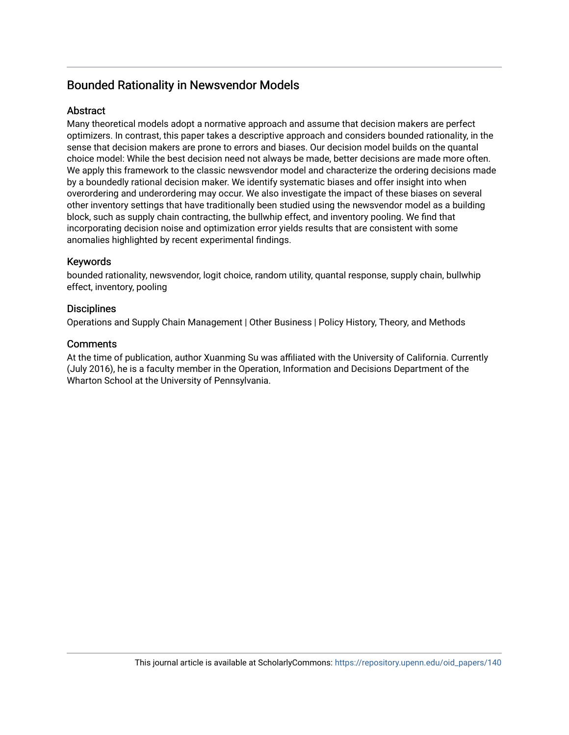## Bounded Rationality in Newsvendor Models

### Abstract

Many theoretical models adopt a normative approach and assume that decision makers are perfect optimizers. In contrast, this paper takes a descriptive approach and considers bounded rationality, in the sense that decision makers are prone to errors and biases. Our decision model builds on the quantal choice model: While the best decision need not always be made, better decisions are made more often. We apply this framework to the classic newsvendor model and characterize the ordering decisions made by a boundedly rational decision maker. We identify systematic biases and offer insight into when overordering and underordering may occur. We also investigate the impact of these biases on several other inventory settings that have traditionally been studied using the newsvendor model as a building block, such as supply chain contracting, the bullwhip effect, and inventory pooling. We find that incorporating decision noise and optimization error yields results that are consistent with some anomalies highlighted by recent experimental findings.

### Keywords

bounded rationality, newsvendor, logit choice, random utility, quantal response, supply chain, bullwhip effect, inventory, pooling

### Disciplines

Operations and Supply Chain Management | Other Business | Policy History, Theory, and Methods

### Comments

At the time of publication, author Xuanming Su was affiliated with the University of California. Currently (July 2016), he is a faculty member in the Operation, Information and Decisions Department of the Wharton School at the University of Pennsylvania.

This journal article is available at ScholarlyCommons: https://repository.upenn.edu/oid_papers/140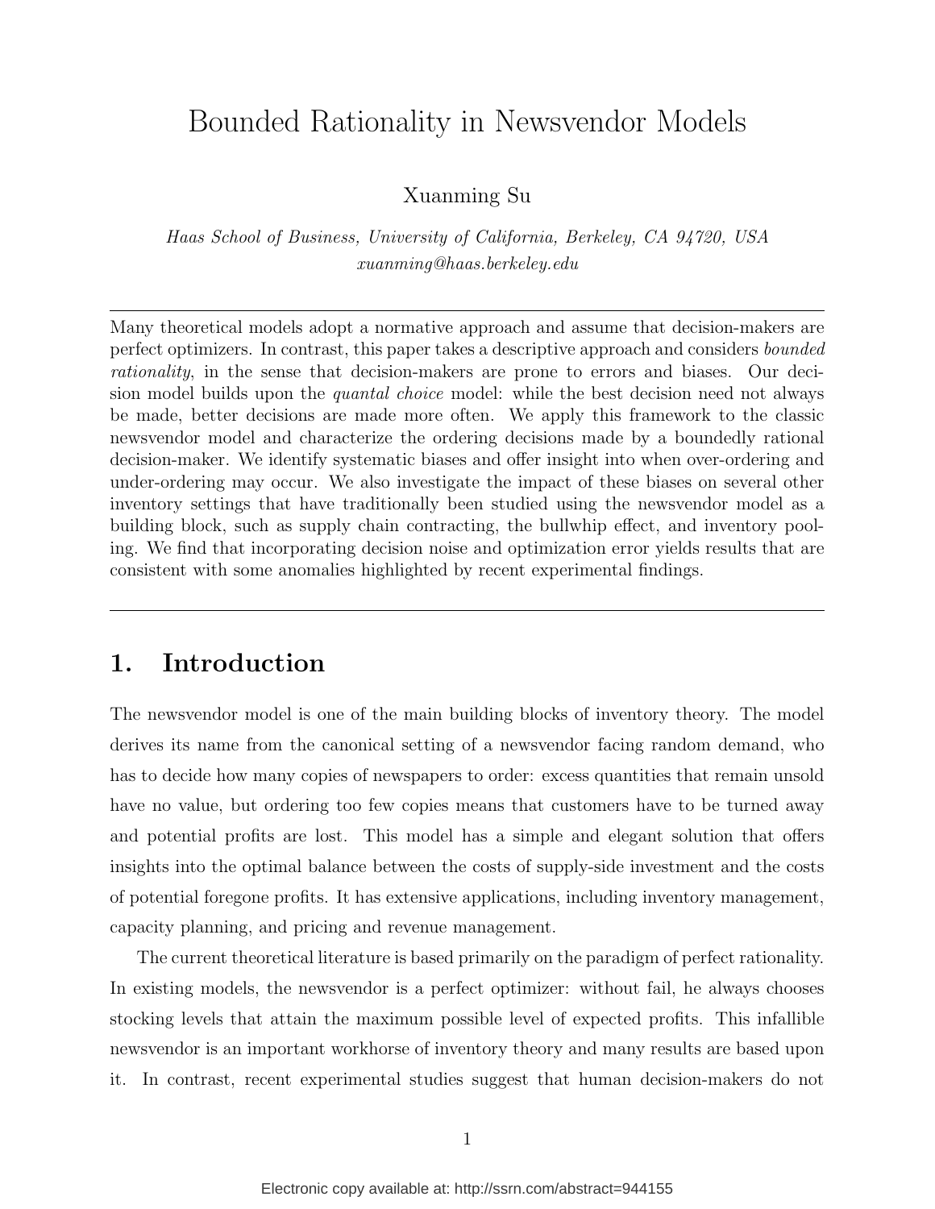# Bounded Rationality in Newsvendor Models

Xuanming Su

*Haas School of Business, University of California, Berkeley, CA 94720, USA*
*xuanming@haas.berkeley.edu*

---

Many theoretical models adopt a normative approach and assume that decision-makers are perfect optimizers. In contrast, this paper takes a descriptive approach and considers *bounded rationality*, in the sense that decision-makers are prone to errors and biases. Our decision model builds upon the *quantal choice* model: while the best decision need not always be made, better decisions are made more often. We apply this framework to the classic newsvendor model and characterize the ordering decisions made by a boundedly rational decision-maker. We identify systematic biases and offer insight into when over-ordering and under-ordering may occur. We also investigate the impact of these biases on several other inventory settings that have traditionally been studied using the newsvendor model as a building block, such as supply chain contracting, the bullwhip effect, and inventory pooling. We find that incorporating decision noise and optimization error yields results that are consistent with some anomalies highlighted by recent experimental findings.

---

## 1. Introduction

The newsvendor model is one of the main building blocks of inventory theory. The model derives its name from the canonical setting of a newsvendor facing random demand, who has to decide how many copies of newspapers to order: excess quantities that remain unsold have no value, but ordering too few copies means that customers have to be turned away and potential profits are lost. This model has a simple and elegant solution that offers insights into the optimal balance between the costs of supply-side investment and the costs of potential foregone profits. It has extensive applications, including inventory management, capacity planning, and pricing and revenue management.

The current theoretical literature is based primarily on the paradigm of perfect rationality. In existing models, the newsvendor is a perfect optimizer: without fail, he always chooses stocking levels that attain the maximum possible level of expected profits. This infallible newsvendor is an important workhorse of inventory theory and many results are based upon it. In contrast, recent experimental studies suggest that human decision-makers do not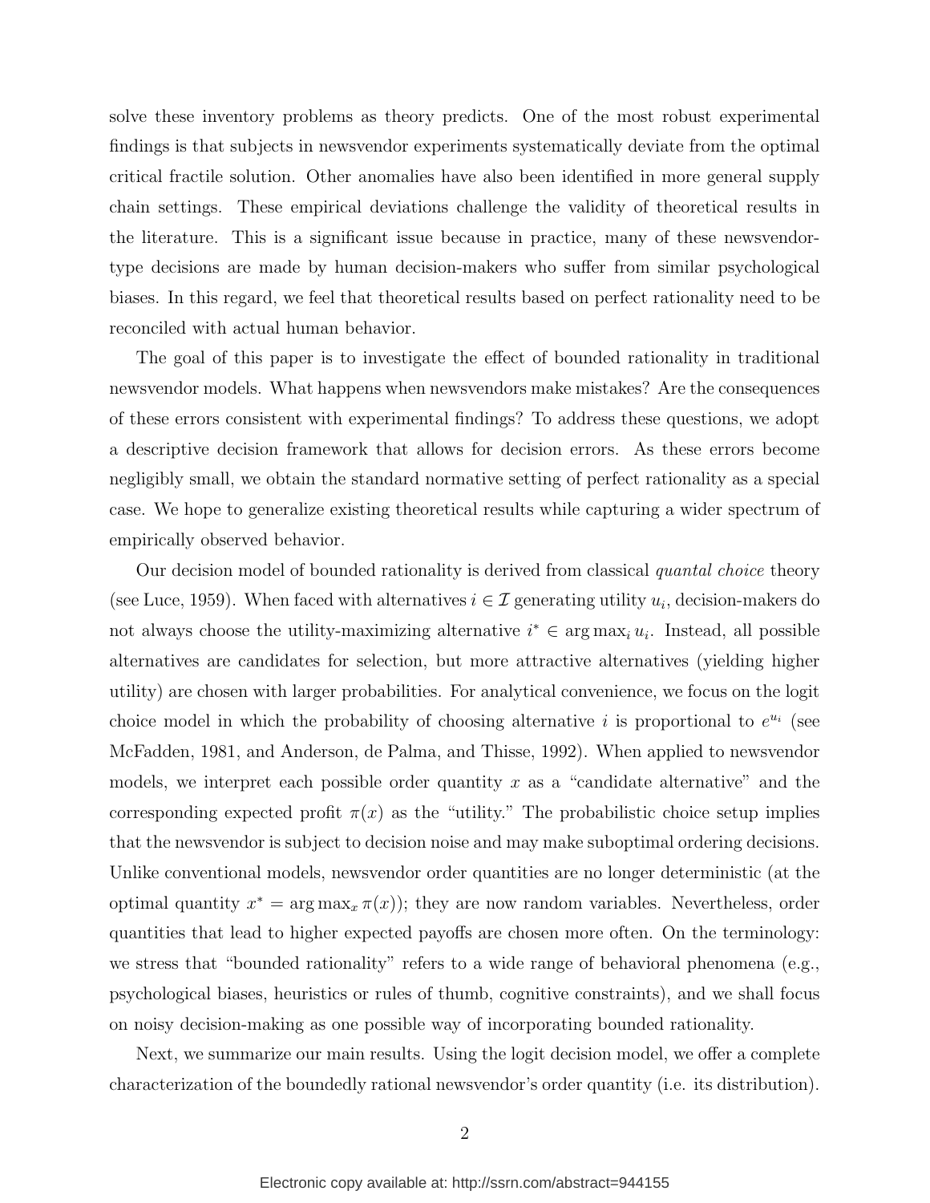solve these inventory problems as theory predicts. One of the most robust experimental findings is that subjects in newsvendor experiments systematically deviate from the optimal critical fractile solution. Other anomalies have also been identified in more general supply chain settings. These empirical deviations challenge the validity of theoretical results in the literature. This is a significant issue because in practice, many of these newsvendor-type decisions are made by human decision-makers who suffer from similar psychological biases. In this regard, we feel that theoretical results based on perfect rationality need to be reconciled with actual human behavior.

The goal of this paper is to investigate the effect of bounded rationality in traditional newsvendor models. What happens when newsvendors make mistakes? Are the consequences of these errors consistent with experimental findings? To address these questions, we adopt a descriptive decision framework that allows for decision errors. As these errors become negligibly small, we obtain the standard normative setting of perfect rationality as a special case. We hope to generalize existing theoretical results while capturing a wider spectrum of empirically observed behavior.

Our decision model of bounded rationality is derived from classical *quantal choice* theory (see Luce, 1959). When faced with alternatives $i \in \mathcal{I}$ generating utility $u_i$, decision-makers do not always choose the utility-maximizing alternative $i^* \in \arg\max_i u_i$. Instead, all possible alternatives are candidates for selection, but more attractive alternatives (yielding higher utility) are chosen with larger probabilities. For analytical convenience, we focus on the logit choice model in which the probability of choosing alternative $i$ is proportional to $e^{u_i}$ (see McFadden, 1981, and Anderson, de Palma, and Thisse, 1992). When applied to newsvendor models, we interpret each possible order quantity $x$ as a "candidate alternative" and the corresponding expected profit $\pi(x)$ as the "utility." The probabilistic choice setup implies that the newsvendor is subject to decision noise and may make suboptimal ordering decisions. Unlike conventional models, newsvendor order quantities are no longer deterministic (at the optimal quantity $x^* = \arg\max_x \pi(x)$); they are now random variables. Nevertheless, order quantities that lead to higher expected payoffs are chosen more often. On the terminology: we stress that "bounded rationality" refers to a wide range of behavioral phenomena (e.g., psychological biases, heuristics or rules of thumb, cognitive constraints), and we shall focus on noisy decision-making as one possible way of incorporating bounded rationality.

Next, we summarize our main results. Using the logit decision model, we offer a complete characterization of the boundedly rational newsvendor's order quantity (i.e. its distribution).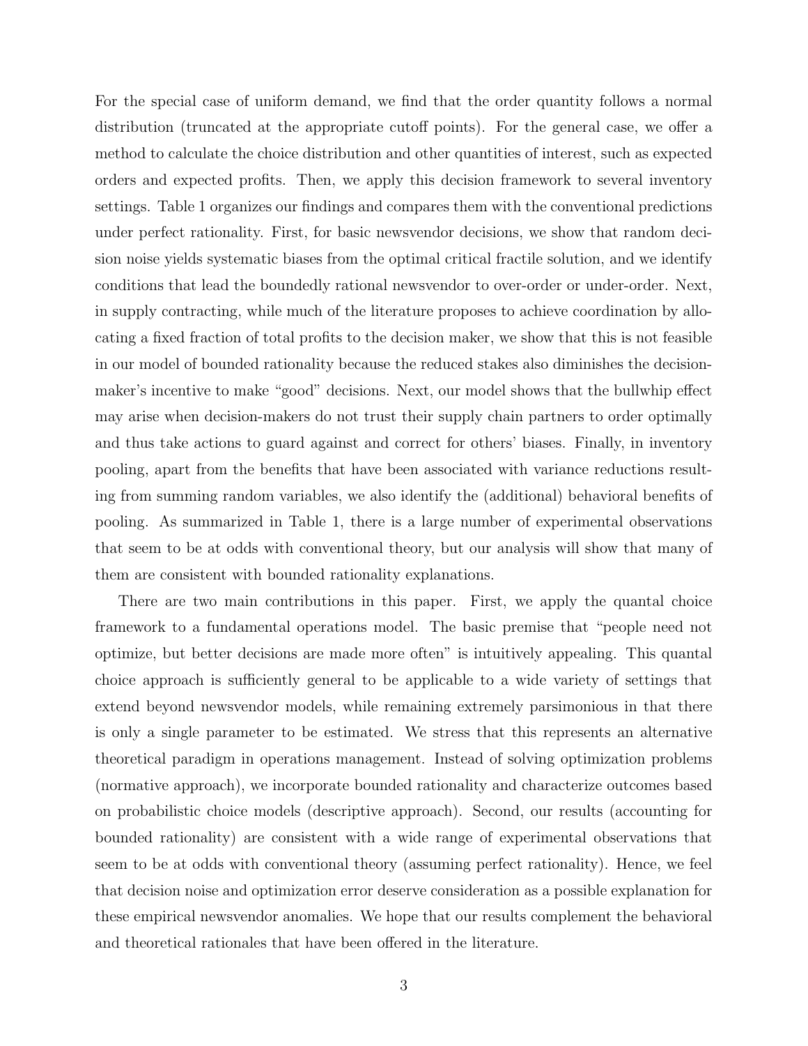For the special case of uniform demand, we find that the order quantity follows a normal distribution (truncated at the appropriate cutoff points). For the general case, we offer a method to calculate the choice distribution and other quantities of interest, such as expected orders and expected profits. Then, we apply this decision framework to several inventory settings. Table 1 organizes our findings and compares them with the conventional predictions under perfect rationality. First, for basic newsvendor decisions, we show that random decision noise yields systematic biases from the optimal critical fractile solution, and we identify conditions that lead the boundedly rational newsvendor to over-order or under-order. Next, in supply contracting, while much of the literature proposes to achieve coordination by allocating a fixed fraction of total profits to the decision maker, we show that this is not feasible in our model of bounded rationality because the reduced stakes also diminishes the decision-maker's incentive to make "good" decisions. Next, our model shows that the bullwhip effect may arise when decision-makers do not trust their supply chain partners to order optimally and thus take actions to guard against and correct for others' biases. Finally, in inventory pooling, apart from the benefits that have been associated with variance reductions resulting from summing random variables, we also identify the (additional) behavioral benefits of pooling. As summarized in Table 1, there is a large number of experimental observations that seem to be at odds with conventional theory, but our analysis will show that many of them are consistent with bounded rationality explanations.

There are two main contributions in this paper. First, we apply the quantal choice framework to a fundamental operations model. The basic premise that "people need not optimize, but better decisions are made more often" is intuitively appealing. This quantal choice approach is sufficiently general to be applicable to a wide variety of settings that extend beyond newsvendor models, while remaining extremely parsimonious in that there is only a single parameter to be estimated. We stress that this represents an alternative theoretical paradigm in operations management. Instead of solving optimization problems (normative approach), we incorporate bounded rationality and characterize outcomes based on probabilistic choice models (descriptive approach). Second, our results (accounting for bounded rationality) are consistent with a wide range of experimental observations that seem to be at odds with conventional theory (assuming perfect rationality). Hence, we feel that decision noise and optimization error deserve consideration as a possible explanation for these empirical newsvendor anomalies. We hope that our results complement the behavioral and theoretical rationales that have been offered in the literature.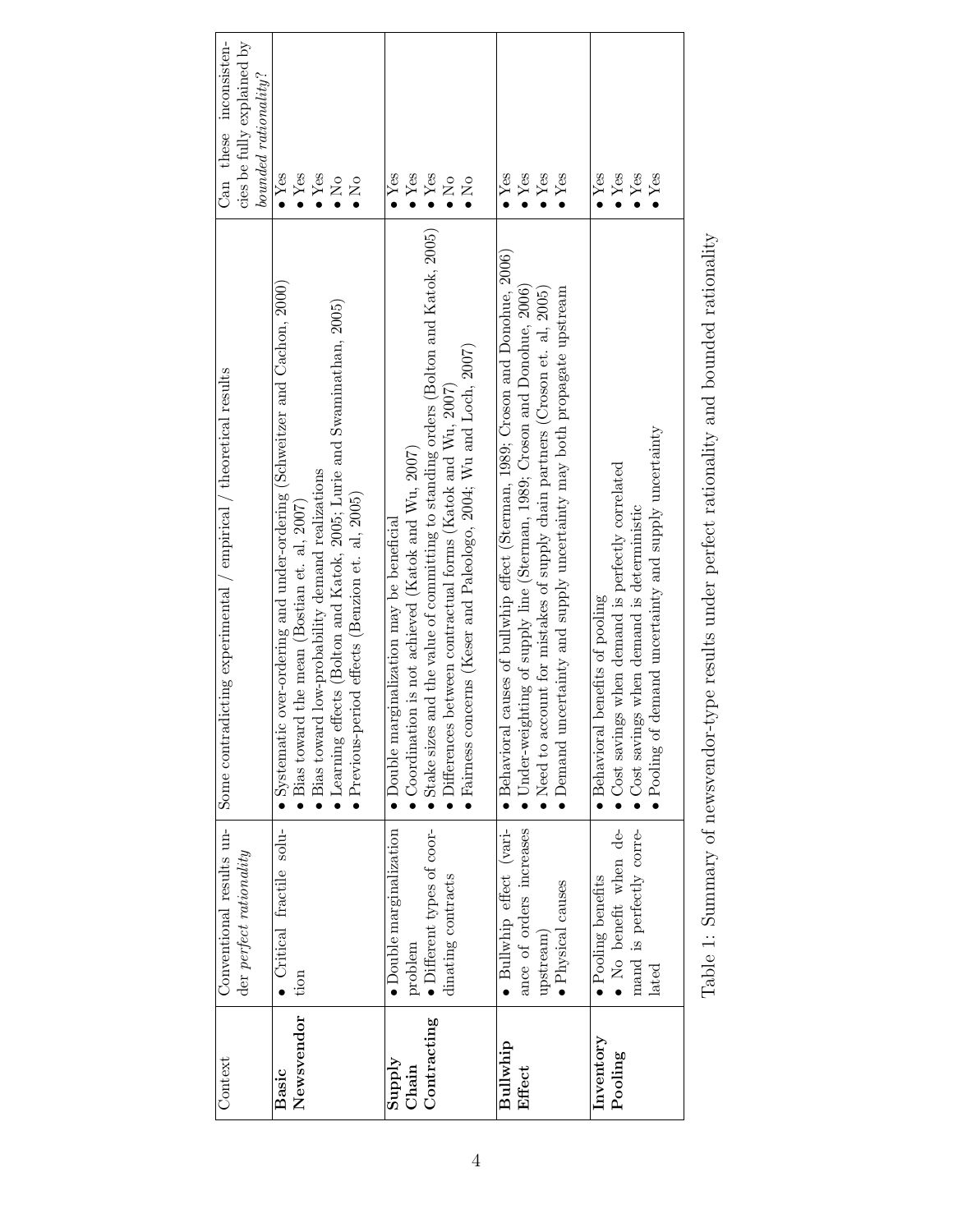| Context | Conventional results under *perfect rationality* | Some contradicting experimental / empirical / theoretical results | Can these inconsistencies be fully explained by *bounded rationality*? |
|---|---|---|---|
| **Basic Newsvendor** | • Critical fractile solution | • Systematic over-ordering and under-ordering (Schweitzer and Cachon, 2000)<br>• Bias toward the mean (Bostian et. al, 2007)<br>• Bias toward low-probability demand realizations<br>• Learning effects (Bolton and Katok, 2005; Lurie and Swaminathan, 2005)<br>• Previous-period effects (Benzion et. al, 2005) | • Yes<br>• Yes<br>• Yes<br>• No<br>• No |
| **Supply Chain Contracting** | • Double marginalization problem<br>• Different types of coordinating contracts | • Double marginalization may be beneficial<br>• Coordination is not achieved (Katok and Wu, 2007)<br>• Stake sizes and the value of committing to standing orders (Bolton and Katok, 2005)<br>• Differences between contractual forms (Katok and Wu, 2007)<br>• Fairness concerns (Keser and Paleologo, 2004; Wu and Loch, 2007) | • Yes<br>• Yes<br>• Yes<br>• No<br>• No |
| **Bullwhip Effect** | • Bullwhip effect (variance of orders increases upstream)<br>• Physical causes | • Behavioral causes of bullwhip effect (Sterman, 1989; Croson and Donohue, 2006)<br>• Under-weighting of supply line (Sterman, 1989; Croson and Donohue, 2006)<br>• Need to account for mistakes of supply chain partners (Croson et. al, 2005)<br>• Demand uncertainty and supply uncertainty may both propagate upstream | • Yes<br>• Yes<br>• Yes<br>• Yes |
| **Inventory Pooling** | • Pooling benefits<br>• No benefit when demand is perfectly correlated | • Behavioral benefits of pooling<br>• Cost savings when demand is perfectly correlated<br>• Cost savings when demand is deterministic<br>• Pooling of demand uncertainty and supply uncertainty | • Yes<br>• Yes<br>• Yes<br>• Yes |

Table 1: Summary of newsvendor-type results under perfect rationality and bounded rationality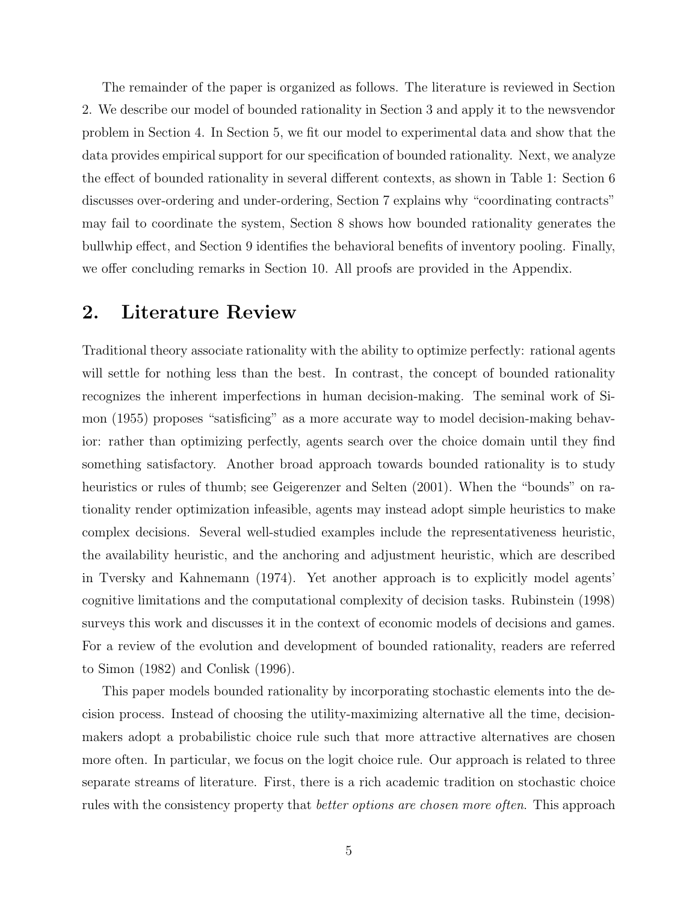The remainder of the paper is organized as follows. The literature is reviewed in Section 2. We describe our model of bounded rationality in Section 3 and apply it to the newsvendor problem in Section 4. In Section 5, we fit our model to experimental data and show that the data provides empirical support for our specification of bounded rationality. Next, we analyze the effect of bounded rationality in several different contexts, as shown in Table 1: Section 6 discusses over-ordering and under-ordering, Section 7 explains why "coordinating contracts" may fail to coordinate the system, Section 8 shows how bounded rationality generates the bullwhip effect, and Section 9 identifies the behavioral benefits of inventory pooling. Finally, we offer concluding remarks in Section 10. All proofs are provided in the Appendix.

## 2. Literature Review

Traditional theory associate rationality with the ability to optimize perfectly: rational agents will settle for nothing less than the best. In contrast, the concept of bounded rationality recognizes the inherent imperfections in human decision-making. The seminal work of Simon (1955) proposes "satisficing" as a more accurate way to model decision-making behavior: rather than optimizing perfectly, agents search over the choice domain until they find something satisfactory. Another broad approach towards bounded rationality is to study heuristics or rules of thumb; see Geigerenzer and Selten (2001). When the "bounds" on rationality render optimization infeasible, agents may instead adopt simple heuristics to make complex decisions. Several well-studied examples include the representativeness heuristic, the availability heuristic, and the anchoring and adjustment heuristic, which are described in Tversky and Kahnemann (1974). Yet another approach is to explicitly model agents' cognitive limitations and the computational complexity of decision tasks. Rubinstein (1998) surveys this work and discusses it in the context of economic models of decisions and games. For a review of the evolution and development of bounded rationality, readers are referred to Simon (1982) and Conlisk (1996).

This paper models bounded rationality by incorporating stochastic elements into the decision process. Instead of choosing the utility-maximizing alternative all the time, decision-makers adopt a probabilistic choice rule such that more attractive alternatives are chosen more often. In particular, we focus on the logit choice rule. Our approach is related to three separate streams of literature. First, there is a rich academic tradition on stochastic choice rules with the consistency property that *better options are chosen more often*. This approach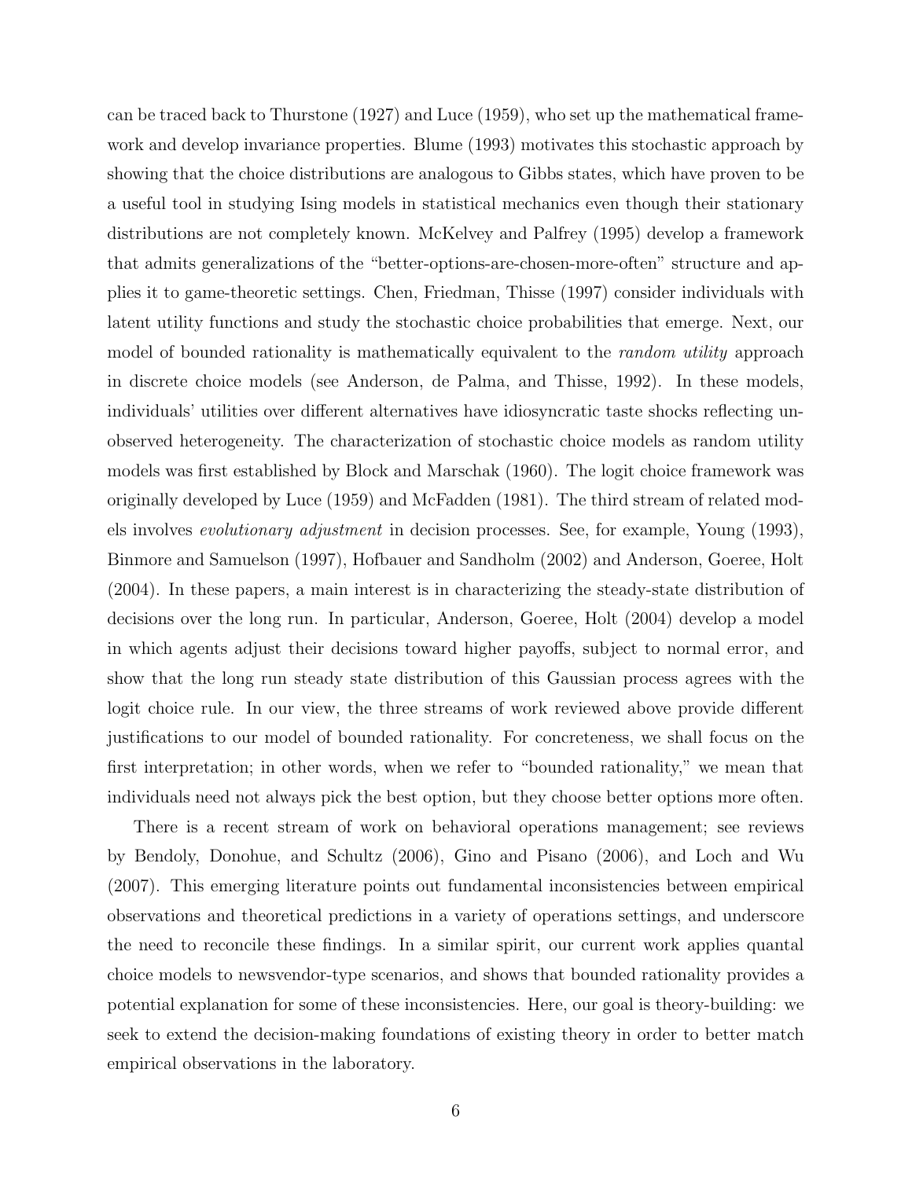can be traced back to Thurstone (1927) and Luce (1959), who set up the mathematical framework and develop invariance properties. Blume (1993) motivates this stochastic approach by showing that the choice distributions are analogous to Gibbs states, which have proven to be a useful tool in studying Ising models in statistical mechanics even though their stationary distributions are not completely known. McKelvey and Palfrey (1995) develop a framework that admits generalizations of the "better-options-are-chosen-more-often" structure and applies it to game-theoretic settings. Chen, Friedman, Thisse (1997) consider individuals with latent utility functions and study the stochastic choice probabilities that emerge. Next, our model of bounded rationality is mathematically equivalent to the *random utility* approach in discrete choice models (see Anderson, de Palma, and Thisse, 1992). In these models, individuals' utilities over different alternatives have idiosyncratic taste shocks reflecting unobserved heterogeneity. The characterization of stochastic choice models as random utility models was first established by Block and Marschak (1960). The logit choice framework was originally developed by Luce (1959) and McFadden (1981). The third stream of related models involves *evolutionary adjustment* in decision processes. See, for example, Young (1993), Binmore and Samuelson (1997), Hofbauer and Sandholm (2002) and Anderson, Goeree, Holt (2004). In these papers, a main interest is in characterizing the steady-state distribution of decisions over the long run. In particular, Anderson, Goeree, Holt (2004) develop a model in which agents adjust their decisions toward higher payoffs, subject to normal error, and show that the long run steady state distribution of this Gaussian process agrees with the logit choice rule. In our view, the three streams of work reviewed above provide different justifications to our model of bounded rationality. For concreteness, we shall focus on the first interpretation; in other words, when we refer to "bounded rationality," we mean that individuals need not always pick the best option, but they choose better options more often.

There is a recent stream of work on behavioral operations management; see reviews by Bendoly, Donohue, and Schultz (2006), Gino and Pisano (2006), and Loch and Wu (2007). This emerging literature points out fundamental inconsistencies between empirical observations and theoretical predictions in a variety of operations settings, and underscore the need to reconcile these findings. In a similar spirit, our current work applies quantal choice models to newsvendor-type scenarios, and shows that bounded rationality provides a potential explanation for some of these inconsistencies. Here, our goal is theory-building: we seek to extend the decision-making foundations of existing theory in order to better match empirical observations in the laboratory.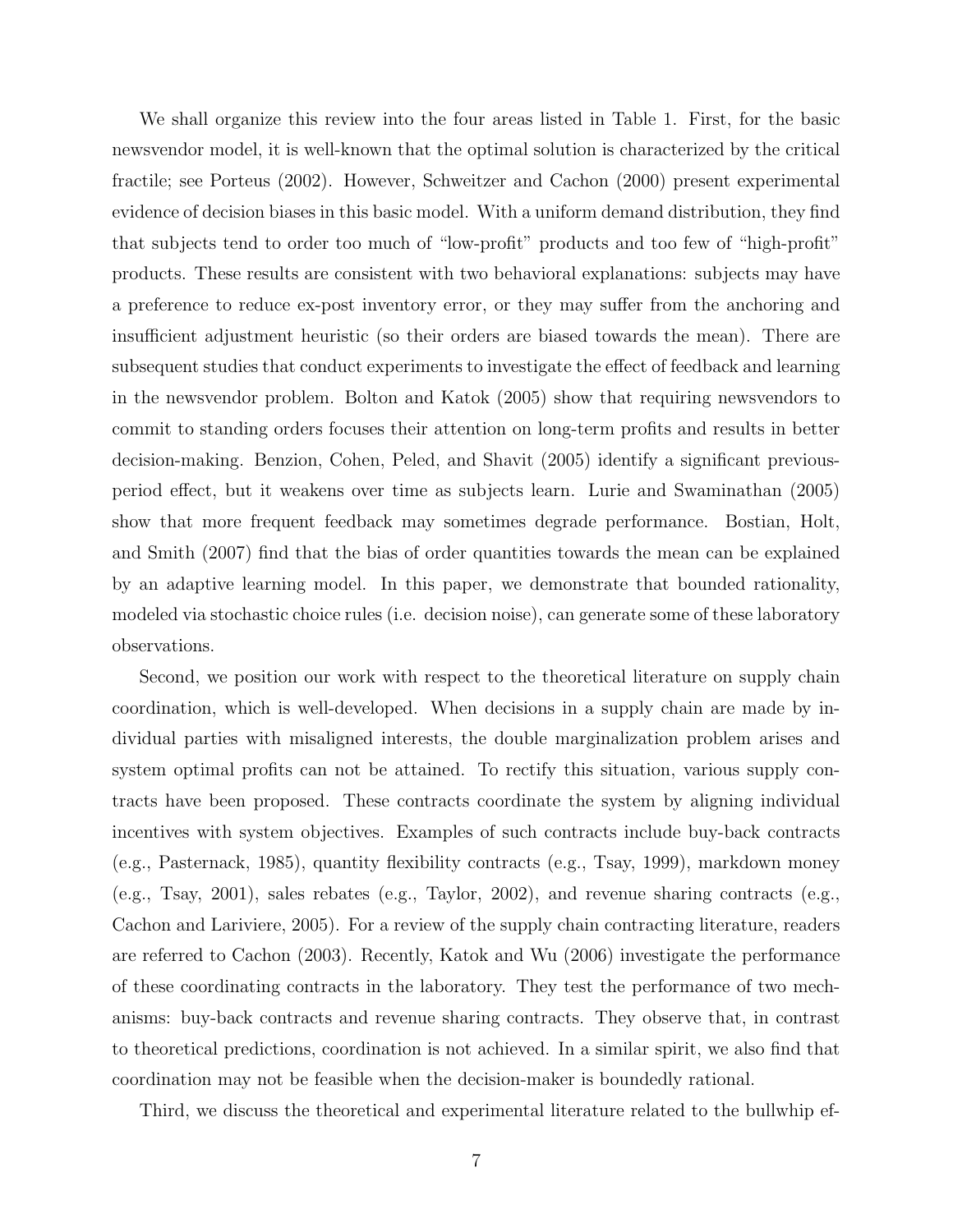We shall organize this review into the four areas listed in Table 1. First, for the basic newsvendor model, it is well-known that the optimal solution is characterized by the critical fractile; see Porteus (2002). However, Schweitzer and Cachon (2000) present experimental evidence of decision biases in this basic model. With a uniform demand distribution, they find that subjects tend to order too much of "low-profit" products and too few of "high-profit" products. These results are consistent with two behavioral explanations: subjects may have a preference to reduce ex-post inventory error, or they may suffer from the anchoring and insufficient adjustment heuristic (so their orders are biased towards the mean). There are subsequent studies that conduct experiments to investigate the effect of feedback and learning in the newsvendor problem. Bolton and Katok (2005) show that requiring newsvendors to commit to standing orders focuses their attention on long-term profits and results in better decision-making. Benzion, Cohen, Peled, and Shavit (2005) identify a significant previous-period effect, but it weakens over time as subjects learn. Lurie and Swaminathan (2005) show that more frequent feedback may sometimes degrade performance. Bostian, Holt, and Smith (2007) find that the bias of order quantities towards the mean can be explained by an adaptive learning model. In this paper, we demonstrate that bounded rationality, modeled via stochastic choice rules (i.e. decision noise), can generate some of these laboratory observations.

Second, we position our work with respect to the theoretical literature on supply chain coordination, which is well-developed. When decisions in a supply chain are made by individual parties with misaligned interests, the double marginalization problem arises and system optimal profits can not be attained. To rectify this situation, various supply contracts have been proposed. These contracts coordinate the system by aligning individual incentives with system objectives. Examples of such contracts include buy-back contracts (e.g., Pasternack, 1985), quantity flexibility contracts (e.g., Tsay, 1999), markdown money (e.g., Tsay, 2001), sales rebates (e.g., Taylor, 2002), and revenue sharing contracts (e.g., Cachon and Lariviere, 2005). For a review of the supply chain contracting literature, readers are referred to Cachon (2003). Recently, Katok and Wu (2006) investigate the performance of these coordinating contracts in the laboratory. They test the performance of two mechanisms: buy-back contracts and revenue sharing contracts. They observe that, in contrast to theoretical predictions, coordination is not achieved. In a similar spirit, we also find that coordination may not be feasible when the decision-maker is boundedly rational.

Third, we discuss the theoretical and experimental literature related to the bullwhip ef-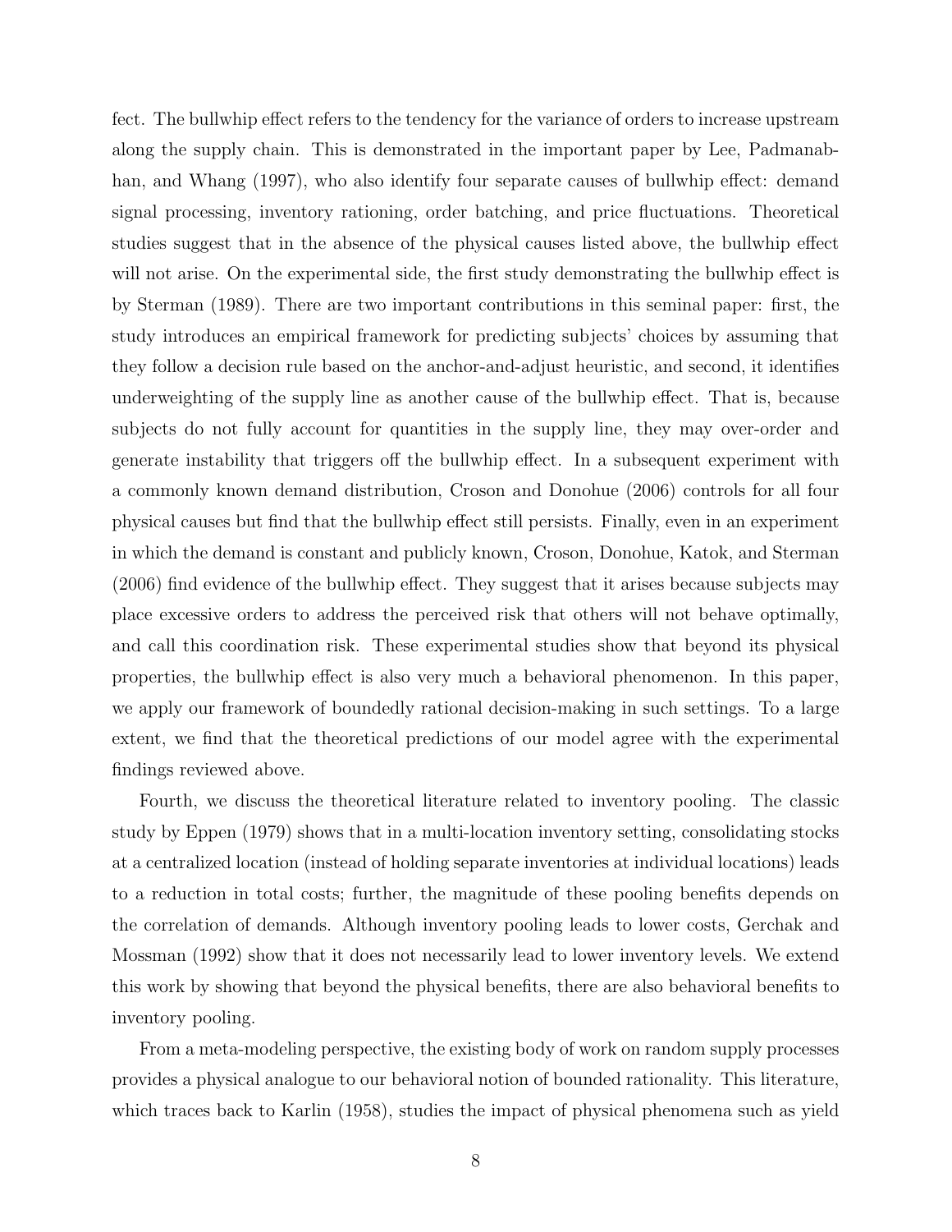fect. The bullwhip effect refers to the tendency for the variance of orders to increase upstream along the supply chain. This is demonstrated in the important paper by Lee, Padmanabhan, and Whang (1997), who also identify four separate causes of bullwhip effect: demand signal processing, inventory rationing, order batching, and price fluctuations. Theoretical studies suggest that in the absence of the physical causes listed above, the bullwhip effect will not arise. On the experimental side, the first study demonstrating the bullwhip effect is by Sterman (1989). There are two important contributions in this seminal paper: first, the study introduces an empirical framework for predicting subjects' choices by assuming that they follow a decision rule based on the anchor-and-adjust heuristic, and second, it identifies underweighting of the supply line as another cause of the bullwhip effect. That is, because subjects do not fully account for quantities in the supply line, they may over-order and generate instability that triggers off the bullwhip effect. In a subsequent experiment with a commonly known demand distribution, Croson and Donohue (2006) controls for all four physical causes but find that the bullwhip effect still persists. Finally, even in an experiment in which the demand is constant and publicly known, Croson, Donohue, Katok, and Sterman (2006) find evidence of the bullwhip effect. They suggest that it arises because subjects may place excessive orders to address the perceived risk that others will not behave optimally, and call this coordination risk. These experimental studies show that beyond its physical properties, the bullwhip effect is also very much a behavioral phenomenon. In this paper, we apply our framework of boundedly rational decision-making in such settings. To a large extent, we find that the theoretical predictions of our model agree with the experimental findings reviewed above.

Fourth, we discuss the theoretical literature related to inventory pooling. The classic study by Eppen (1979) shows that in a multi-location inventory setting, consolidating stocks at a centralized location (instead of holding separate inventories at individual locations) leads to a reduction in total costs; further, the magnitude of these pooling benefits depends on the correlation of demands. Although inventory pooling leads to lower costs, Gerchak and Mossman (1992) show that it does not necessarily lead to lower inventory levels. We extend this work by showing that beyond the physical benefits, there are also behavioral benefits to inventory pooling.

From a meta-modeling perspective, the existing body of work on random supply processes provides a physical analogue to our behavioral notion of bounded rationality. This literature, which traces back to Karlin (1958), studies the impact of physical phenomena such as yield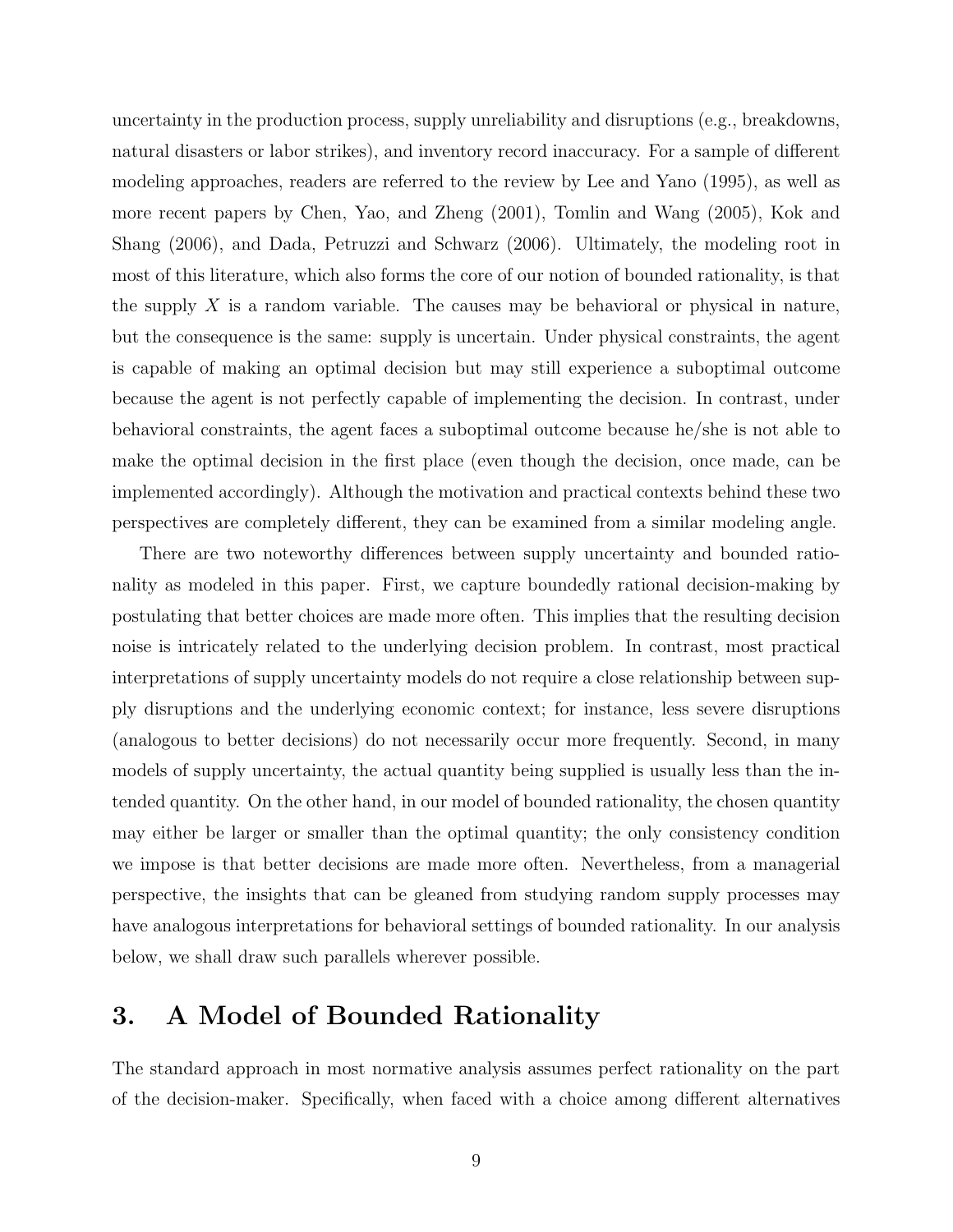uncertainty in the production process, supply unreliability and disruptions (e.g., breakdowns, natural disasters or labor strikes), and inventory record inaccuracy. For a sample of different modeling approaches, readers are referred to the review by Lee and Yano (1995), as well as more recent papers by Chen, Yao, and Zheng (2001), Tomlin and Wang (2005), Kok and Shang (2006), and Dada, Petruzzi and Schwarz (2006). Ultimately, the modeling root in most of this literature, which also forms the core of our notion of bounded rationality, is that the supply $X$ is a random variable. The causes may be behavioral or physical in nature, but the consequence is the same: supply is uncertain. Under physical constraints, the agent is capable of making an optimal decision but may still experience a suboptimal outcome because the agent is not perfectly capable of implementing the decision. In contrast, under behavioral constraints, the agent faces a suboptimal outcome because he/she is not able to make the optimal decision in the first place (even though the decision, once made, can be implemented accordingly). Although the motivation and practical contexts behind these two perspectives are completely different, they can be examined from a similar modeling angle.

There are two noteworthy differences between supply uncertainty and bounded rationality as modeled in this paper. First, we capture boundedly rational decision-making by postulating that better choices are made more often. This implies that the resulting decision noise is intricately related to the underlying decision problem. In contrast, most practical interpretations of supply uncertainty models do not require a close relationship between supply disruptions and the underlying economic context; for instance, less severe disruptions (analogous to better decisions) do not necessarily occur more frequently. Second, in many models of supply uncertainty, the actual quantity being supplied is usually less than the intended quantity. On the other hand, in our model of bounded rationality, the chosen quantity may either be larger or smaller than the optimal quantity; the only consistency condition we impose is that better decisions are made more often. Nevertheless, from a managerial perspective, the insights that can be gleaned from studying random supply processes may have analogous interpretations for behavioral settings of bounded rationality. In our analysis below, we shall draw such parallels wherever possible.

# 3. A Model of Bounded Rationality

The standard approach in most normative analysis assumes perfect rationality on the part of the decision-maker. Specifically, when faced with a choice among different alternatives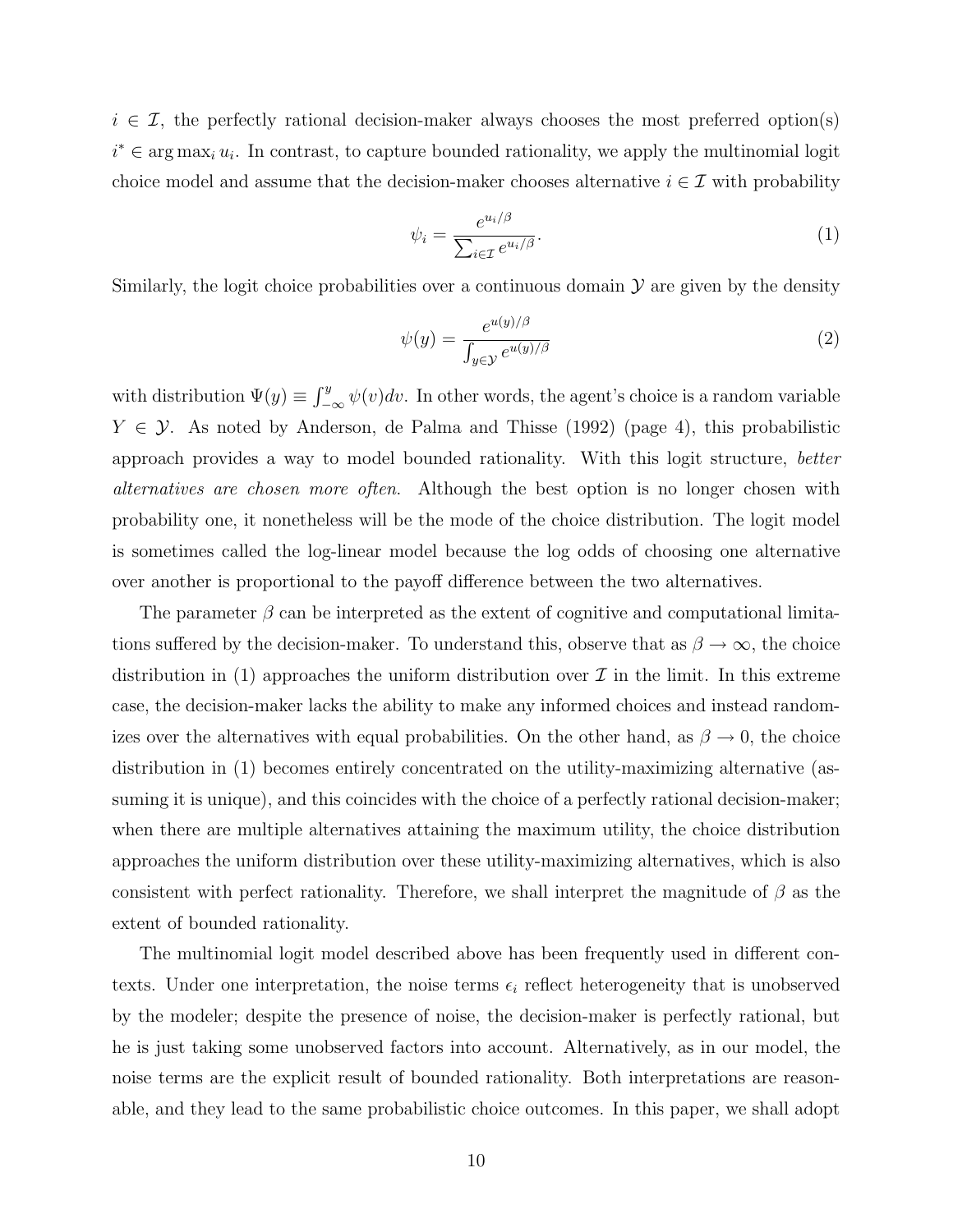$i \in \mathcal{I}$, the perfectly rational decision-maker always chooses the most preferred option(s) $i^* \in \arg\max_i u_i$. In contrast, to capture bounded rationality, we apply the multinomial logit choice model and assume that the decision-maker chooses alternative $i \in \mathcal{I}$ with probability

$$\psi_i = \frac{e^{u_i/\beta}}{\sum_{i \in \mathcal{I}} e^{u_i/\beta}}. \tag{1}$$

Similarly, the logit choice probabilities over a continuous domain $\mathcal{Y}$ are given by the density

$$\psi(y) = \frac{e^{u(y)/\beta}}{\int_{y \in \mathcal{Y}} e^{u(y)/\beta}} \tag{2}$$

with distribution $\Psi(y) \equiv \int_{-\infty}^{y} \psi(v)dv$. In other words, the agent's choice is a random variable $Y \in \mathcal{Y}$. As noted by Anderson, de Palma and Thisse (1992) (page 4), this probabilistic approach provides a way to model bounded rationality. With this logit structure, *better alternatives are chosen more often.* Although the best option is no longer chosen with probability one, it nonetheless will be the mode of the choice distribution. The logit model is sometimes called the log-linear model because the log odds of choosing one alternative over another is proportional to the payoff difference between the two alternatives.

The parameter $\beta$ can be interpreted as the extent of cognitive and computational limitations suffered by the decision-maker. To understand this, observe that as $\beta \to \infty$, the choice distribution in (1) approaches the uniform distribution over $\mathcal{I}$ in the limit. In this extreme case, the decision-maker lacks the ability to make any informed choices and instead randomizes over the alternatives with equal probabilities. On the other hand, as $\beta \to 0$, the choice distribution in (1) becomes entirely concentrated on the utility-maximizing alternative (assuming it is unique), and this coincides with the choice of a perfectly rational decision-maker; when there are multiple alternatives attaining the maximum utility, the choice distribution approaches the uniform distribution over these utility-maximizing alternatives, which is also consistent with perfect rationality. Therefore, we shall interpret the magnitude of $\beta$ as the extent of bounded rationality.

The multinomial logit model described above has been frequently used in different contexts. Under one interpretation, the noise terms $\epsilon_i$ reflect heterogeneity that is unobserved by the modeler; despite the presence of noise, the decision-maker is perfectly rational, but he is just taking some unobserved factors into account. Alternatively, as in our model, the noise terms are the explicit result of bounded rationality. Both interpretations are reasonable, and they lead to the same probabilistic choice outcomes. In this paper, we shall adopt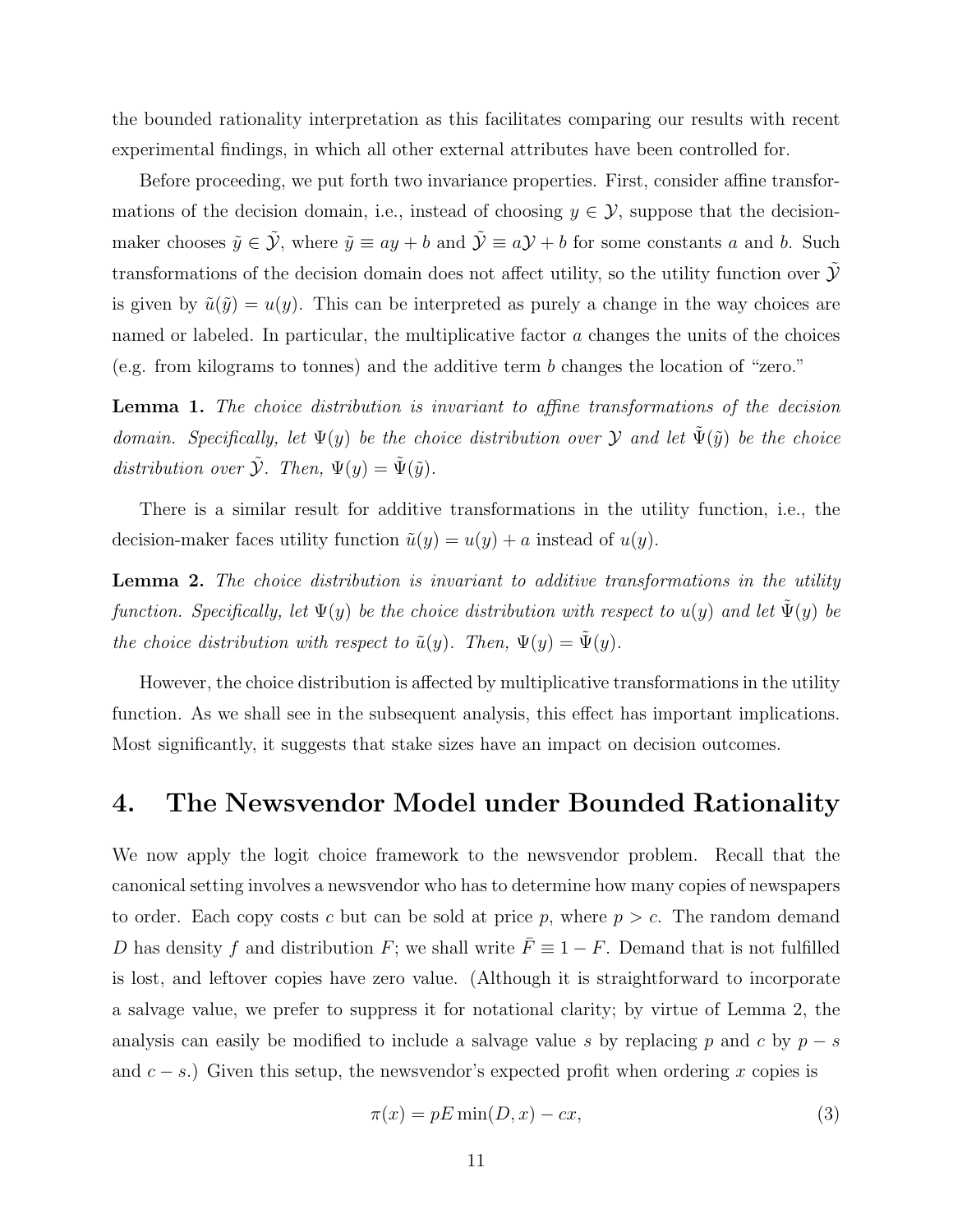the bounded rationality interpretation as this facilitates comparing our results with recent experimental findings, in which all other external attributes have been controlled for.

Before proceeding, we put forth two invariance properties. First, consider affine transformations of the decision domain, i.e., instead of choosing $y \in \mathcal{Y}$, suppose that the decision-maker chooses $\tilde{y} \in \tilde{\mathcal{Y}}$, where $\tilde{y} \equiv ay + b$ and $\tilde{\mathcal{Y}} \equiv a\mathcal{Y} + b$ for some constants $a$ and $b$. Such transformations of the decision domain does not affect utility, so the utility function over $\tilde{\mathcal{Y}}$ is given by $\tilde{u}(\tilde{y}) = u(y)$. This can be interpreted as purely a change in the way choices are named or labeled. In particular, the multiplicative factor $a$ changes the units of the choices (e.g. from kilograms to tonnes) and the additive term $b$ changes the location of "zero."

**Lemma 1.** *The choice distribution is invariant to affine transformations of the decision domain. Specifically, let $\Psi(y)$ be the choice distribution over $\mathcal{Y}$ and let $\tilde{\Psi}(\tilde{y})$ be the choice distribution over $\tilde{\mathcal{Y}}$. Then, $\Psi(y) = \tilde{\Psi}(\tilde{y})$.*

There is a similar result for additive transformations in the utility function, i.e., the decision-maker faces utility function $\tilde{u}(y) = u(y) + a$ instead of $u(y)$.

**Lemma 2.** *The choice distribution is invariant to additive transformations in the utility function. Specifically, let $\Psi(y)$ be the choice distribution with respect to $u(y)$ and let $\tilde{\Psi}(y)$ be the choice distribution with respect to $\tilde{u}(y)$. Then, $\Psi(y) = \tilde{\Psi}(y)$.*

However, the choice distribution is affected by multiplicative transformations in the utility function. As we shall see in the subsequent analysis, this effect has important implications. Most significantly, it suggests that stake sizes have an impact on decision outcomes.

# 4. The Newsvendor Model under Bounded Rationality

We now apply the logit choice framework to the newsvendor problem. Recall that the canonical setting involves a newsvendor who has to determine how many copies of newspapers to order. Each copy costs $c$ but can be sold at price $p$, where $p > c$. The random demand $D$ has density $f$ and distribution $F$; we shall write $\bar{F} \equiv 1 - F$. Demand that is not fulfilled is lost, and leftover copies have zero value. (Although it is straightforward to incorporate a salvage value, we prefer to suppress it for notational clarity; by virtue of Lemma 2, the analysis can easily be modified to include a salvage value $s$ by replacing $p$ and $c$ by $p - s$ and $c - s$.) Given this setup, the newsvendor's expected profit when ordering $x$ copies is

$$\pi(x) = pE\min(D, x) - cx, \tag{3}$$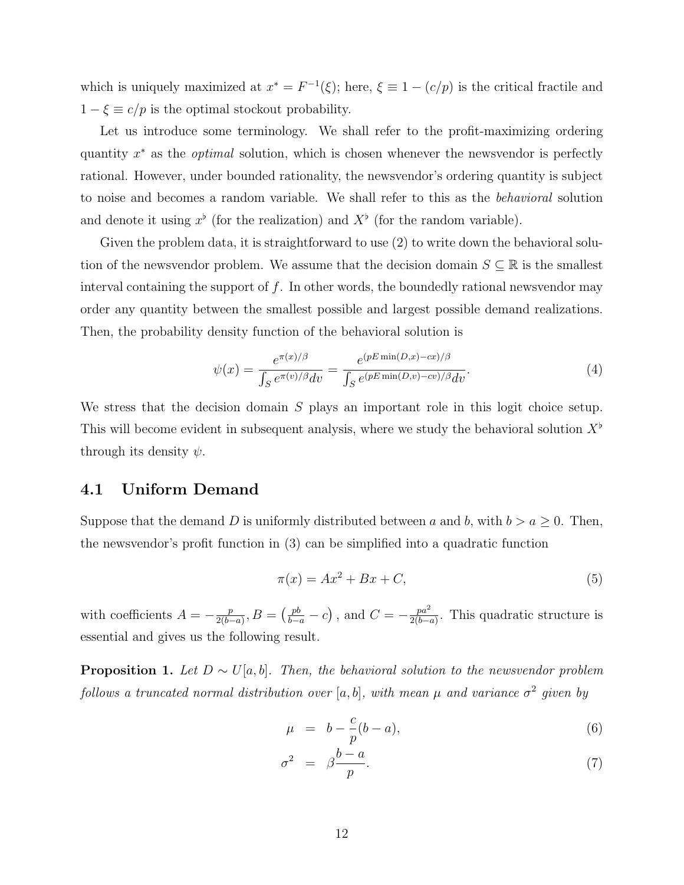which is uniquely maximized at $x^* = F^{-1}(\xi)$; here, $\xi \equiv 1 - (c/p)$ is the critical fractile and $1 - \xi \equiv c/p$ is the optimal stockout probability.

Let us introduce some terminology. We shall refer to the profit-maximizing ordering quantity $x^*$ as the *optimal* solution, which is chosen whenever the newsvendor is perfectly rational. However, under bounded rationality, the newsvendor's ordering quantity is subject to noise and becomes a random variable. We shall refer to this as the *behavioral* solution and denote it using $x^\flat$ (for the realization) and $X^\flat$ (for the random variable).

Given the problem data, it is straightforward to use (2) to write down the behavioral solution of the newsvendor problem. We assume that the decision domain $S \subseteq \mathbb{R}$ is the smallest interval containing the support of $f$. In other words, the boundedly rational newsvendor may order any quantity between the smallest possible and largest possible demand realizations. Then, the probability density function of the behavioral solution is

$$\psi(x) = \frac{e^{\pi(x)/\beta}}{\int_S e^{\pi(v)/\beta} dv} = \frac{e^{(pE\min(D,x)-cx)/\beta}}{\int_S e^{(pE\min(D,v)-cv)/\beta} dv}. \tag{4}$$

We stress that the decision domain $S$ plays an important role in this logit choice setup. This will become evident in subsequent analysis, where we study the behavioral solution $X^\flat$ through its density $\psi$.

## 4.1 Uniform Demand

Suppose that the demand $D$ is uniformly distributed between $a$ and $b$, with $b > a \geq 0$. Then, the newsvendor's profit function in (3) can be simplified into a quadratic function

$$\pi(x) = Ax^2 + Bx + C, \tag{5}$$

with coefficients $A = -\frac{p}{2(b-a)}$, $B = \left(\frac{pb}{b-a} - c\right)$, and $C = -\frac{pa^2}{2(b-a)}$. This quadratic structure is essential and gives us the following result.

**Proposition 1.** *Let $D \sim U[a,b]$. Then, the behavioral solution to the newsvendor problem follows a truncated normal distribution over $[a,b]$, with mean $\mu$ and variance $\sigma^2$ given by*

$$\mu = b - \frac{c}{p}(b-a), \tag{6}$$

$$\sigma^2 = \beta\frac{b-a}{p}. \tag{7}$$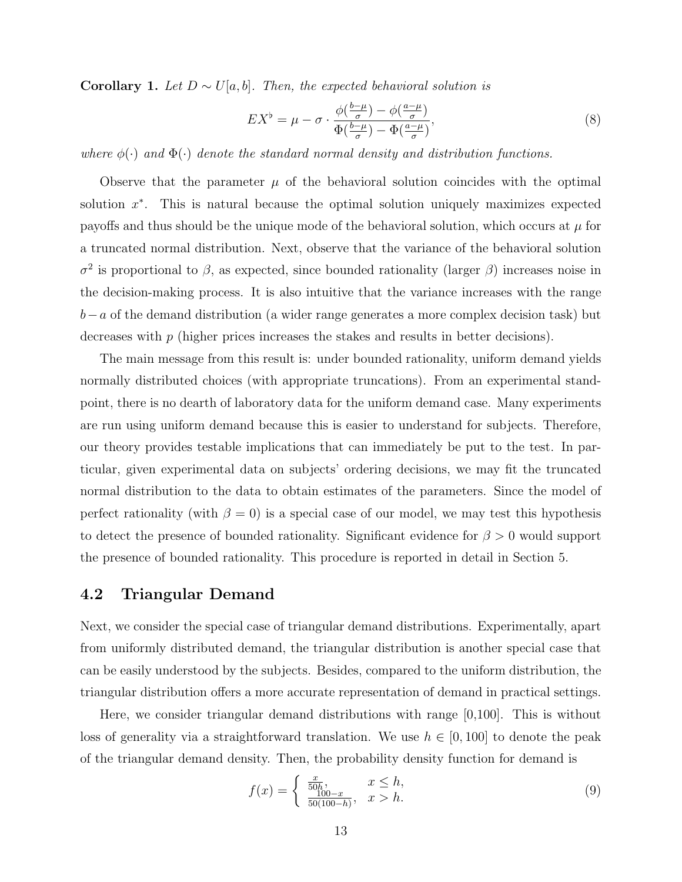**Corollary 1.** *Let $D \sim U[a, b]$. Then, the expected behavioral solution is*

$$EX^\flat = \mu - \sigma \cdot \frac{\phi(\frac{b-\mu}{\sigma}) - \phi(\frac{a-\mu}{\sigma})}{\Phi(\frac{b-\mu}{\sigma}) - \Phi(\frac{a-\mu}{\sigma})}, \tag{8}$$

*where $\phi(\cdot)$ and $\Phi(\cdot)$ denote the standard normal density and distribution functions.*

Observe that the parameter $\mu$ of the behavioral solution coincides with the optimal solution $x^*$. This is natural because the optimal solution uniquely maximizes expected payoffs and thus should be the unique mode of the behavioral solution, which occurs at $\mu$ for a truncated normal distribution. Next, observe that the variance of the behavioral solution $\sigma^2$ is proportional to $\beta$, as expected, since bounded rationality (larger $\beta$) increases noise in the decision-making process. It is also intuitive that the variance increases with the range $b - a$ of the demand distribution (a wider range generates a more complex decision task) but decreases with $p$ (higher prices increases the stakes and results in better decisions).

The main message from this result is: under bounded rationality, uniform demand yields normally distributed choices (with appropriate truncations). From an experimental standpoint, there is no dearth of laboratory data for the uniform demand case. Many experiments are run using uniform demand because this is easier to understand for subjects. Therefore, our theory provides testable implications that can immediately be put to the test. In particular, given experimental data on subjects' ordering decisions, we may fit the truncated normal distribution to the data to obtain estimates of the parameters. Since the model of perfect rationality (with $\beta = 0$) is a special case of our model, we may test this hypothesis to detect the presence of bounded rationality. Significant evidence for $\beta > 0$ would support the presence of bounded rationality. This procedure is reported in detail in Section 5.

## 4.2 Triangular Demand

Next, we consider the special case of triangular demand distributions. Experimentally, apart from uniformly distributed demand, the triangular distribution is another special case that can be easily understood by the subjects. Besides, compared to the uniform distribution, the triangular distribution offers a more accurate representation of demand in practical settings.

Here, we consider triangular demand distributions with range [0,100]. This is without loss of generality via a straightforward translation. We use $h \in [0, 100]$ to denote the peak of the triangular demand density. Then, the probability density function for demand is

$$f(x) = \begin{cases} \frac{x}{50h}, & x \leq h, \\ \frac{100-x}{50(100-h)}, & x > h. \end{cases} \tag{9}$$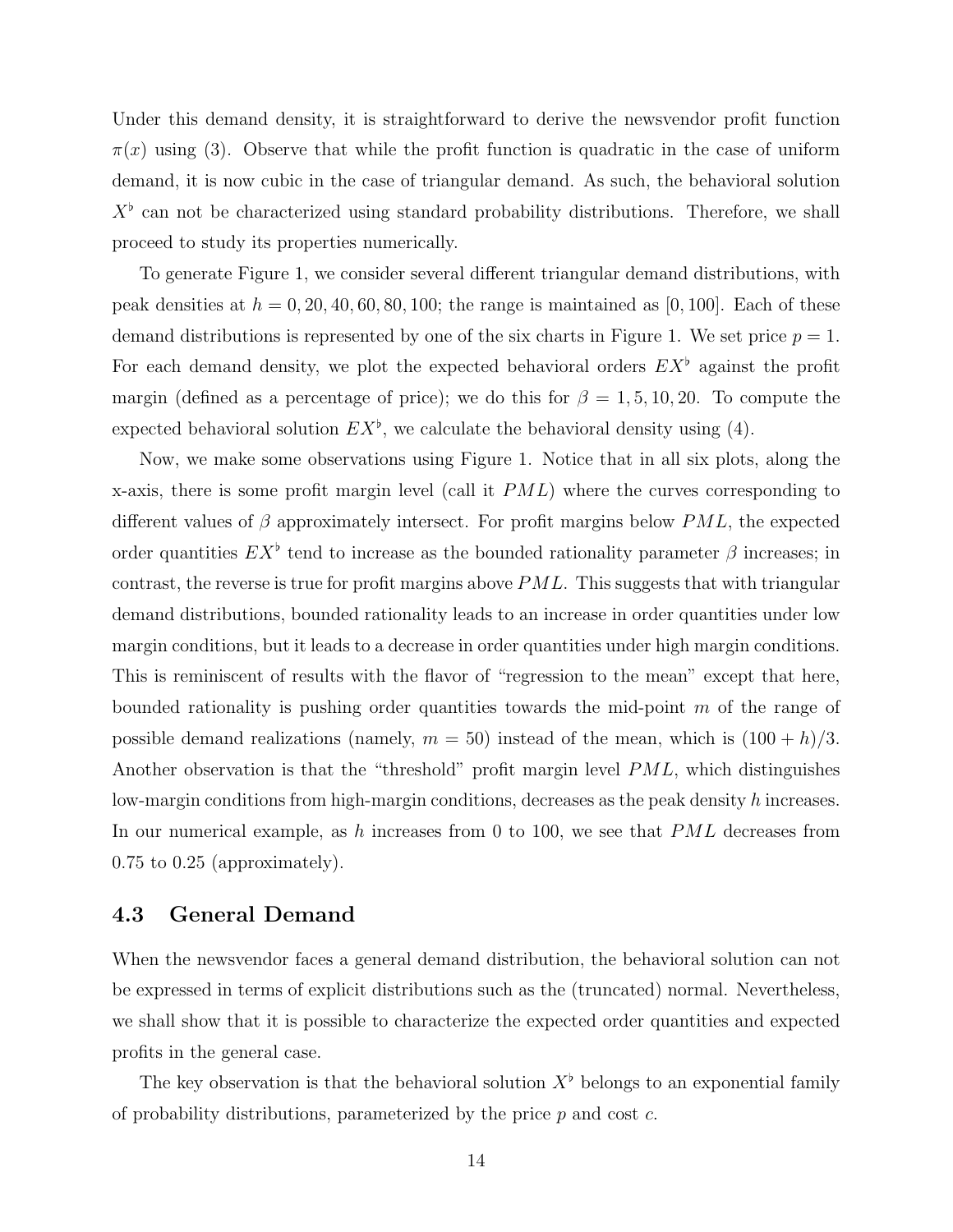Under this demand density, it is straightforward to derive the newsvendor profit function $\pi(x)$ using (3). Observe that while the profit function is quadratic in the case of uniform demand, it is now cubic in the case of triangular demand. As such, the behavioral solution $X^\flat$ can not be characterized using standard probability distributions. Therefore, we shall proceed to study its properties numerically.

To generate Figure 1, we consider several different triangular demand distributions, with peak densities at $h = 0, 20, 40, 60, 80, 100$; the range is maintained as $[0, 100]$. Each of these demand distributions is represented by one of the six charts in Figure 1. We set price $p = 1$. For each demand density, we plot the expected behavioral orders $EX^\flat$ against the profit margin (defined as a percentage of price); we do this for $\beta = 1, 5, 10, 20$. To compute the expected behavioral solution $EX^\flat$, we calculate the behavioral density using (4).

Now, we make some observations using Figure 1. Notice that in all six plots, along the x-axis, there is some profit margin level (call it $PML$) where the curves corresponding to different values of $\beta$ approximately intersect. For profit margins below $PML$, the expected order quantities $EX^\flat$ tend to increase as the bounded rationality parameter $\beta$ increases; in contrast, the reverse is true for profit margins above $PML$. This suggests that with triangular demand distributions, bounded rationality leads to an increase in order quantities under low margin conditions, but it leads to a decrease in order quantities under high margin conditions. This is reminiscent of results with the flavor of "regression to the mean" except that here, bounded rationality is pushing order quantities towards the mid-point $m$ of the range of possible demand realizations (namely, $m = 50$) instead of the mean, which is $(100 + h)/3$. Another observation is that the "threshold" profit margin level $PML$, which distinguishes low-margin conditions from high-margin conditions, decreases as the peak density $h$ increases. In our numerical example, as $h$ increases from 0 to 100, we see that $PML$ decreases from 0.75 to 0.25 (approximately).

## 4.3 General Demand

When the newsvendor faces a general demand distribution, the behavioral solution can not be expressed in terms of explicit distributions such as the (truncated) normal. Nevertheless, we shall show that it is possible to characterize the expected order quantities and expected profits in the general case.

The key observation is that the behavioral solution $X^\flat$ belongs to an exponential family of probability distributions, parameterized by the price $p$ and cost $c$.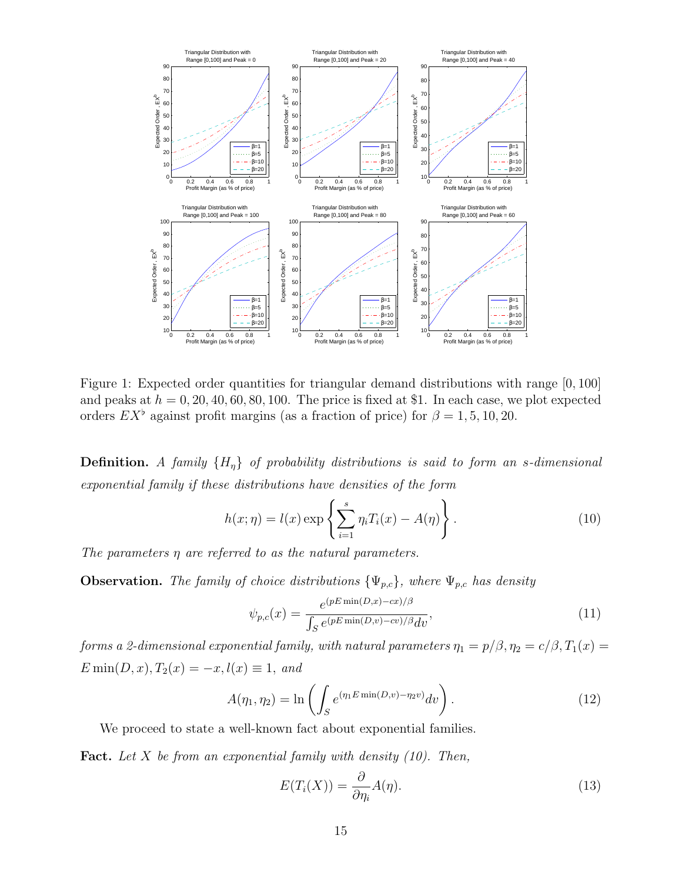Figure 1: Expected order quantities for triangular demand distributions with range $[0, 100]$ and peaks at $h = 0, 20, 40, 60, 80, 100$. The price is fixed at \$1. In each case, we plot expected orders $EX^\flat$ against profit margins (as a fraction of price) for $\beta = 1, 5, 10, 20$.

**Definition.** *A family $\{H_\eta\}$ of probability distributions is said to form an s-dimensional exponential family if these distributions have densities of the form*

$$h(x; \eta) = l(x) \exp\left\{ \sum_{i=1}^{s} \eta_i T_i(x) - A(\eta) \right\}. \tag{10}$$

*The parameters $\eta$ are referred to as the natural parameters.*

**Observation.** *The family of choice distributions $\{\Psi_{p,c}\}$, where $\Psi_{p,c}$ has density*

$$\psi_{p,c}(x) = \frac{e^{(pE\min(D,x)-cx)/\beta}}{\int_S e^{(pE\min(D,v)-cv)/\beta} dv}, \tag{11}$$

*forms a 2-dimensional exponential family, with natural parameters $\eta_1 = p/\beta, \eta_2 = c/\beta, T_1(x) = E\min(D, x), T_2(x) = -x, l(x) \equiv 1,$ and*

$$A(\eta_1, \eta_2) = \ln\left( \int_S e^{(\eta_1 E\min(D,v) - \eta_2 v)} dv \right). \tag{12}$$

We proceed to state a well-known fact about exponential families.

**Fact.** *Let $X$ be from an exponential family with density (10). Then,*

$$E(T_i(X)) = \frac{\partial}{\partial \eta_i} A(\eta). \tag{13}$$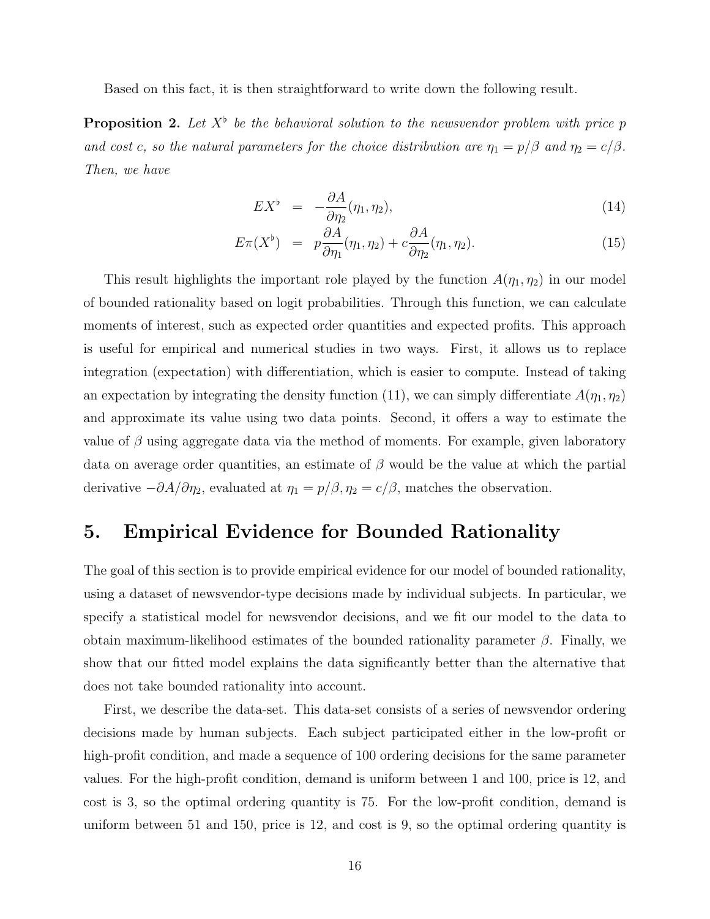Based on this fact, it is then straightforward to write down the following result.

**Proposition 2.** *Let $X^\flat$ be the behavioral solution to the newsvendor problem with price $p$ and cost $c$, so the natural parameters for the choice distribution are $\eta_1 = p/\beta$ and $\eta_2 = c/\beta$. Then, we have*

$$EX^\flat = -\frac{\partial A}{\partial \eta_2}(\eta_1, \eta_2), \tag{14}$$

$$E\pi(X^\flat) = p\frac{\partial A}{\partial \eta_1}(\eta_1, \eta_2) + c\frac{\partial A}{\partial \eta_2}(\eta_1, \eta_2). \tag{15}$$

This result highlights the important role played by the function $A(\eta_1, \eta_2)$ in our model of bounded rationality based on logit probabilities. Through this function, we can calculate moments of interest, such as expected order quantities and expected profits. This approach is useful for empirical and numerical studies in two ways. First, it allows us to replace integration (expectation) with differentiation, which is easier to compute. Instead of taking an expectation by integrating the density function (11), we can simply differentiate $A(\eta_1, \eta_2)$ and approximate its value using two data points. Second, it offers a way to estimate the value of $\beta$ using aggregate data via the method of moments. For example, given laboratory data on average order quantities, an estimate of $\beta$ would be the value at which the partial derivative $-\partial A/\partial \eta_2$, evaluated at $\eta_1 = p/\beta, \eta_2 = c/\beta$, matches the observation.

## 5. Empirical Evidence for Bounded Rationality

The goal of this section is to provide empirical evidence for our model of bounded rationality, using a dataset of newsvendor-type decisions made by individual subjects. In particular, we specify a statistical model for newsvendor decisions, and we fit our model to the data to obtain maximum-likelihood estimates of the bounded rationality parameter $\beta$. Finally, we show that our fitted model explains the data significantly better than the alternative that does not take bounded rationality into account.

First, we describe the data-set. This data-set consists of a series of newsvendor ordering decisions made by human subjects. Each subject participated either in the low-profit or high-profit condition, and made a sequence of 100 ordering decisions for the same parameter values. For the high-profit condition, demand is uniform between 1 and 100, price is 12, and cost is 3, so the optimal ordering quantity is 75. For the low-profit condition, demand is uniform between 51 and 150, price is 12, and cost is 9, so the optimal ordering quantity is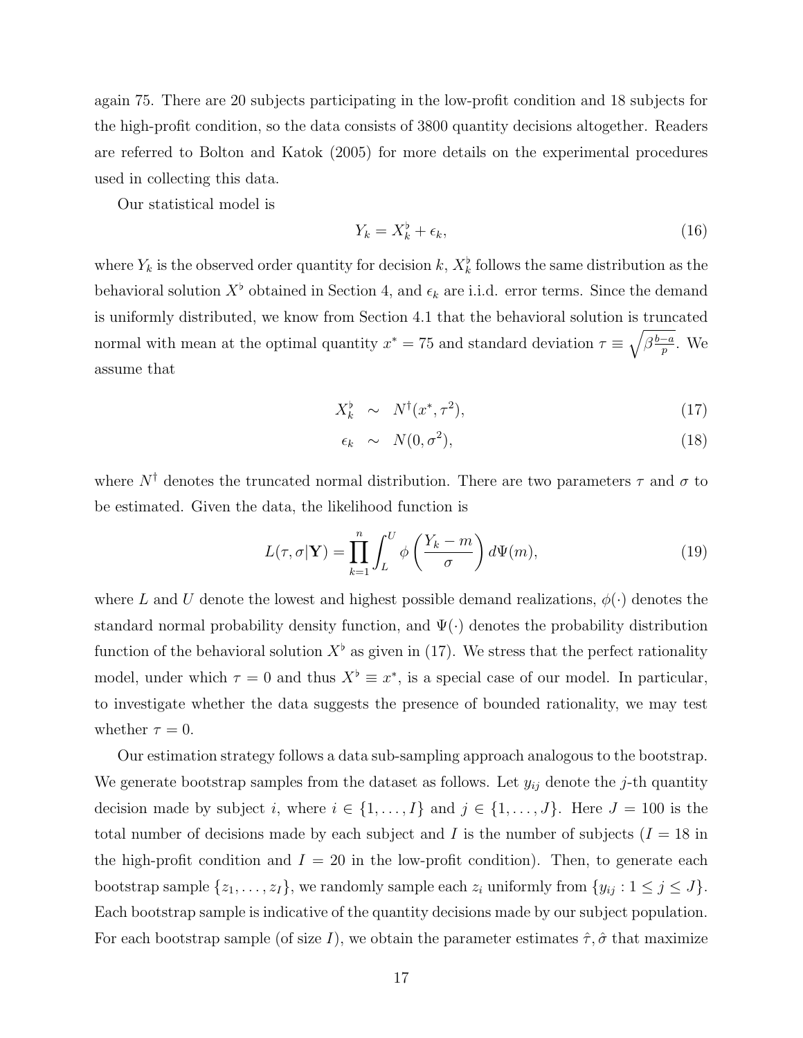again 75. There are 20 subjects participating in the low-profit condition and 18 subjects for the high-profit condition, so the data consists of 3800 quantity decisions altogether. Readers are referred to Bolton and Katok (2005) for more details on the experimental procedures used in collecting this data.

Our statistical model is

$$Y_k = X_k^\flat + \epsilon_k, \tag{16}$$

where $Y_k$ is the observed order quantity for decision $k$, $X_k^\flat$ follows the same distribution as the behavioral solution $X^\flat$ obtained in Section 4, and $\epsilon_k$ are i.i.d. error terms. Since the demand is uniformly distributed, we know from Section 4.1 that the behavioral solution is truncated normal with mean at the optimal quantity $x^* = 75$ and standard deviation $\tau \equiv \sqrt{\beta \frac{b-a}{p}}$. We assume that

$$X_k^\flat \sim N^\dagger(x^*, \tau^2), \tag{17}$$

$$\epsilon_k \sim N(0, \sigma^2), \tag{18}$$

where $N^\dagger$ denotes the truncated normal distribution. There are two parameters $\tau$ and $\sigma$ to be estimated. Given the data, the likelihood function is

$$L(\tau, \sigma | \mathbf{Y}) = \prod_{k=1}^{n} \int_L^U \phi\left(\frac{Y_k - m}{\sigma}\right) d\Psi(m), \tag{19}$$

where $L$ and $U$ denote the lowest and highest possible demand realizations, $\phi(\cdot)$ denotes the standard normal probability density function, and $\Psi(\cdot)$ denotes the probability distribution function of the behavioral solution $X^\flat$ as given in (17). We stress that the perfect rationality model, under which $\tau = 0$ and thus $X^\flat \equiv x^*$, is a special case of our model. In particular, to investigate whether the data suggests the presence of bounded rationality, we may test whether $\tau = 0$.

Our estimation strategy follows a data sub-sampling approach analogous to the bootstrap. We generate bootstrap samples from the dataset as follows. Let $y_{ij}$ denote the $j$-th quantity decision made by subject $i$, where $i \in \{1, \ldots, I\}$ and $j \in \{1, \ldots, J\}$. Here $J = 100$ is the total number of decisions made by each subject and $I$ is the number of subjects ($I = 18$ in the high-profit condition and $I = 20$ in the low-profit condition). Then, to generate each bootstrap sample $\{z_1, \ldots, z_I\}$, we randomly sample each $z_i$ uniformly from $\{y_{ij} : 1 \leq j \leq J\}$. Each bootstrap sample is indicative of the quantity decisions made by our subject population. For each bootstrap sample (of size $I$), we obtain the parameter estimates $\hat{\tau}, \hat{\sigma}$ that maximize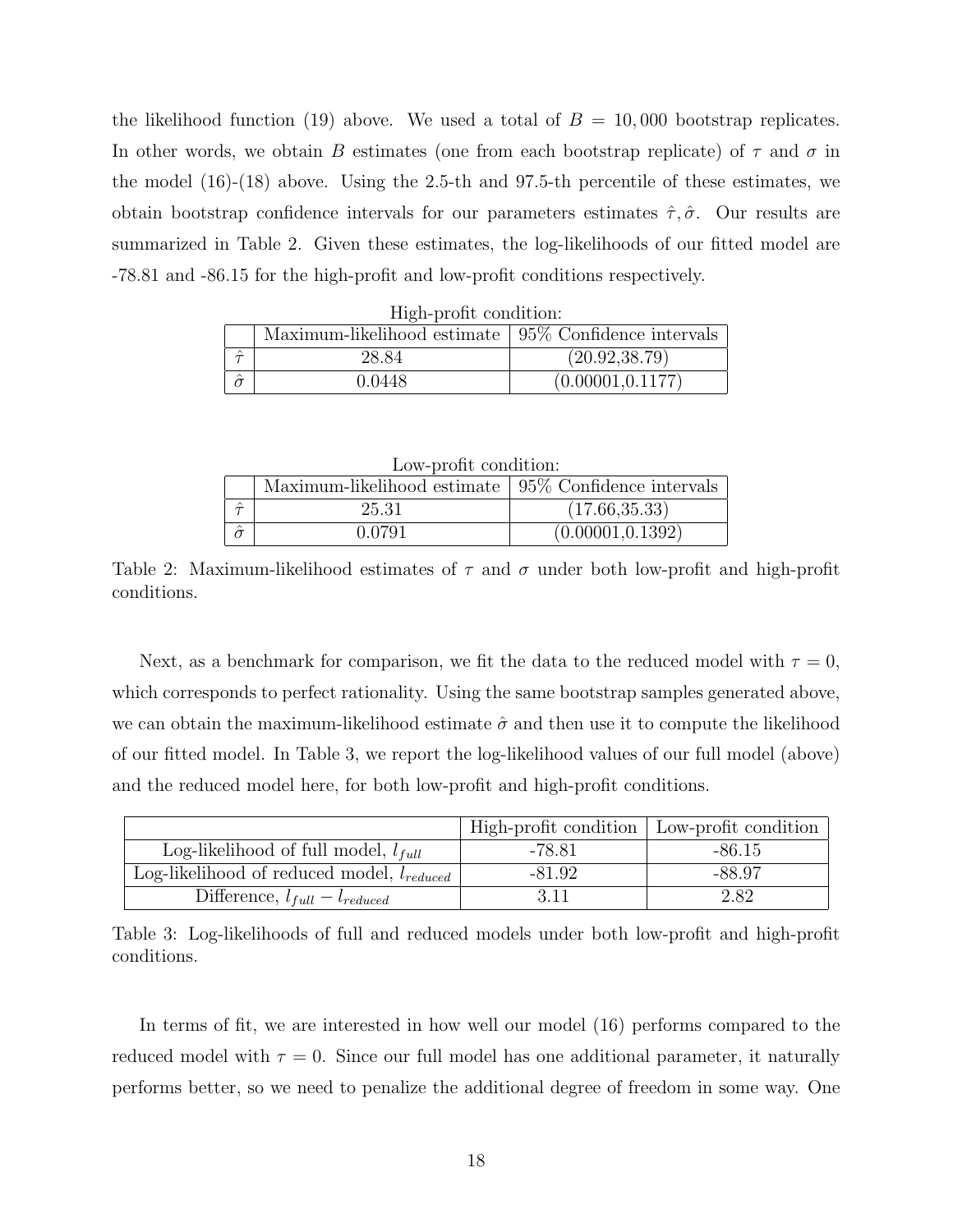the likelihood function (19) above. We used a total of $B = 10,000$ bootstrap replicates. In other words, we obtain $B$ estimates (one from each bootstrap replicate) of $\tau$ and $\sigma$ in the model (16)-(18) above. Using the 2.5-th and 97.5-th percentile of these estimates, we obtain bootstrap confidence intervals for our parameters estimates $\hat{\tau}, \hat{\sigma}$. Our results are summarized in Table 2. Given these estimates, the log-likelihoods of our fitted model are -78.81 and -86.15 for the high-profit and low-profit conditions respectively.

High-profit condition:

| | Maximum-likelihood estimate | 95% Confidence intervals |
|---|---|---|
| $\hat{\tau}$ | 28.84 | (20.92,38.79) |
| $\hat{\sigma}$ | 0.0448 | (0.00001,0.1177) |

Low-profit condition:

| | Maximum-likelihood estimate | 95% Confidence intervals |
|---|---|---|
| $\hat{\tau}$ | 25.31 | (17.66,35.33) |
| $\hat{\sigma}$ | 0.0791 | (0.00001,0.1392) |

Table 2: Maximum-likelihood estimates of $\tau$ and $\sigma$ under both low-profit and high-profit conditions.

Next, as a benchmark for comparison, we fit the data to the reduced model with $\tau = 0$, which corresponds to perfect rationality. Using the same bootstrap samples generated above, we can obtain the maximum-likelihood estimate $\hat{\sigma}$ and then use it to compute the likelihood of our fitted model. In Table 3, we report the log-likelihood values of our full model (above) and the reduced model here, for both low-profit and high-profit conditions.

| | High-profit condition | Low-profit condition |
|---|---|---|
| Log-likelihood of full model, $l_{full}$ | -78.81 | -86.15 |
| Log-likelihood of reduced model, $l_{reduced}$ | -81.92 | -88.97 |
| Difference, $l_{full} - l_{reduced}$ | 3.11 | 2.82 |

Table 3: Log-likelihoods of full and reduced models under both low-profit and high-profit conditions.

In terms of fit, we are interested in how well our model (16) performs compared to the reduced model with $\tau = 0$. Since our full model has one additional parameter, it naturally performs better, so we need to penalize the additional degree of freedom in some way. One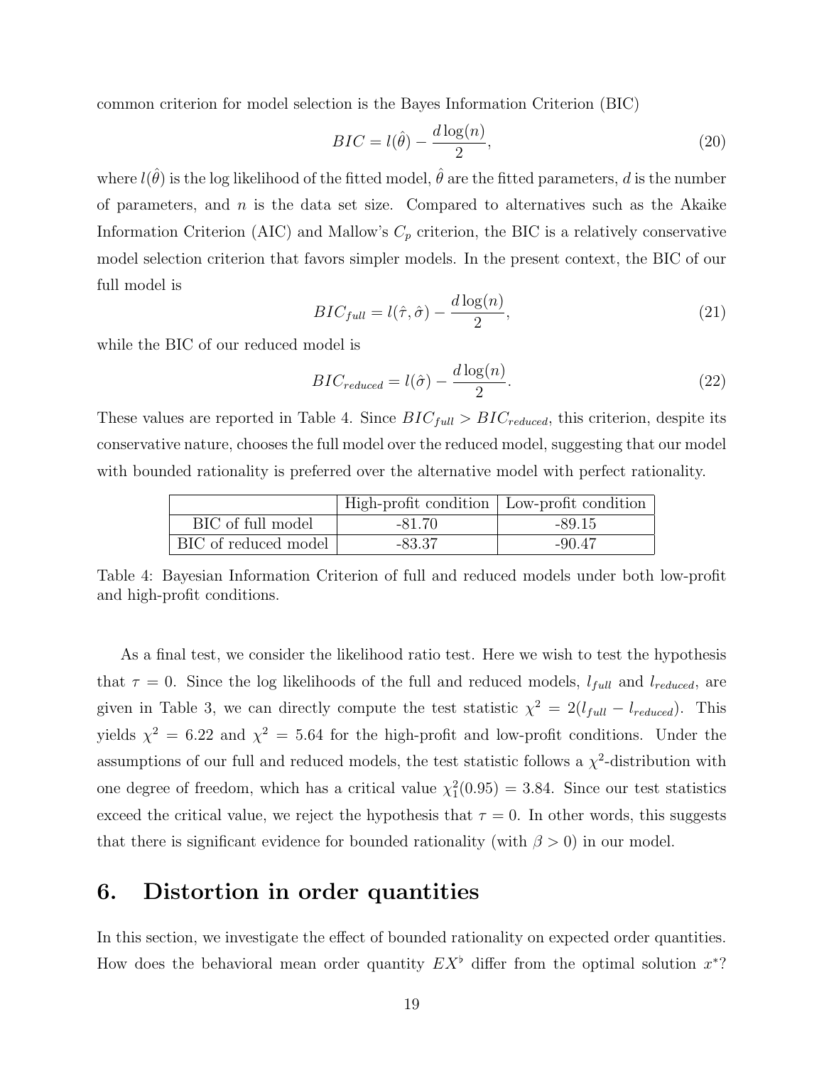common criterion for model selection is the Bayes Information Criterion (BIC)

$$BIC = l(\hat{\theta}) - \frac{d \log(n)}{2}, \tag{20}$$

where $l(\hat{\theta})$ is the log likelihood of the fitted model, $\hat{\theta}$ are the fitted parameters, $d$ is the number of parameters, and $n$ is the data set size. Compared to alternatives such as the Akaike Information Criterion (AIC) and Mallow's $C_p$ criterion, the BIC is a relatively conservative model selection criterion that favors simpler models. In the present context, the BIC of our full model is

$$BIC_{full} = l(\hat{\tau}, \hat{\sigma}) - \frac{d \log(n)}{2}, \tag{21}$$

while the BIC of our reduced model is

$$BIC_{reduced} = l(\hat{\sigma}) - \frac{d \log(n)}{2}. \tag{22}$$

These values are reported in Table 4. Since $BIC_{full} > BIC_{reduced}$, this criterion, despite its conservative nature, chooses the full model over the reduced model, suggesting that our model with bounded rationality is preferred over the alternative model with perfect rationality.

| | High-profit condition | Low-profit condition |
|---|---|---|
| BIC of full model | -81.70 | -89.15 |
| BIC of reduced model | -83.37 | -90.47 |

Table 4: Bayesian Information Criterion of full and reduced models under both low-profit and high-profit conditions.

As a final test, we consider the likelihood ratio test. Here we wish to test the hypothesis that $\tau = 0$. Since the log likelihoods of the full and reduced models, $l_{full}$ and $l_{reduced}$, are given in Table 3, we can directly compute the test statistic $\chi^2 = 2(l_{full} - l_{reduced})$. This yields $\chi^2 = 6.22$ and $\chi^2 = 5.64$ for the high-profit and low-profit conditions. Under the assumptions of our full and reduced models, the test statistic follows a $\chi^2$-distribution with one degree of freedom, which has a critical value $\chi^2_1(0.95) = 3.84$. Since our test statistics exceed the critical value, we reject the hypothesis that $\tau = 0$. In other words, this suggests that there is significant evidence for bounded rationality (with $\beta > 0$) in our model.

## 6. Distortion in order quantities

In this section, we investigate the effect of bounded rationality on expected order quantities. How does the behavioral mean order quantity $EX^{\flat}$ differ from the optimal solution $x^*$?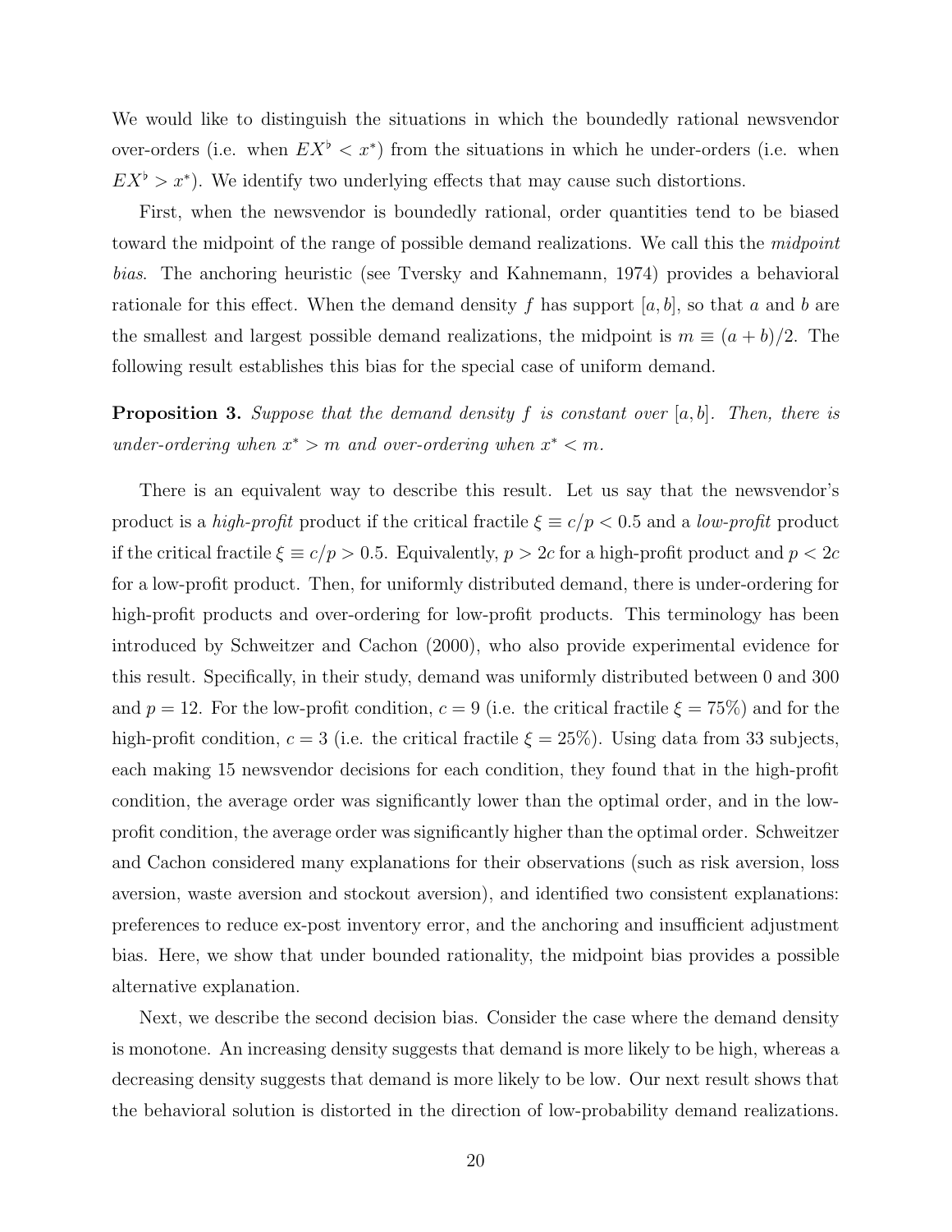We would like to distinguish the situations in which the boundedly rational newsvendor over-orders (i.e. when $EX^\flat < x^*$) from the situations in which he under-orders (i.e. when $EX^\flat > x^*$). We identify two underlying effects that may cause such distortions.

First, when the newsvendor is boundedly rational, order quantities tend to be biased toward the midpoint of the range of possible demand realizations. We call this the *midpoint bias*. The anchoring heuristic (see Tversky and Kahnemann, 1974) provides a behavioral rationale for this effect. When the demand density $f$ has support $[a, b]$, so that $a$ and $b$ are the smallest and largest possible demand realizations, the midpoint is $m \equiv (a + b)/2$. The following result establishes this bias for the special case of uniform demand.

**Proposition 3.** *Suppose that the demand density $f$ is constant over $[a, b]$. Then, there is under-ordering when $x^* > m$ and over-ordering when $x^* < m$.*

There is an equivalent way to describe this result. Let us say that the newsvendor's product is a *high-profit* product if the critical fractile $\xi \equiv c/p < 0.5$ and a *low-profit* product if the critical fractile $\xi \equiv c/p > 0.5$. Equivalently, $p > 2c$ for a high-profit product and $p < 2c$ for a low-profit product. Then, for uniformly distributed demand, there is under-ordering for high-profit products and over-ordering for low-profit products. This terminology has been introduced by Schweitzer and Cachon (2000), who also provide experimental evidence for this result. Specifically, in their study, demand was uniformly distributed between 0 and 300 and $p = 12$. For the low-profit condition, $c = 9$ (i.e. the critical fractile $\xi = 75\%$) and for the high-profit condition, $c = 3$ (i.e. the critical fractile $\xi = 25\%$). Using data from 33 subjects, each making 15 newsvendor decisions for each condition, they found that in the high-profit condition, the average order was significantly lower than the optimal order, and in the low-profit condition, the average order was significantly higher than the optimal order. Schweitzer and Cachon considered many explanations for their observations (such as risk aversion, loss aversion, waste aversion and stockout aversion), and identified two consistent explanations: preferences to reduce ex-post inventory error, and the anchoring and insufficient adjustment bias. Here, we show that under bounded rationality, the midpoint bias provides a possible alternative explanation.

Next, we describe the second decision bias. Consider the case where the demand density is monotone. An increasing density suggests that demand is more likely to be high, whereas a decreasing density suggests that demand is more likely to be low. Our next result shows that the behavioral solution is distorted in the direction of low-probability demand realizations.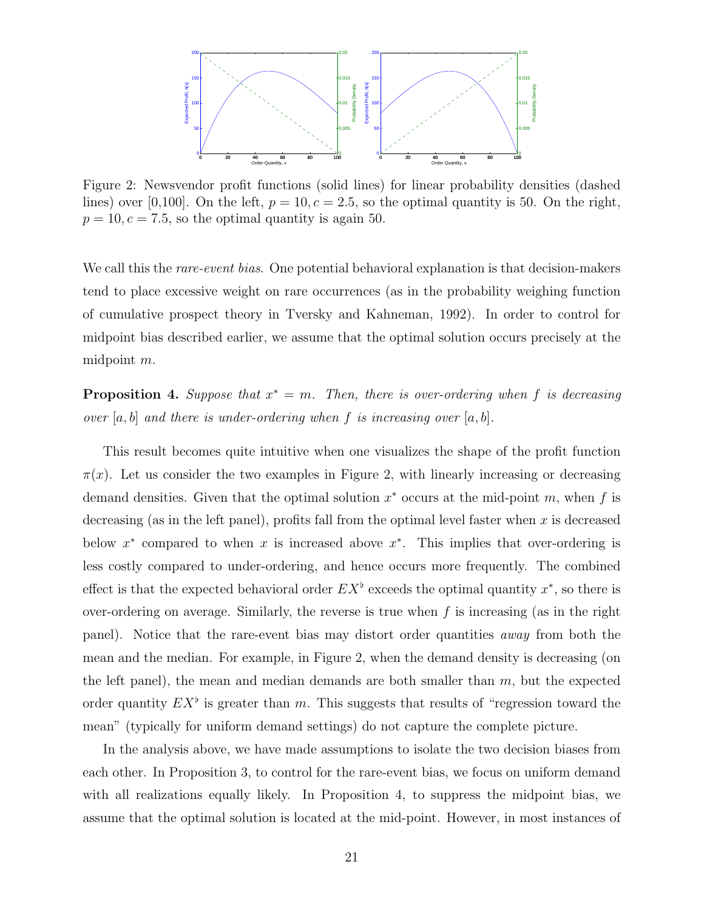Figure 2: Newsvendor profit functions (solid lines) for linear probability densities (dashed lines) over [0,100]. On the left, $p = 10, c = 2.5$, so the optimal quantity is 50. On the right, $p = 10, c = 7.5$, so the optimal quantity is again 50.

We call this the *rare-event bias*. One potential behavioral explanation is that decision-makers tend to place excessive weight on rare occurrences (as in the probability weighing function of cumulative prospect theory in Tversky and Kahneman, 1992). In order to control for midpoint bias described earlier, we assume that the optimal solution occurs precisely at the midpoint $m$.

**Proposition 4.** *Suppose that $x^* = m$. Then, there is over-ordering when $f$ is decreasing over $[a, b]$ and there is under-ordering when $f$ is increasing over $[a, b]$.*

This result becomes quite intuitive when one visualizes the shape of the profit function $\pi(x)$. Let us consider the two examples in Figure 2, with linearly increasing or decreasing demand densities. Given that the optimal solution $x^*$ occurs at the mid-point $m$, when $f$ is decreasing (as in the left panel), profits fall from the optimal level faster when $x$ is decreased below $x^*$ compared to when $x$ is increased above $x^*$. This implies that over-ordering is less costly compared to under-ordering, and hence occurs more frequently. The combined effect is that the expected behavioral order $EX^\flat$ exceeds the optimal quantity $x^*$, so there is over-ordering on average. Similarly, the reverse is true when $f$ is increasing (as in the right panel). Notice that the rare-event bias may distort order quantities *away* from both the mean and the median. For example, in Figure 2, when the demand density is decreasing (on the left panel), the mean and median demands are both smaller than $m$, but the expected order quantity $EX^\flat$ is greater than $m$. This suggests that results of "regression toward the mean" (typically for uniform demand settings) do not capture the complete picture.

In the analysis above, we have made assumptions to isolate the two decision biases from each other. In Proposition 3, to control for the rare-event bias, we focus on uniform demand with all realizations equally likely. In Proposition 4, to suppress the midpoint bias, we assume that the optimal solution is located at the mid-point. However, in most instances of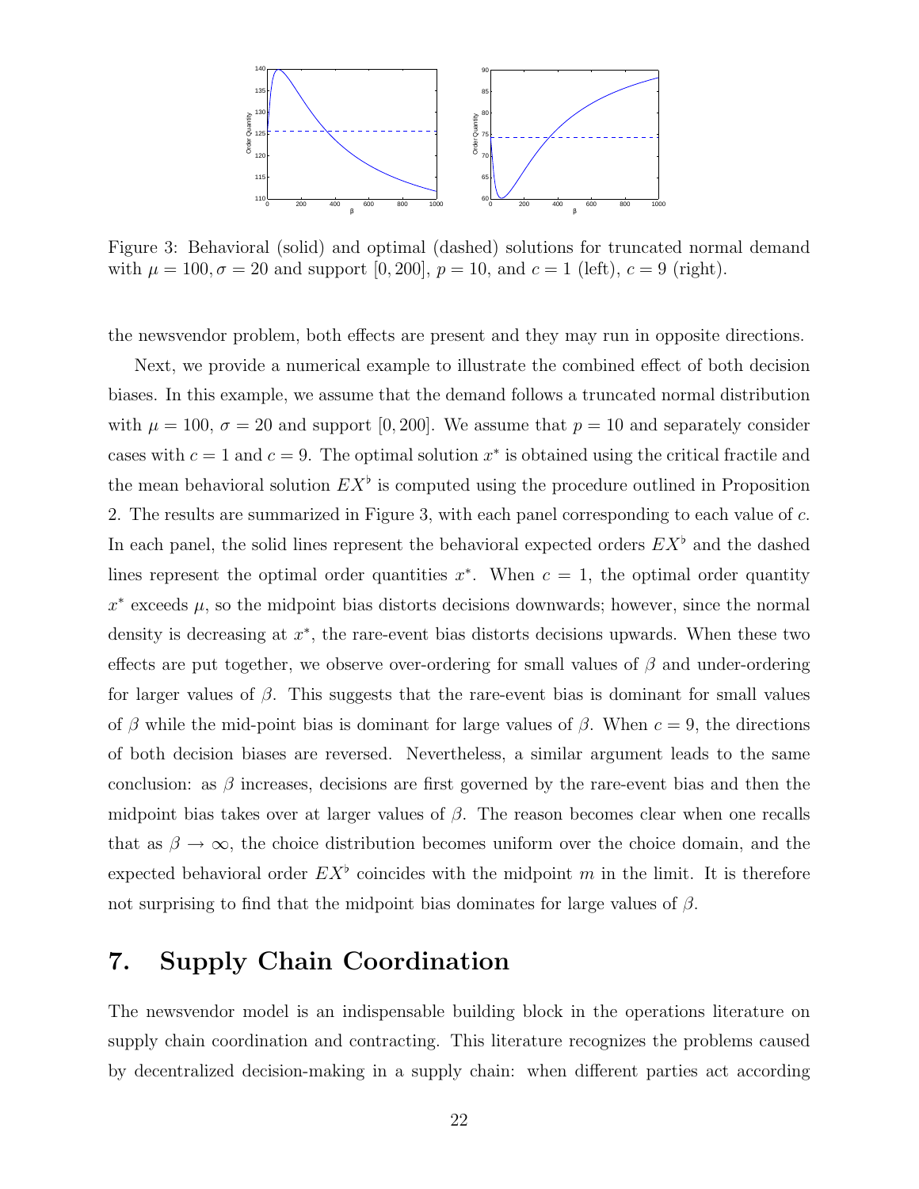Figure 3: Behavioral (solid) and optimal (dashed) solutions for truncated normal demand with $\mu = 100, \sigma = 20$ and support $[0, 200]$, $p = 10$, and $c = 1$ (left), $c = 9$ (right).

the newsvendor problem, both effects are present and they may run in opposite directions.

Next, we provide a numerical example to illustrate the combined effect of both decision biases. In this example, we assume that the demand follows a truncated normal distribution with $\mu = 100$, $\sigma = 20$ and support $[0, 200]$. We assume that $p = 10$ and separately consider cases with $c = 1$ and $c = 9$. The optimal solution $x^*$ is obtained using the critical fractile and the mean behavioral solution $EX^\flat$ is computed using the procedure outlined in Proposition 2. The results are summarized in Figure 3, with each panel corresponding to each value of $c$. In each panel, the solid lines represent the behavioral expected orders $EX^\flat$ and the dashed lines represent the optimal order quantities $x^*$. When $c = 1$, the optimal order quantity $x^*$ exceeds $\mu$, so the midpoint bias distorts decisions downwards; however, since the normal density is decreasing at $x^*$, the rare-event bias distorts decisions upwards. When these two effects are put together, we observe over-ordering for small values of $\beta$ and under-ordering for larger values of $\beta$. This suggests that the rare-event bias is dominant for small values of $\beta$ while the mid-point bias is dominant for large values of $\beta$. When $c = 9$, the directions of both decision biases are reversed. Nevertheless, a similar argument leads to the same conclusion: as $\beta$ increases, decisions are first governed by the rare-event bias and then the midpoint bias takes over at larger values of $\beta$. The reason becomes clear when one recalls that as $\beta \to \infty$, the choice distribution becomes uniform over the choice domain, and the expected behavioral order $EX^\flat$ coincides with the midpoint $m$ in the limit. It is therefore not surprising to find that the midpoint bias dominates for large values of $\beta$.

# 7. Supply Chain Coordination

The newsvendor model is an indispensable building block in the operations literature on supply chain coordination and contracting. This literature recognizes the problems caused by decentralized decision-making in a supply chain: when different parties act according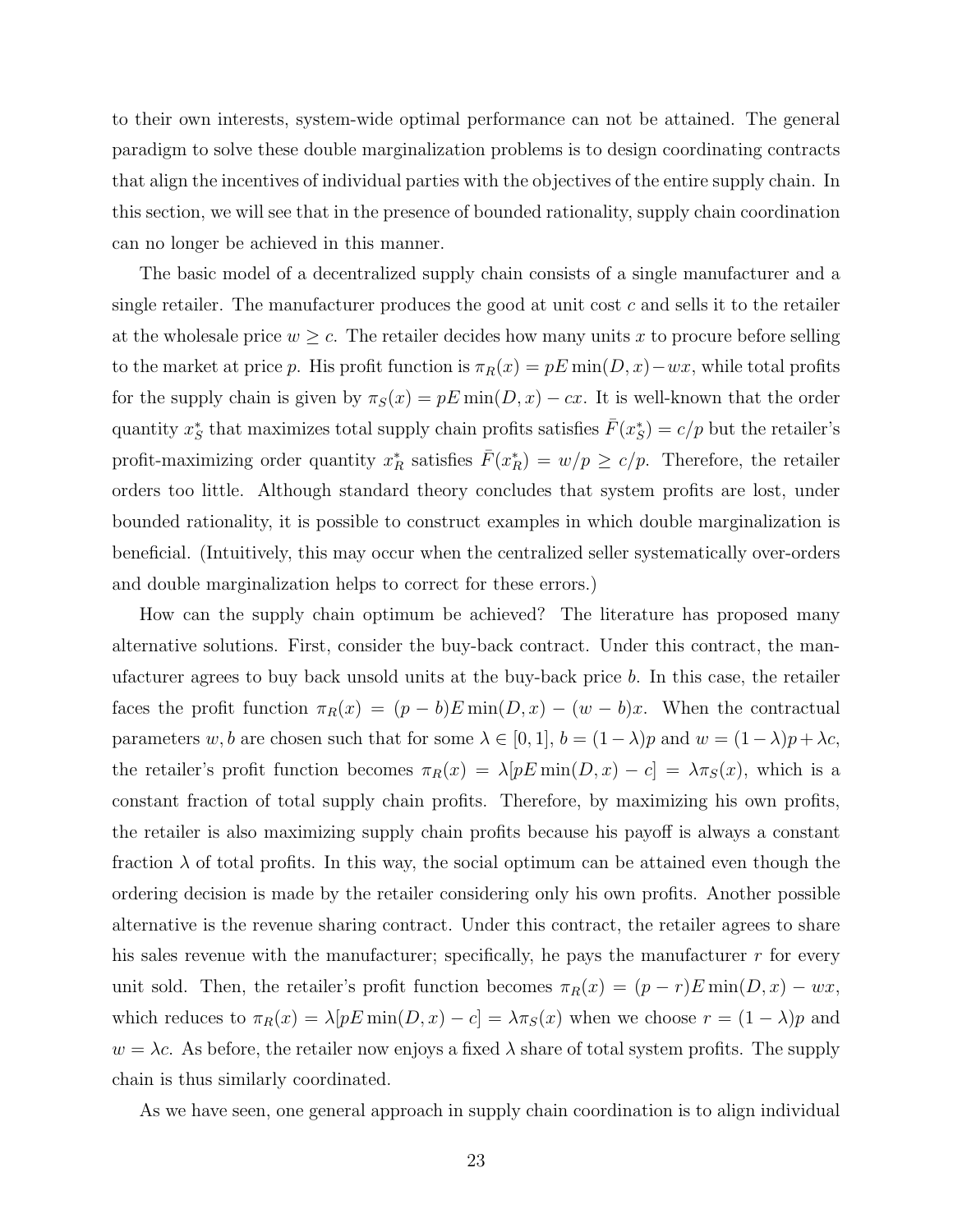to their own interests, system-wide optimal performance can not be attained. The general paradigm to solve these double marginalization problems is to design coordinating contracts that align the incentives of individual parties with the objectives of the entire supply chain. In this section, we will see that in the presence of bounded rationality, supply chain coordination can no longer be achieved in this manner.

The basic model of a decentralized supply chain consists of a single manufacturer and a single retailer. The manufacturer produces the good at unit cost $c$ and sells it to the retailer at the wholesale price $w \geq c$. The retailer decides how many units $x$ to procure before selling to the market at price $p$. His profit function is $\pi_R(x) = pE\min(D, x) - wx$, while total profits for the supply chain is given by $\pi_S(x) = pE\min(D, x) - cx$. It is well-known that the order quantity $x_S^*$ that maximizes total supply chain profits satisfies $\bar{F}(x_S^*) = c/p$ but the retailer's profit-maximizing order quantity $x_R^*$ satisfies $\bar{F}(x_R^*) = w/p \geq c/p$. Therefore, the retailer orders too little. Although standard theory concludes that system profits are lost, under bounded rationality, it is possible to construct examples in which double marginalization is beneficial. (Intuitively, this may occur when the centralized seller systematically over-orders and double marginalization helps to correct for these errors.)

How can the supply chain optimum be achieved? The literature has proposed many alternative solutions. First, consider the buy-back contract. Under this contract, the manufacturer agrees to buy back unsold units at the buy-back price $b$. In this case, the retailer faces the profit function $\pi_R(x) = (p - b)E\min(D, x) - (w - b)x$. When the contractual parameters $w, b$ are chosen such that for some $\lambda \in [0, 1]$, $b = (1 - \lambda)p$ and $w = (1 - \lambda)p + \lambda c$, the retailer's profit function becomes $\pi_R(x) = \lambda[pE\min(D, x) - c] = \lambda\pi_S(x)$, which is a constant fraction of total supply chain profits. Therefore, by maximizing his own profits, the retailer is also maximizing supply chain profits because his payoff is always a constant fraction $\lambda$ of total profits. In this way, the social optimum can be attained even though the ordering decision is made by the retailer considering only his own profits. Another possible alternative is the revenue sharing contract. Under this contract, the retailer agrees to share his sales revenue with the manufacturer; specifically, he pays the manufacturer $r$ for every unit sold. Then, the retailer's profit function becomes $\pi_R(x) = (p - r)E\min(D, x) - wx$, which reduces to $\pi_R(x) = \lambda[pE\min(D, x) - c] = \lambda\pi_S(x)$ when we choose $r = (1 - \lambda)p$ and $w = \lambda c$. As before, the retailer now enjoys a fixed $\lambda$ share of total system profits. The supply chain is thus similarly coordinated.

As we have seen, one general approach in supply chain coordination is to align individual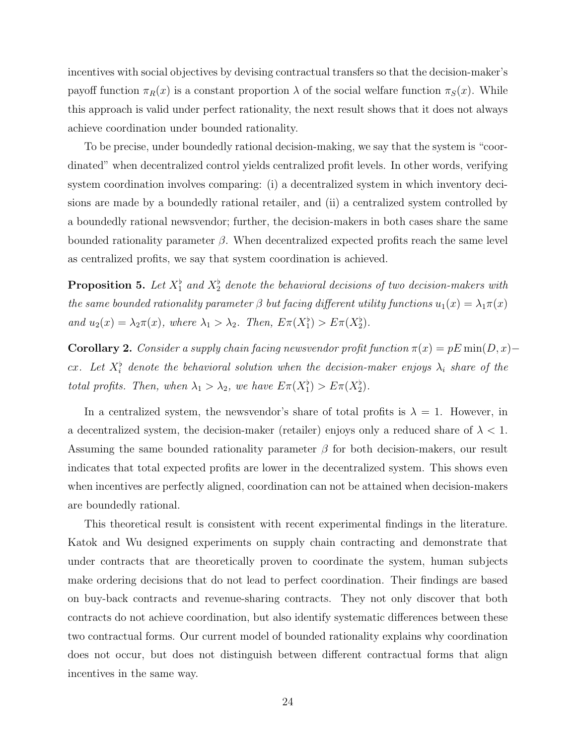incentives with social objectives by devising contractual transfers so that the decision-maker's payoff function $\pi_R(x)$ is a constant proportion $\lambda$ of the social welfare function $\pi_S(x)$. While this approach is valid under perfect rationality, the next result shows that it does not always achieve coordination under bounded rationality.

To be precise, under boundedly rational decision-making, we say that the system is "coordinated" when decentralized control yields centralized profit levels. In other words, verifying system coordination involves comparing: (i) a decentralized system in which inventory decisions are made by a boundedly rational retailer, and (ii) a centralized system controlled by a boundedly rational newsvendor; further, the decision-makers in both cases share the same bounded rationality parameter $\beta$. When decentralized expected profits reach the same level as centralized profits, we say that system coordination is achieved.

**Proposition 5.** *Let $X_1^\flat$ and $X_2^\flat$ denote the behavioral decisions of two decision-makers with the same bounded rationality parameter $\beta$ but facing different utility functions $u_1(x) = \lambda_1 \pi(x)$ and $u_2(x) = \lambda_2 \pi(x)$, where $\lambda_1 > \lambda_2$. Then, $E\pi(X_1^\flat) > E\pi(X_2^\flat)$.*

**Corollary 2.** *Consider a supply chain facing newsvendor profit function $\pi(x) = pE\min(D, x) - cx$. Let $X_i^\flat$ denote the behavioral solution when the decision-maker enjoys $\lambda_i$ share of the total profits. Then, when $\lambda_1 > \lambda_2$, we have $E\pi(X_1^\flat) > E\pi(X_2^\flat)$.*

In a centralized system, the newsvendor's share of total profits is $\lambda = 1$. However, in a decentralized system, the decision-maker (retailer) enjoys only a reduced share of $\lambda < 1$. Assuming the same bounded rationality parameter $\beta$ for both decision-makers, our result indicates that total expected profits are lower in the decentralized system. This shows even when incentives are perfectly aligned, coordination can not be attained when decision-makers are boundedly rational.

This theoretical result is consistent with recent experimental findings in the literature. Katok and Wu designed experiments on supply chain contracting and demonstrate that under contracts that are theoretically proven to coordinate the system, human subjects make ordering decisions that do not lead to perfect coordination. Their findings are based on buy-back contracts and revenue-sharing contracts. They not only discover that both contracts do not achieve coordination, but also identify systematic differences between these two contractual forms. Our current model of bounded rationality explains why coordination does not occur, but does not distinguish between different contractual forms that align incentives in the same way.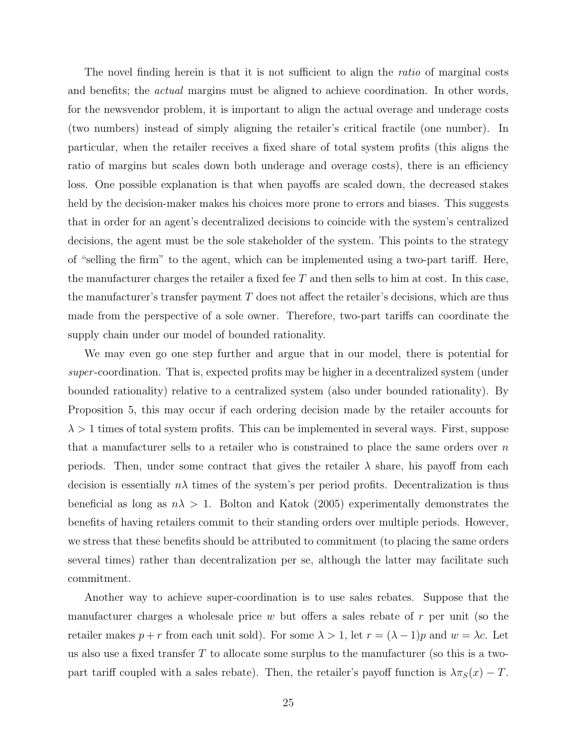The novel finding herein is that it is not sufficient to align the *ratio* of marginal costs and benefits; the *actual* margins must be aligned to achieve coordination. In other words, for the newsvendor problem, it is important to align the actual overage and underage costs (two numbers) instead of simply aligning the retailer's critical fractile (one number). In particular, when the retailer receives a fixed share of total system profits (this aligns the ratio of margins but scales down both underage and overage costs), there is an efficiency loss. One possible explanation is that when payoffs are scaled down, the decreased stakes held by the decision-maker makes his choices more prone to errors and biases. This suggests that in order for an agent's decentralized decisions to coincide with the system's centralized decisions, the agent must be the sole stakeholder of the system. This points to the strategy of "selling the firm" to the agent, which can be implemented using a two-part tariff. Here, the manufacturer charges the retailer a fixed fee $T$ and then sells to him at cost. In this case, the manufacturer's transfer payment $T$ does not affect the retailer's decisions, which are thus made from the perspective of a sole owner. Therefore, two-part tariffs can coordinate the supply chain under our model of bounded rationality.

We may even go one step further and argue that in our model, there is potential for *super*-coordination. That is, expected profits may be higher in a decentralized system (under bounded rationality) relative to a centralized system (also under bounded rationality). By Proposition 5, this may occur if each ordering decision made by the retailer accounts for $\lambda > 1$ times of total system profits. This can be implemented in several ways. First, suppose that a manufacturer sells to a retailer who is constrained to place the same orders over $n$ periods. Then, under some contract that gives the retailer $\lambda$ share, his payoff from each decision is essentially $n\lambda$ times of the system's per period profits. Decentralization is thus beneficial as long as $n\lambda > 1$. Bolton and Katok (2005) experimentally demonstrates the benefits of having retailers commit to their standing orders over multiple periods. However, we stress that these benefits should be attributed to commitment (to placing the same orders several times) rather than decentralization per se, although the latter may facilitate such commitment.

Another way to achieve super-coordination is to use sales rebates. Suppose that the manufacturer charges a wholesale price $w$ but offers a sales rebate of $r$ per unit (so the retailer makes $p + r$ from each unit sold). For some $\lambda > 1$, let $r = (\lambda - 1)p$ and $w = \lambda c$. Let us also use a fixed transfer $T$ to allocate some surplus to the manufacturer (so this is a two-part tariff coupled with a sales rebate). Then, the retailer's payoff function is $\lambda \pi_S(x) - T$.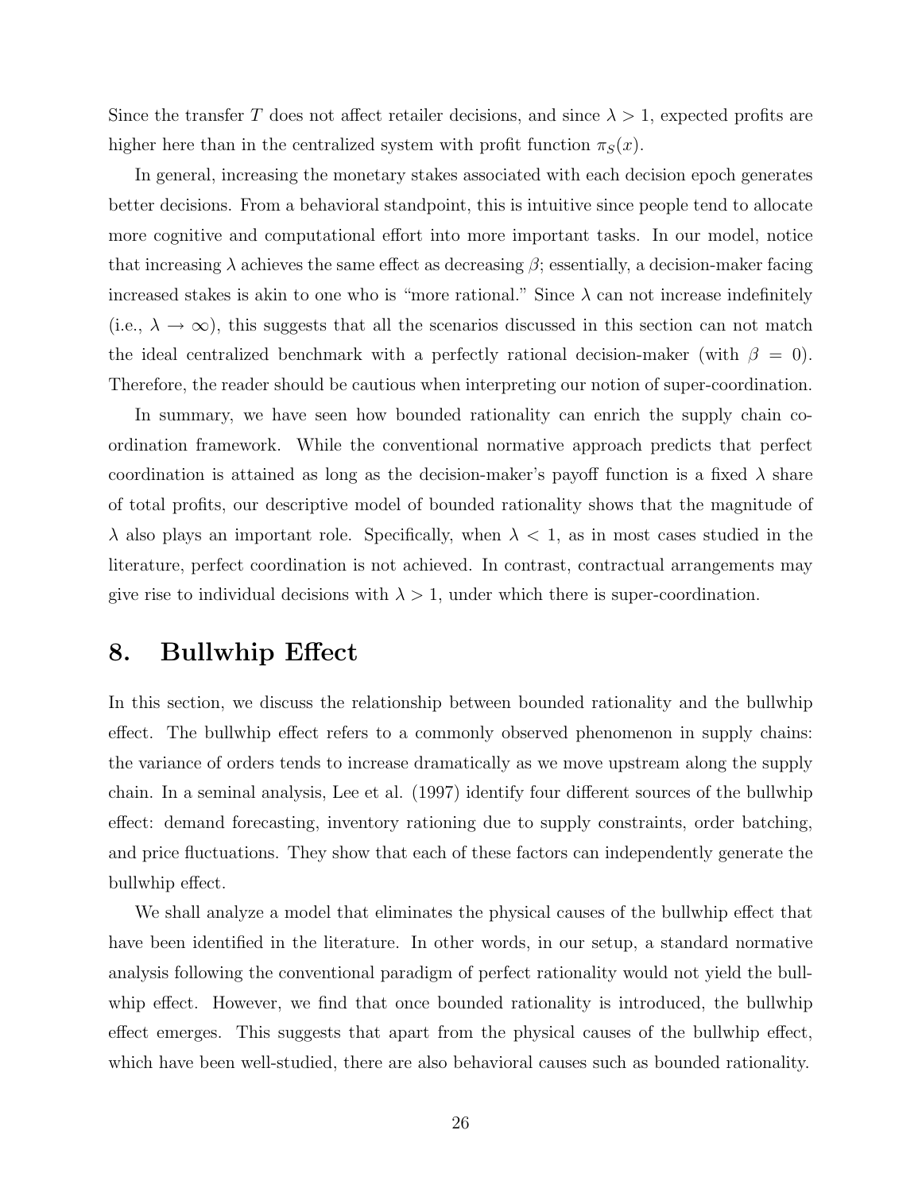Since the transfer $T$ does not affect retailer decisions, and since $\lambda > 1$, expected profits are higher here than in the centralized system with profit function $\pi_S(x)$.

In general, increasing the monetary stakes associated with each decision epoch generates better decisions. From a behavioral standpoint, this is intuitive since people tend to allocate more cognitive and computational effort into more important tasks. In our model, notice that increasing $\lambda$ achieves the same effect as decreasing $\beta$; essentially, a decision-maker facing increased stakes is akin to one who is "more rational." Since $\lambda$ can not increase indefinitely (i.e., $\lambda \to \infty$), this suggests that all the scenarios discussed in this section can not match the ideal centralized benchmark with a perfectly rational decision-maker (with $\beta = 0$). Therefore, the reader should be cautious when interpreting our notion of super-coordination.

In summary, we have seen how bounded rationality can enrich the supply chain coordination framework. While the conventional normative approach predicts that perfect coordination is attained as long as the decision-maker's payoff function is a fixed $\lambda$ share of total profits, our descriptive model of bounded rationality shows that the magnitude of $\lambda$ also plays an important role. Specifically, when $\lambda < 1$, as in most cases studied in the literature, perfect coordination is not achieved. In contrast, contractual arrangements may give rise to individual decisions with $\lambda > 1$, under which there is super-coordination.

# 8. Bullwhip Effect

In this section, we discuss the relationship between bounded rationality and the bullwhip effect. The bullwhip effect refers to a commonly observed phenomenon in supply chains: the variance of orders tends to increase dramatically as we move upstream along the supply chain. In a seminal analysis, Lee et al. (1997) identify four different sources of the bullwhip effect: demand forecasting, inventory rationing due to supply constraints, order batching, and price fluctuations. They show that each of these factors can independently generate the bullwhip effect.

We shall analyze a model that eliminates the physical causes of the bullwhip effect that have been identified in the literature. In other words, in our setup, a standard normative analysis following the conventional paradigm of perfect rationality would not yield the bullwhip effect. However, we find that once bounded rationality is introduced, the bullwhip effect emerges. This suggests that apart from the physical causes of the bullwhip effect, which have been well-studied, there are also behavioral causes such as bounded rationality.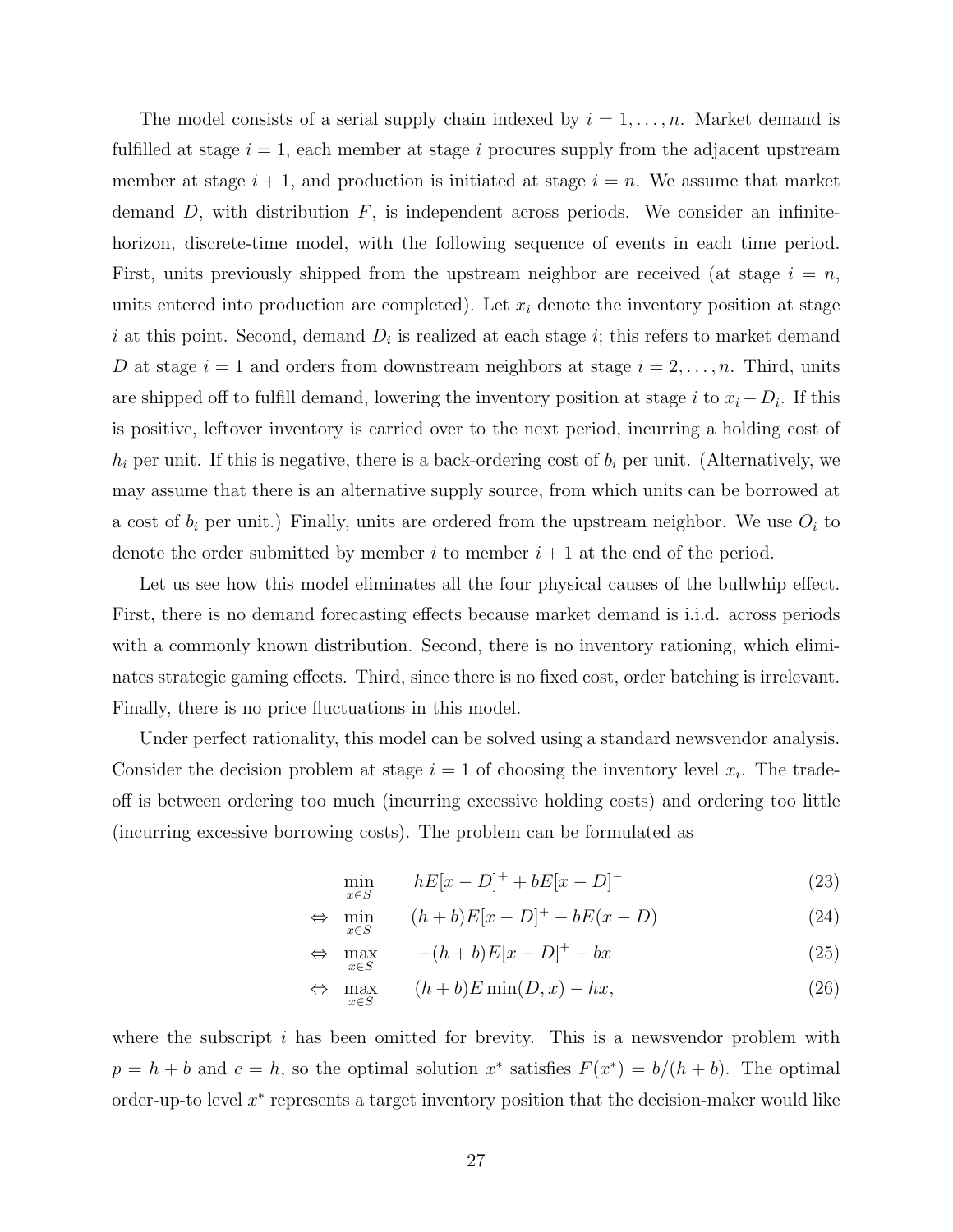The model consists of a serial supply chain indexed by $i = 1, \ldots, n$. Market demand is fulfilled at stage $i = 1$, each member at stage $i$ procures supply from the adjacent upstream member at stage $i + 1$, and production is initiated at stage $i = n$. We assume that market demand $D$, with distribution $F$, is independent across periods. We consider an infinite-horizon, discrete-time model, with the following sequence of events in each time period. First, units previously shipped from the upstream neighbor are received (at stage $i = n$, units entered into production are completed). Let $x_i$ denote the inventory position at stage $i$ at this point. Second, demand $D_i$ is realized at each stage $i$; this refers to market demand $D$ at stage $i = 1$ and orders from downstream neighbors at stage $i = 2, \ldots, n$. Third, units are shipped off to fulfill demand, lowering the inventory position at stage $i$ to $x_i - D_i$. If this is positive, leftover inventory is carried over to the next period, incurring a holding cost of $h_i$ per unit. If this is negative, there is a back-ordering cost of $b_i$ per unit. (Alternatively, we may assume that there is an alternative supply source, from which units can be borrowed at a cost of $b_i$ per unit.) Finally, units are ordered from the upstream neighbor. We use $O_i$ to denote the order submitted by member $i$ to member $i + 1$ at the end of the period.

Let us see how this model eliminates all the four physical causes of the bullwhip effect. First, there is no demand forecasting effects because market demand is i.i.d. across periods with a commonly known distribution. Second, there is no inventory rationing, which eliminates strategic gaming effects. Third, since there is no fixed cost, order batching is irrelevant. Finally, there is no price fluctuations in this model.

Under perfect rationality, this model can be solved using a standard newsvendor analysis. Consider the decision problem at stage $i = 1$ of choosing the inventory level $x_i$. The trade-off is between ordering too much (incurring excessive holding costs) and ordering too little (incurring excessive borrowing costs). The problem can be formulated as

$$\min_{x \in S} \quad hE[x - D]^+ + bE[x - D]^- \tag{23}$$

$$\Leftrightarrow \min_{x \in S} \quad (h + b)E[x - D]^+ - bE(x - D) \tag{24}$$

$$\Leftrightarrow \max_{x \in S} \quad -(h + b)E[x - D]^+ + bx \tag{25}$$

$$\Leftrightarrow \max_{x \in S} \quad (h + b)E\min(D, x) - hx, \tag{26}$$

where the subscript $i$ has been omitted for brevity. This is a newsvendor problem with $p = h + b$ and $c = h$, so the optimal solution $x^*$ satisfies $F(x^*) = b/(h + b)$. The optimal order-up-to level $x^*$ represents a target inventory position that the decision-maker would like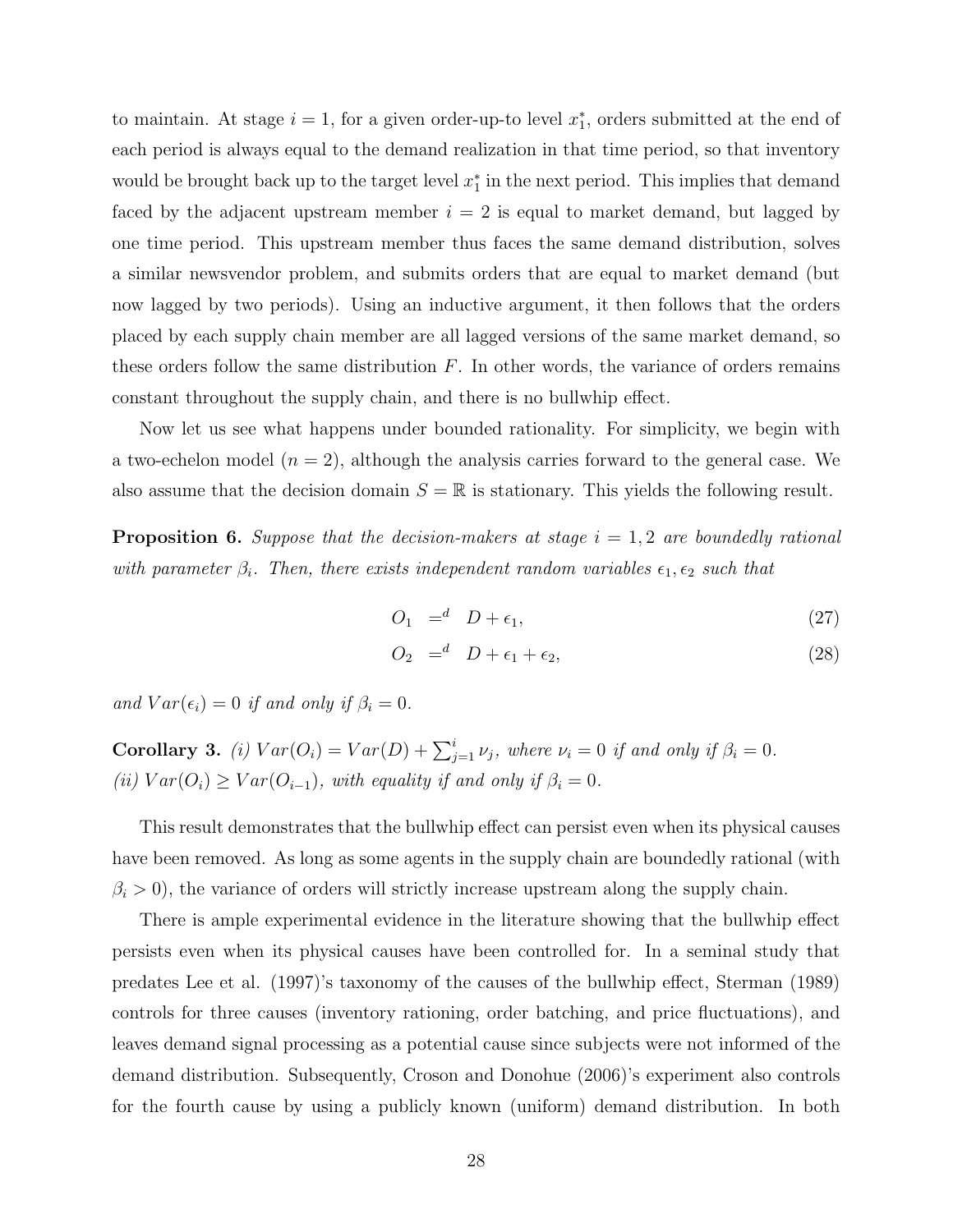to maintain. At stage $i = 1$, for a given order-up-to level $x_1^*$, orders submitted at the end of each period is always equal to the demand realization in that time period, so that inventory would be brought back up to the target level $x_1^*$ in the next period. This implies that demand faced by the adjacent upstream member $i = 2$ is equal to market demand, but lagged by one time period. This upstream member thus faces the same demand distribution, solves a similar newsvendor problem, and submits orders that are equal to market demand (but now lagged by two periods). Using an inductive argument, it then follows that the orders placed by each supply chain member are all lagged versions of the same market demand, so these orders follow the same distribution $F$. In other words, the variance of orders remains constant throughout the supply chain, and there is no bullwhip effect.

Now let us see what happens under bounded rationality. For simplicity, we begin with a two-echelon model ($n = 2$), although the analysis carries forward to the general case. We also assume that the decision domain $S = \mathbb{R}$ is stationary. This yields the following result.

**Proposition 6.** *Suppose that the decision-makers at stage $i = 1, 2$ are boundedly rational with parameter $\beta_i$. Then, there exists independent random variables $\epsilon_1, \epsilon_2$ such that*

$$O_1 \quad =^d \quad D + \epsilon_1, \tag{27}$$

$$O_2 \quad =^d \quad D + \epsilon_1 + \epsilon_2, \tag{28}$$

*and $Var(\epsilon_i) = 0$ if and only if $\beta_i = 0$.*

**Corollary 3.** *(i) $Var(O_i) = Var(D) + \sum_{j=1}^{i} \nu_j$, where $\nu_i = 0$ if and only if $\beta_i = 0$.*
*(ii) $Var(O_i) \geq Var(O_{i-1})$, with equality if and only if $\beta_i = 0$.*

This result demonstrates that the bullwhip effect can persist even when its physical causes have been removed. As long as some agents in the supply chain are boundedly rational (with $\beta_i > 0$), the variance of orders will strictly increase upstream along the supply chain.

There is ample experimental evidence in the literature showing that the bullwhip effect persists even when its physical causes have been controlled for. In a seminal study that predates Lee et al. (1997)'s taxonomy of the causes of the bullwhip effect, Sterman (1989) controls for three causes (inventory rationing, order batching, and price fluctuations), and leaves demand signal processing as a potential cause since subjects were not informed of the demand distribution. Subsequently, Croson and Donohue (2006)'s experiment also controls for the fourth cause by using a publicly known (uniform) demand distribution. In both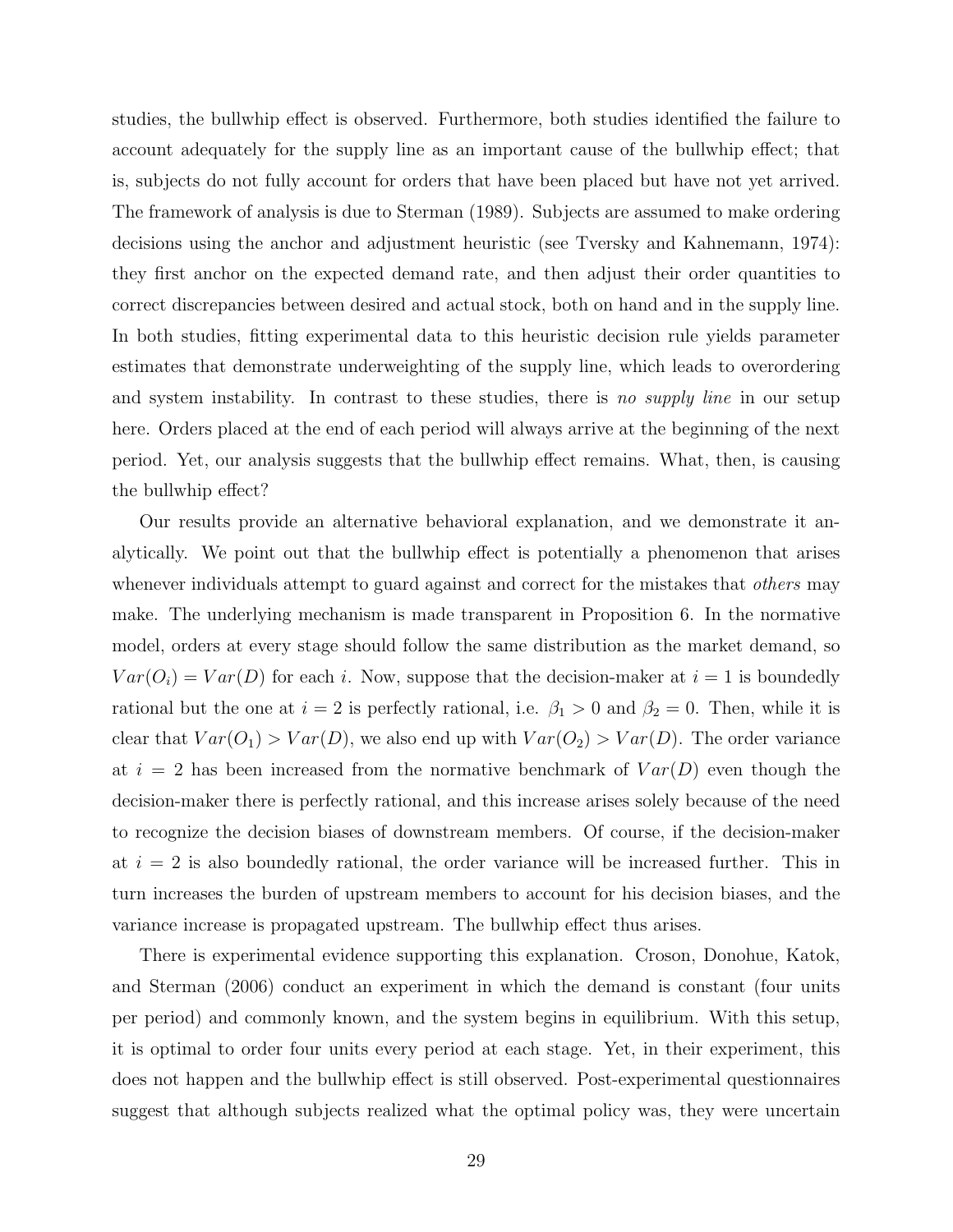studies, the bullwhip effect is observed. Furthermore, both studies identified the failure to account adequately for the supply line as an important cause of the bullwhip effect; that is, subjects do not fully account for orders that have been placed but have not yet arrived. The framework of analysis is due to Sterman (1989). Subjects are assumed to make ordering decisions using the anchor and adjustment heuristic (see Tversky and Kahnemann, 1974): they first anchor on the expected demand rate, and then adjust their order quantities to correct discrepancies between desired and actual stock, both on hand and in the supply line. In both studies, fitting experimental data to this heuristic decision rule yields parameter estimates that demonstrate underweighting of the supply line, which leads to overordering and system instability. In contrast to these studies, there is *no supply line* in our setup here. Orders placed at the end of each period will always arrive at the beginning of the next period. Yet, our analysis suggests that the bullwhip effect remains. What, then, is causing the bullwhip effect?

Our results provide an alternative behavioral explanation, and we demonstrate it analytically. We point out that the bullwhip effect is potentially a phenomenon that arises whenever individuals attempt to guard against and correct for the mistakes that *others* may make. The underlying mechanism is made transparent in Proposition 6. In the normative model, orders at every stage should follow the same distribution as the market demand, so $Var(O_i) = Var(D)$ for each $i$. Now, suppose that the decision-maker at $i = 1$ is boundedly rational but the one at $i = 2$ is perfectly rational, i.e. $\beta_1 > 0$ and $\beta_2 = 0$. Then, while it is clear that $Var(O_1) > Var(D)$, we also end up with $Var(O_2) > Var(D)$. The order variance at $i = 2$ has been increased from the normative benchmark of $Var(D)$ even though the decision-maker there is perfectly rational, and this increase arises solely because of the need to recognize the decision biases of downstream members. Of course, if the decision-maker at $i = 2$ is also boundedly rational, the order variance will be increased further. This in turn increases the burden of upstream members to account for his decision biases, and the variance increase is propagated upstream. The bullwhip effect thus arises.

There is experimental evidence supporting this explanation. Croson, Donohue, Katok, and Sterman (2006) conduct an experiment in which the demand is constant (four units per period) and commonly known, and the system begins in equilibrium. With this setup, it is optimal to order four units every period at each stage. Yet, in their experiment, this does not happen and the bullwhip effect is still observed. Post-experimental questionnaires suggest that although subjects realized what the optimal policy was, they were uncertain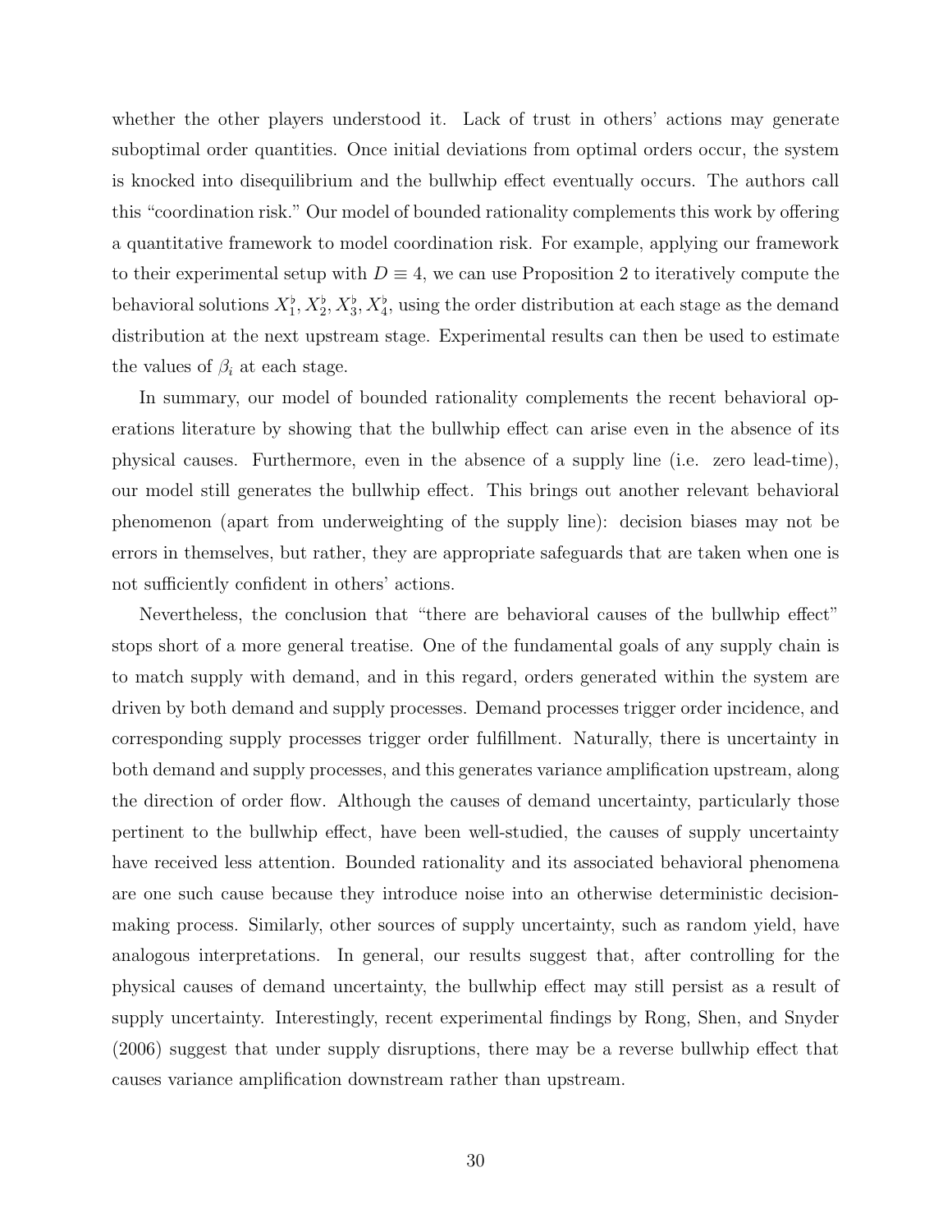whether the other players understood it. Lack of trust in others' actions may generate suboptimal order quantities. Once initial deviations from optimal orders occur, the system is knocked into disequilibrium and the bullwhip effect eventually occurs. The authors call this "coordination risk." Our model of bounded rationality complements this work by offering a quantitative framework to model coordination risk. For example, applying our framework to their experimental setup with $D \equiv 4$, we can use Proposition 2 to iteratively compute the behavioral solutions $X_1^\flat, X_2^\flat, X_3^\flat, X_4^\flat$, using the order distribution at each stage as the demand distribution at the next upstream stage. Experimental results can then be used to estimate the values of $\beta_i$ at each stage.

In summary, our model of bounded rationality complements the recent behavioral operations literature by showing that the bullwhip effect can arise even in the absence of its physical causes. Furthermore, even in the absence of a supply line (i.e. zero lead-time), our model still generates the bullwhip effect. This brings out another relevant behavioral phenomenon (apart from underweighting of the supply line): decision biases may not be errors in themselves, but rather, they are appropriate safeguards that are taken when one is not sufficiently confident in others' actions.

Nevertheless, the conclusion that "there are behavioral causes of the bullwhip effect" stops short of a more general treatise. One of the fundamental goals of any supply chain is to match supply with demand, and in this regard, orders generated within the system are driven by both demand and supply processes. Demand processes trigger order incidence, and corresponding supply processes trigger order fulfillment. Naturally, there is uncertainty in both demand and supply processes, and this generates variance amplification upstream, along the direction of order flow. Although the causes of demand uncertainty, particularly those pertinent to the bullwhip effect, have been well-studied, the causes of supply uncertainty have received less attention. Bounded rationality and its associated behavioral phenomena are one such cause because they introduce noise into an otherwise deterministic decision-making process. Similarly, other sources of supply uncertainty, such as random yield, have analogous interpretations. In general, our results suggest that, after controlling for the physical causes of demand uncertainty, the bullwhip effect may still persist as a result of supply uncertainty. Interestingly, recent experimental findings by Rong, Shen, and Snyder (2006) suggest that under supply disruptions, there may be a reverse bullwhip effect that causes variance amplification downstream rather than upstream.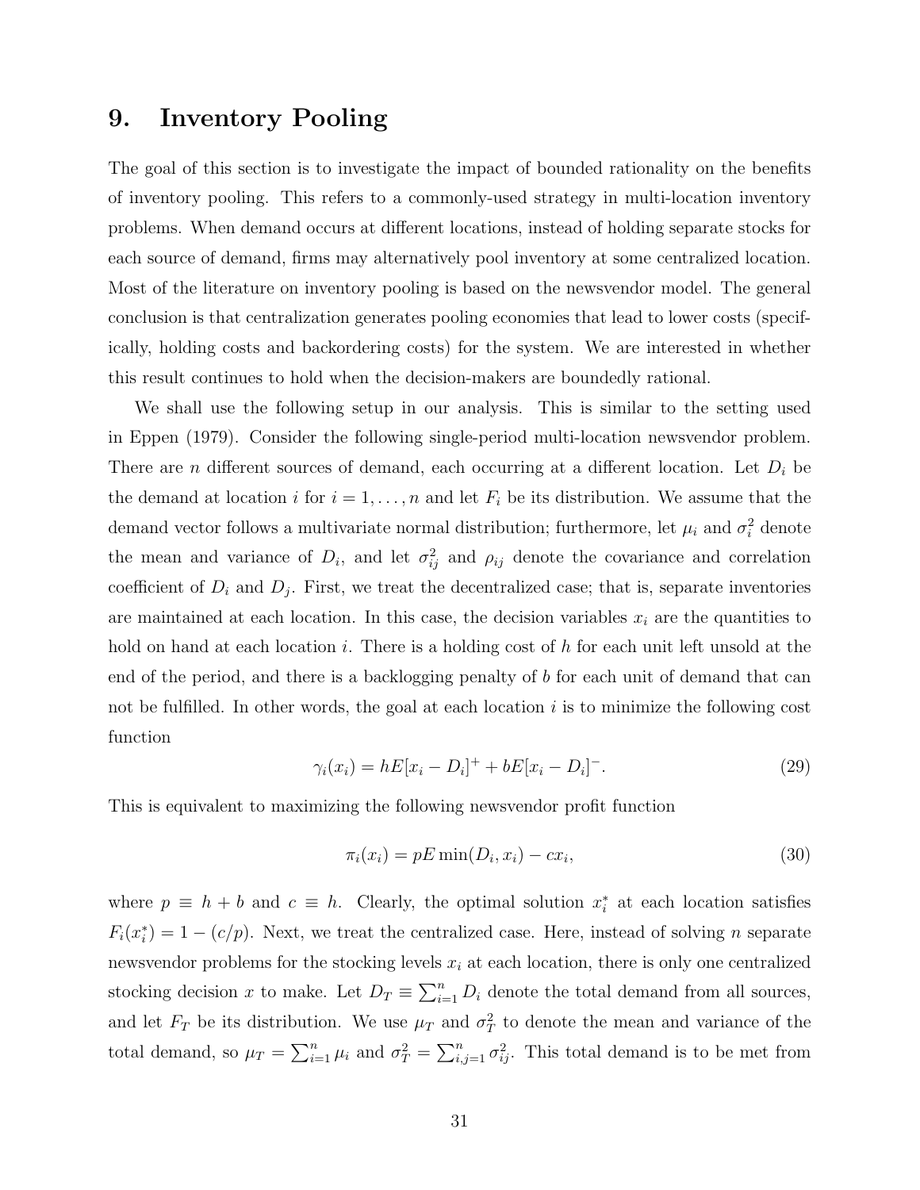# 9. Inventory Pooling

The goal of this section is to investigate the impact of bounded rationality on the benefits of inventory pooling. This refers to a commonly-used strategy in multi-location inventory problems. When demand occurs at different locations, instead of holding separate stocks for each source of demand, firms may alternatively pool inventory at some centralized location. Most of the literature on inventory pooling is based on the newsvendor model. The general conclusion is that centralization generates pooling economies that lead to lower costs (specifically, holding costs and backordering costs) for the system. We are interested in whether this result continues to hold when the decision-makers are boundedly rational.

We shall use the following setup in our analysis. This is similar to the setting used in Eppen (1979). Consider the following single-period multi-location newsvendor problem. There are $n$ different sources of demand, each occurring at a different location. Let $D_i$ be the demand at location $i$ for $i = 1, \ldots, n$ and let $F_i$ be its distribution. We assume that the demand vector follows a multivariate normal distribution; furthermore, let $\mu_i$ and $\sigma_i^2$ denote the mean and variance of $D_i$, and let $\sigma_{ij}^2$ and $\rho_{ij}$ denote the covariance and correlation coefficient of $D_i$ and $D_j$. First, we treat the decentralized case; that is, separate inventories are maintained at each location. In this case, the decision variables $x_i$ are the quantities to hold on hand at each location $i$. There is a holding cost of $h$ for each unit left unsold at the end of the period, and there is a backlogging penalty of $b$ for each unit of demand that can not be fulfilled. In other words, the goal at each location $i$ is to minimize the following cost function

$$\gamma_i(x_i) = hE[x_i - D_i]^+ + bE[x_i - D_i]^-. \tag{29}$$

This is equivalent to maximizing the following newsvendor profit function

$$\pi_i(x_i) = pE\min(D_i, x_i) - cx_i, \tag{30}$$

where $p \equiv h + b$ and $c \equiv h$. Clearly, the optimal solution $x_i^*$ at each location satisfies $F_i(x_i^*) = 1 - (c/p)$. Next, we treat the centralized case. Here, instead of solving $n$ separate newsvendor problems for the stocking levels $x_i$ at each location, there is only one centralized stocking decision $x$ to make. Let $D_T \equiv \sum_{i=1}^n D_i$ denote the total demand from all sources, and let $F_T$ be its distribution. We use $\mu_T$ and $\sigma_T^2$ to denote the mean and variance of the total demand, so $\mu_T = \sum_{i=1}^n \mu_i$ and $\sigma_T^2 = \sum_{i,j=1}^n \sigma_{ij}^2$. This total demand is to be met from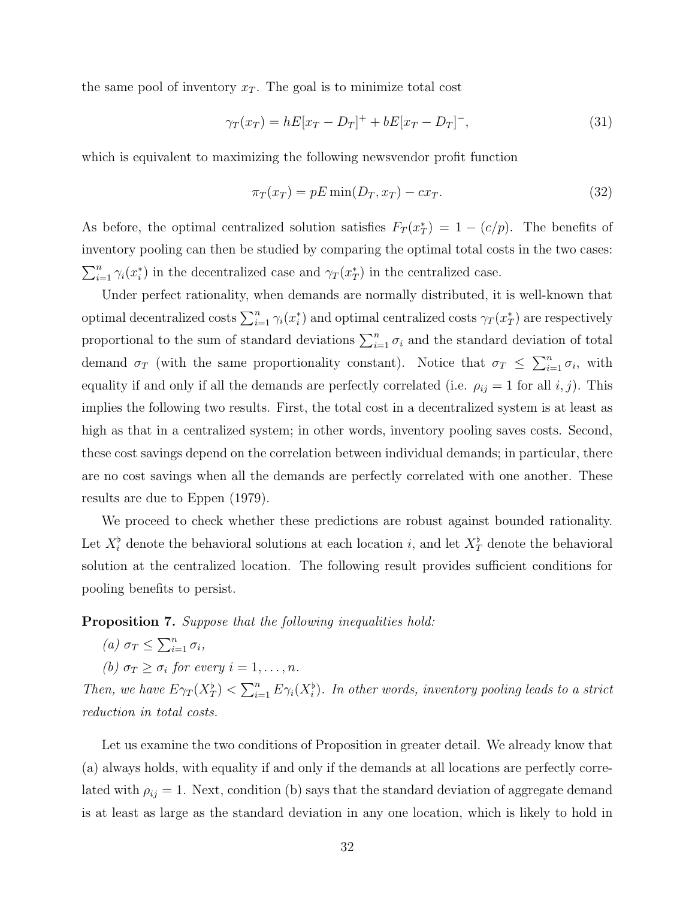the same pool of inventory $x_T$. The goal is to minimize total cost

$$\gamma_T(x_T) = hE[x_T - D_T]^+ + bE[x_T - D_T]^-, \tag{31}$$

which is equivalent to maximizing the following newsvendor profit function

$$\pi_T(x_T) = pE\min(D_T, x_T) - cx_T. \tag{32}$$

As before, the optimal centralized solution satisfies $F_T(x_T^*) = 1 - (c/p)$. The benefits of inventory pooling can then be studied by comparing the optimal total costs in the two cases: $\sum_{i=1}^n \gamma_i(x_i^*)$ in the decentralized case and $\gamma_T(x_T^*)$ in the centralized case.

Under perfect rationality, when demands are normally distributed, it is well-known that optimal decentralized costs $\sum_{i=1}^n \gamma_i(x_i^*)$ and optimal centralized costs $\gamma_T(x_T^*)$ are respectively proportional to the sum of standard deviations $\sum_{i=1}^n \sigma_i$ and the standard deviation of total demand $\sigma_T$ (with the same proportionality constant). Notice that $\sigma_T \leq \sum_{i=1}^n \sigma_i$, with equality if and only if all the demands are perfectly correlated (i.e. $\rho_{ij} = 1$ for all $i, j$). This implies the following two results. First, the total cost in a decentralized system is at least as high as that in a centralized system; in other words, inventory pooling saves costs. Second, these cost savings depend on the correlation between individual demands; in particular, there are no cost savings when all the demands are perfectly correlated with one another. These results are due to Eppen (1979).

We proceed to check whether these predictions are robust against bounded rationality. Let $X_i^\flat$ denote the behavioral solutions at each location $i$, and let $X_T^\flat$ denote the behavioral solution at the centralized location. The following result provides sufficient conditions for pooling benefits to persist.

**Proposition 7.** *Suppose that the following inequalities hold:*

*(a)* $\sigma_T \leq \sum_{i=1}^n \sigma_i$,

*(b)* $\sigma_T \geq \sigma_i$ *for every* $i = 1, \ldots, n$.

*Then, we have* $E\gamma_T(X_T^\flat) < \sum_{i=1}^n E\gamma_i(X_i^\flat)$. *In other words, inventory pooling leads to a strict reduction in total costs.*

Let us examine the two conditions of Proposition in greater detail. We already know that (a) always holds, with equality if and only if the demands at all locations are perfectly correlated with $\rho_{ij} = 1$. Next, condition (b) says that the standard deviation of aggregate demand is at least as large as the standard deviation in any one location, which is likely to hold in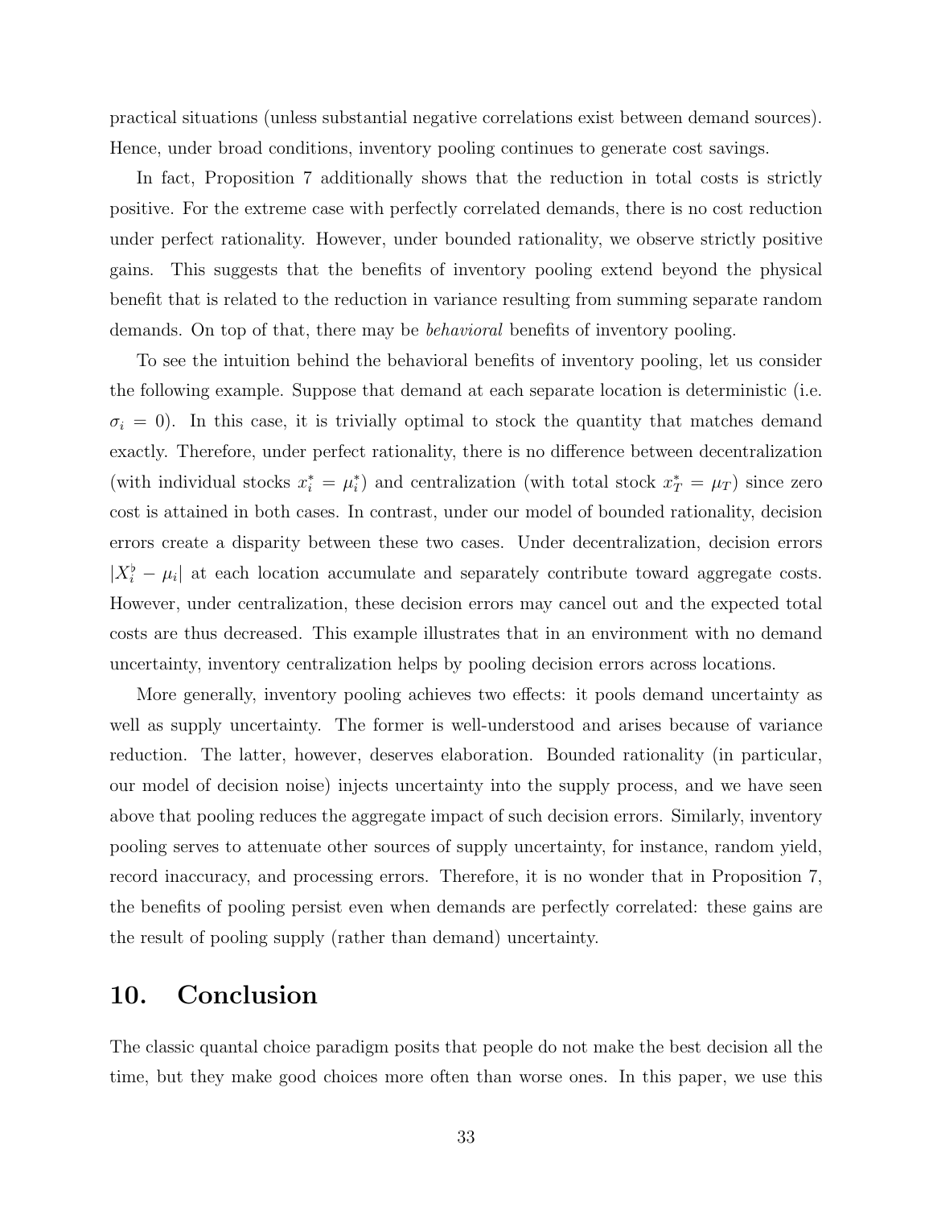practical situations (unless substantial negative correlations exist between demand sources). Hence, under broad conditions, inventory pooling continues to generate cost savings.

In fact, Proposition 7 additionally shows that the reduction in total costs is strictly positive. For the extreme case with perfectly correlated demands, there is no cost reduction under perfect rationality. However, under bounded rationality, we observe strictly positive gains. This suggests that the benefits of inventory pooling extend beyond the physical benefit that is related to the reduction in variance resulting from summing separate random demands. On top of that, there may be *behavioral* benefits of inventory pooling.

To see the intuition behind the behavioral benefits of inventory pooling, let us consider the following example. Suppose that demand at each separate location is deterministic (i.e. $\sigma_i = 0$). In this case, it is trivially optimal to stock the quantity that matches demand exactly. Therefore, under perfect rationality, there is no difference between decentralization (with individual stocks $x_i^* = \mu_i^*$) and centralization (with total stock $x_T^* = \mu_T$) since zero cost is attained in both cases. In contrast, under our model of bounded rationality, decision errors create a disparity between these two cases. Under decentralization, decision errors $|X_i^\flat - \mu_i|$ at each location accumulate and separately contribute toward aggregate costs. However, under centralization, these decision errors may cancel out and the expected total costs are thus decreased. This example illustrates that in an environment with no demand uncertainty, inventory centralization helps by pooling decision errors across locations.

More generally, inventory pooling achieves two effects: it pools demand uncertainty as well as supply uncertainty. The former is well-understood and arises because of variance reduction. The latter, however, deserves elaboration. Bounded rationality (in particular, our model of decision noise) injects uncertainty into the supply process, and we have seen above that pooling reduces the aggregate impact of such decision errors. Similarly, inventory pooling serves to attenuate other sources of supply uncertainty, for instance, random yield, record inaccuracy, and processing errors. Therefore, it is no wonder that in Proposition 7, the benefits of pooling persist even when demands are perfectly correlated: these gains are the result of pooling supply (rather than demand) uncertainty.

# 10. Conclusion

The classic quantal choice paradigm posits that people do not make the best decision all the time, but they make good choices more often than worse ones. In this paper, we use this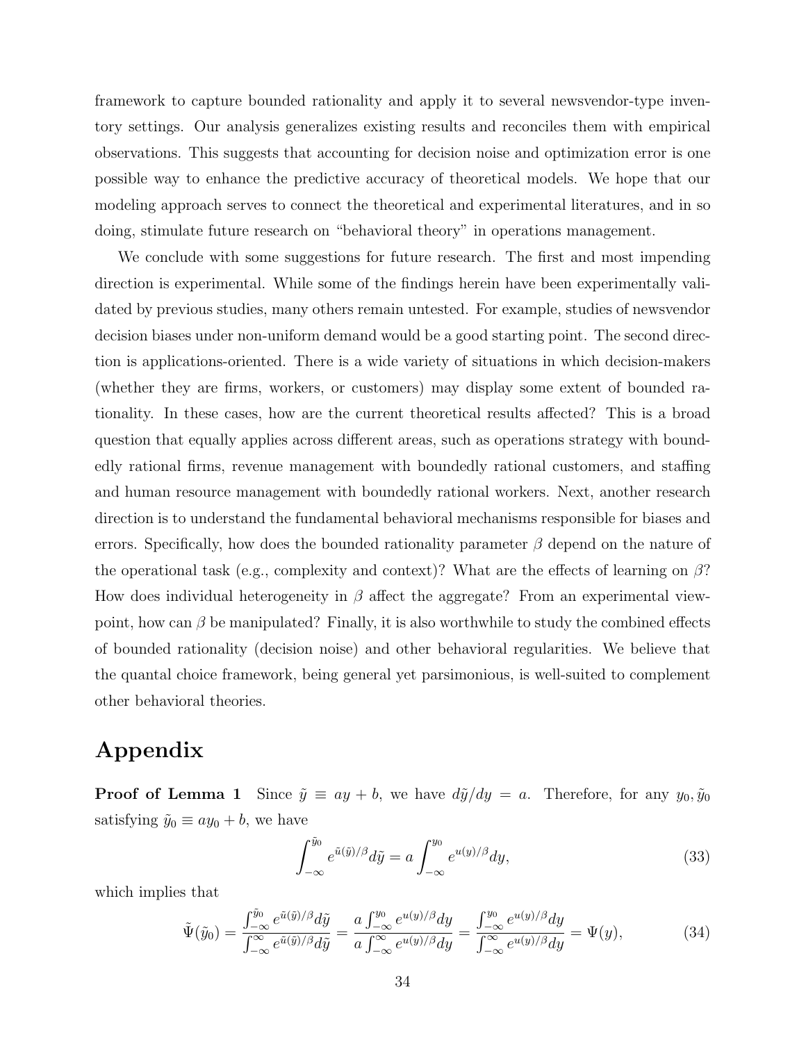framework to capture bounded rationality and apply it to several newsvendor-type inventory settings. Our analysis generalizes existing results and reconciles them with empirical observations. This suggests that accounting for decision noise and optimization error is one possible way to enhance the predictive accuracy of theoretical models. We hope that our modeling approach serves to connect the theoretical and experimental literatures, and in so doing, stimulate future research on "behavioral theory" in operations management.

We conclude with some suggestions for future research. The first and most impending direction is experimental. While some of the findings herein have been experimentally validated by previous studies, many others remain untested. For example, studies of newsvendor decision biases under non-uniform demand would be a good starting point. The second direction is applications-oriented. There is a wide variety of situations in which decision-makers (whether they are firms, workers, or customers) may display some extent of bounded rationality. In these cases, how are the current theoretical results affected? This is a broad question that equally applies across different areas, such as operations strategy with boundedly rational firms, revenue management with boundedly rational customers, and staffing and human resource management with boundedly rational workers. Next, another research direction is to understand the fundamental behavioral mechanisms responsible for biases and errors. Specifically, how does the bounded rationality parameter $\beta$ depend on the nature of the operational task (e.g., complexity and context)? What are the effects of learning on $\beta$? How does individual heterogeneity in $\beta$ affect the aggregate? From an experimental viewpoint, how can $\beta$ be manipulated? Finally, it is also worthwhile to study the combined effects of bounded rationality (decision noise) and other behavioral regularities. We believe that the quantal choice framework, being general yet parsimonious, is well-suited to complement other behavioral theories.

# Appendix

**Proof of Lemma 1** Since $\tilde{y} \equiv ay + b$, we have $d\tilde{y}/dy = a$. Therefore, for any $y_0, \tilde{y}_0$ satisfying $\tilde{y}_0 \equiv ay_0 + b$, we have

$$\int_{-\infty}^{\tilde{y}_0} e^{\tilde{u}(\tilde{y})/\beta} d\tilde{y} = a \int_{-\infty}^{y_0} e^{u(y)/\beta} dy, \tag{33}$$

which implies that

$$\tilde{\Psi}(\tilde{y}_0) = \frac{\int_{-\infty}^{\tilde{y}_0} e^{\tilde{u}(\tilde{y})/\beta} d\tilde{y}}{\int_{-\infty}^{\infty} e^{\tilde{u}(\tilde{y})/\beta} d\tilde{y}} = \frac{a \int_{-\infty}^{y_0} e^{u(y)/\beta} dy}{a \int_{-\infty}^{\infty} e^{u(y)/\beta} dy} = \frac{\int_{-\infty}^{y_0} e^{u(y)/\beta} dy}{\int_{-\infty}^{\infty} e^{u(y)/\beta} dy} = \Psi(y), \tag{34}$$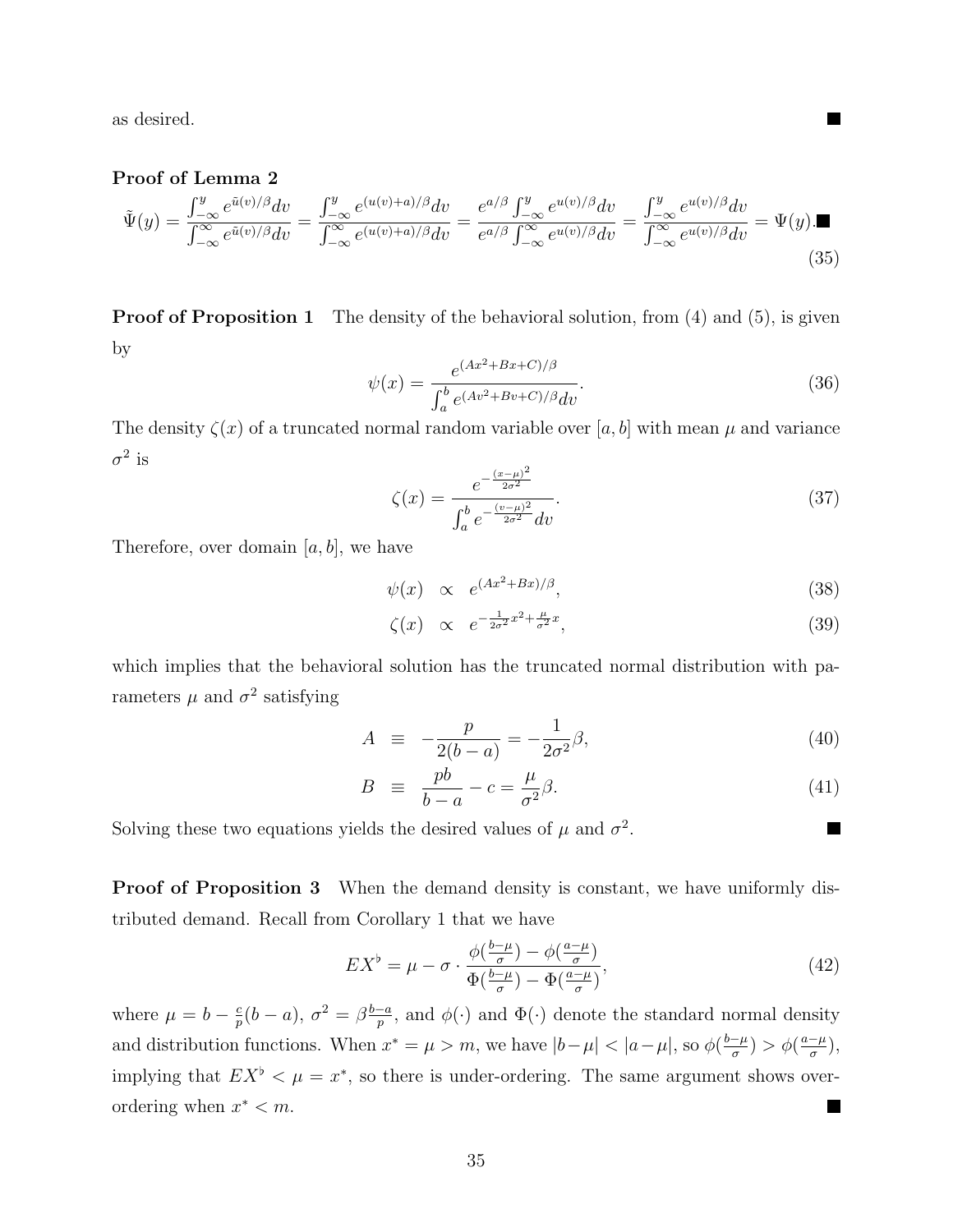as desired. ■

**Proof of Lemma 2**

$$\tilde{\Psi}(y) = \frac{\int_{-\infty}^{y} e^{\tilde{u}(v)/\beta} dv}{\int_{-\infty}^{\infty} e^{\tilde{u}(v)/\beta} dv} = \frac{\int_{-\infty}^{y} e^{(u(v)+a)/\beta} dv}{\int_{-\infty}^{\infty} e^{(u(v)+a)/\beta} dv} = \frac{e^{a/\beta} \int_{-\infty}^{y} e^{u(v)/\beta} dv}{e^{a/\beta} \int_{-\infty}^{\infty} e^{u(v)/\beta} dv} = \frac{\int_{-\infty}^{y} e^{u(v)/\beta} dv}{\int_{-\infty}^{\infty} e^{u(v)/\beta} dv} = \Psi(y). \blacksquare \tag{35}$$

**Proof of Proposition 1** The density of the behavioral solution, from (4) and (5), is given by

$$\psi(x) = \frac{e^{(Ax^2+Bx+C)/\beta}}{\int_a^b e^{(Av^2+Bv+C)/\beta} dv}. \tag{36}$$

The density $\zeta(x)$ of a truncated normal random variable over $[a, b]$ with mean $\mu$ and variance $\sigma^2$ is

$$\zeta(x) = \frac{e^{-\frac{(x-\mu)^2}{2\sigma^2}}}{\int_a^b e^{-\frac{(v-\mu)^2}{2\sigma^2}} dv}. \tag{37}$$

Therefore, over domain $[a, b]$, we have

$$\psi(x) \propto e^{(Ax^2+Bx)/\beta}, \tag{38}$$

$$\zeta(x) \propto e^{-\frac{1}{2\sigma^2}x^2 + \frac{\mu}{\sigma^2}x}, \tag{39}$$

which implies that the behavioral solution has the truncated normal distribution with parameters $\mu$ and $\sigma^2$ satisfying

$$A \equiv -\frac{p}{2(b-a)} = -\frac{1}{2\sigma^2}\beta, \tag{40}$$

$$B \equiv \frac{pb}{b-a} - c = \frac{\mu}{\sigma^2}\beta. \tag{41}$$

Solving these two equations yields the desired values of $\mu$ and $\sigma^2$. ■

**Proof of Proposition 3** When the demand density is constant, we have uniformly distributed demand. Recall from Corollary 1 that we have

$$EX^\flat = \mu - \sigma \cdot \frac{\phi(\frac{b-\mu}{\sigma}) - \phi(\frac{a-\mu}{\sigma})}{\Phi(\frac{b-\mu}{\sigma}) - \Phi(\frac{a-\mu}{\sigma})}, \tag{42}$$

where $\mu = b - \frac{c}{p}(b-a)$, $\sigma^2 = \beta\frac{b-a}{p}$, and $\phi(\cdot)$ and $\Phi(\cdot)$ denote the standard normal density and distribution functions. When $x^* = \mu > m$, we have $|b-\mu| < |a-\mu|$, so $\phi(\frac{b-\mu}{\sigma}) > \phi(\frac{a-\mu}{\sigma})$, implying that $EX^\flat < \mu = x^*$, so there is under-ordering. The same argument shows over-ordering when $x^* < m$. ■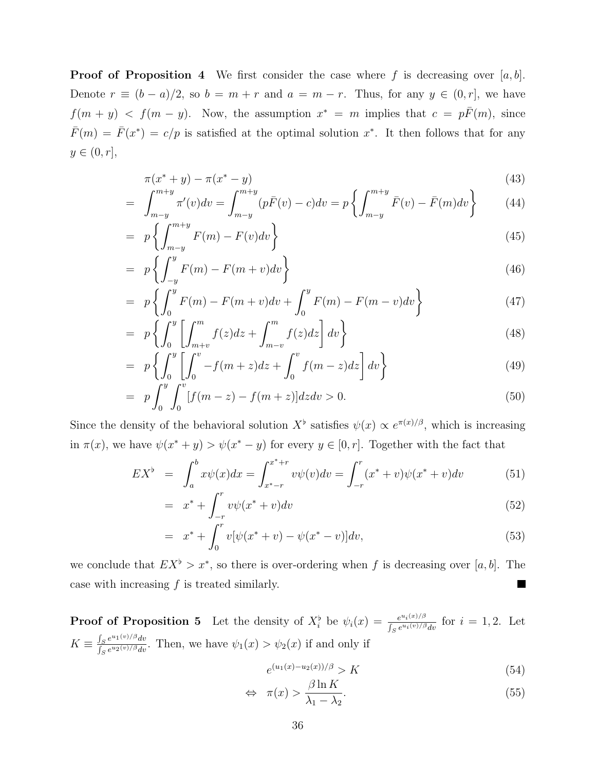**Proof of Proposition 4** We first consider the case where $f$ is decreasing over $[a, b]$. Denote $r \equiv (b-a)/2$, so $b = m + r$ and $a = m - r$. Thus, for any $y \in (0, r]$, we have $f(m + y) < f(m - y)$. Now, the assumption $x^* = m$ implies that $c = p\bar{F}(m)$, since $\bar{F}(m) = \bar{F}(x^*) = c/p$ is satisfied at the optimal solution $x^*$. It then follows that for any $y \in (0, r]$,

$$
\begin{aligned}
& \pi(x^* + y) - \pi(x^* - y) && (43)\\
= \ & \int_{m-y}^{m+y} \pi'(v)dv = \int_{m-y}^{m+y} (p\bar{F}(v) - c)dv = p\left\{\int_{m-y}^{m+y} \bar{F}(v) - \bar{F}(m)dv\right\} && (44)\\
= \ & p\left\{\int_{m-y}^{m+y} F(m) - F(v)dv\right\} && (45)\\
= \ & p\left\{\int_{-y}^{y} F(m) - F(m+v)dv\right\} && (46)\\
= \ & p\left\{\int_{0}^{y} F(m) - F(m+v)dv + \int_{0}^{y} F(m) - F(m-v)dv\right\} && (47)\\
= \ & p\left\{\int_{0}^{y} \left[\int_{m+v}^{m} f(z)dz + \int_{m-v}^{m} f(z)dz\right] dv\right\} && (48)\\
= \ & p\left\{\int_{0}^{y} \left[\int_{0}^{v} -f(m+z)dz + \int_{0}^{v} f(m-z)dz\right] dv\right\} && (49)\\
= \ & p\int_{0}^{y}\int_{0}^{v} [f(m-z) - f(m+z)]dzdv > 0. && (50)
\end{aligned}
$$

Since the density of the behavioral solution $X^\flat$ satisfies $\psi(x) \propto e^{\pi(x)/\beta}$, which is increasing in $\pi(x)$, we have $\psi(x^* + y) > \psi(x^* - y)$ for every $y \in [0, r]$. Together with the fact that

$$
\begin{aligned}
EX^\flat &= \int_a^b x\psi(x)dx = \int_{x^*-r}^{x^*+r} v\psi(v)dv = \int_{-r}^{r} (x^* + v)\psi(x^* + v)dv && (51)\\
&= x^* + \int_{-r}^{r} v\psi(x^* + v)dv && (52)\\
&= x^* + \int_{0}^{r} v[\psi(x^* + v) - \psi(x^* - v)]dv, && (53)
\end{aligned}
$$

we conclude that $EX^\flat > x^*$, so there is over-ordering when $f$ is decreasing over $[a, b]$. The case with increasing $f$ is treated similarly. ■

**Proof of Proposition 5** Let the density of $X_i^\flat$ be $\psi_i(x) = \frac{e^{u_i(x)/\beta}}{\int_S e^{u_i(v)/\beta}dv}$ for $i = 1, 2$. Let $K \equiv \frac{\int_S e^{u_1(v)/\beta}dv}{\int_S e^{u_2(v)/\beta}dv}$. Then, we have $\psi_1(x) > \psi_2(x)$ if and only if

$$
\begin{aligned}
& e^{(u_1(x) - u_2(x))/\beta} > K && (54)\\
\Leftrightarrow \ & \pi(x) > \frac{\beta \ln K}{\lambda_1 - \lambda_2}. && (55)
\end{aligned}
$$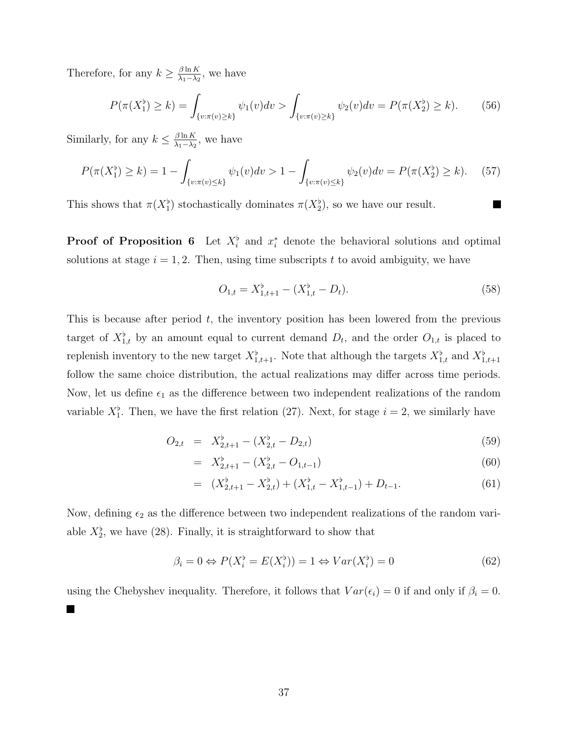Therefore, for any $k \geq \frac{\beta \ln K}{\lambda_1 - \lambda_2}$, we have

$$P(\pi(X_1^\flat) \geq k) = \int_{\{v:\pi(v)\geq k\}} \psi_1(v)dv > \int_{\{v:\pi(v)\geq k\}} \psi_2(v)dv = P(\pi(X_2^\flat) \geq k). \tag{56}$$

Similarly, for any $k \leq \frac{\beta \ln K}{\lambda_1 - \lambda_2}$, we have

$$P(\pi(X_1^\flat) \geq k) = 1 - \int_{\{v:\pi(v)\leq k\}} \psi_1(v)dv > 1 - \int_{\{v:\pi(v)\leq k\}} \psi_2(v)dv = P(\pi(X_2^\flat) \geq k). \tag{57}$$

This shows that $\pi(X_1^\flat)$ stochastically dominates $\pi(X_2^\flat)$, so we have our result. ■

**Proof of Proposition 6** Let $X_i^\flat$ and $x_i^*$ denote the behavioral solutions and optimal solutions at stage $i = 1, 2$. Then, using time subscripts $t$ to avoid ambiguity, we have

$$O_{1,t} = X_{1,t+1}^\flat - (X_{1,t}^\flat - D_t). \tag{58}$$

This is because after period $t$, the inventory position has been lowered from the previous target of $X_{1,t}^\flat$ by an amount equal to current demand $D_t$, and the order $O_{1,t}$ is placed to replenish inventory to the new target $X_{1,t+1}^\flat$. Note that although the targets $X_{1,t}^\flat$ and $X_{1,t+1}^\flat$ follow the same choice distribution, the actual realizations may differ across time periods. Now, let us define $\epsilon_1$ as the difference between two independent realizations of the random variable $X_1^\flat$. Then, we have the first relation (27). Next, for stage $i = 2$, we similarly have

$$\begin{aligned} O_{2,t} &= X_{2,t+1}^\flat - (X_{2,t}^\flat - D_{2,t}) && (59)\\ &= X_{2,t+1}^\flat - (X_{2,t}^\flat - O_{1,t-1}) && (60)\\ &= (X_{2,t+1}^\flat - X_{2,t}^\flat) + (X_{1,t}^\flat - X_{1,t-1}^\flat) + D_{t-1}. && (61) \end{aligned}$$

Now, defining $\epsilon_2$ as the difference between two independent realizations of the random variable $X_2^\flat$, we have (28). Finally, it is straightforward to show that

$$\beta_i = 0 \Leftrightarrow P(X_i^\flat = E(X_i^\flat)) = 1 \Leftrightarrow Var(X_i^\flat) = 0 \tag{62}$$

using the Chebyshev inequality. Therefore, it follows that $Var(\epsilon_i) = 0$ if and only if $\beta_i = 0$. ■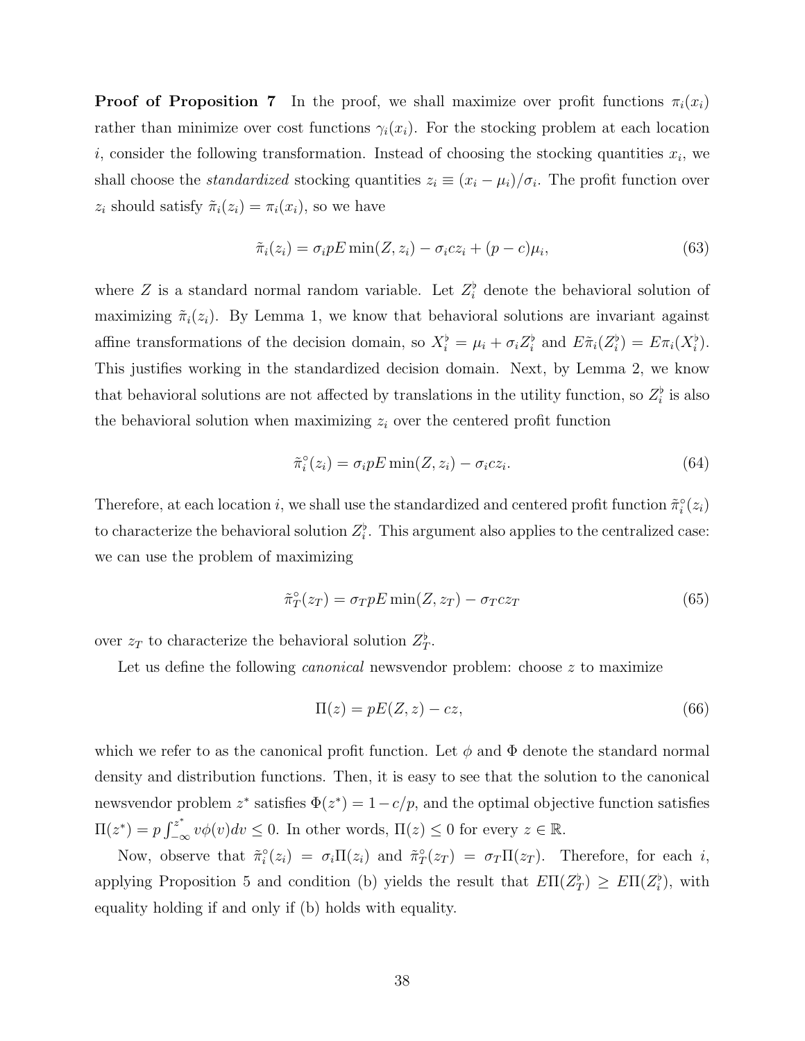**Proof of Proposition 7** In the proof, we shall maximize over profit functions $\pi_i(x_i)$ rather than minimize over cost functions $\gamma_i(x_i)$. For the stocking problem at each location $i$, consider the following transformation. Instead of choosing the stocking quantities $x_i$, we shall choose the *standardized* stocking quantities $z_i \equiv (x_i - \mu_i)/\sigma_i$. The profit function over $z_i$ should satisfy $\tilde{\pi}_i(z_i) = \pi_i(x_i)$, so we have

$$\tilde{\pi}_i(z_i) = \sigma_i pE \min(Z, z_i) - \sigma_i c z_i + (p - c)\mu_i, \tag{63}$$

where $Z$ is a standard normal random variable. Let $Z_i^\flat$ denote the behavioral solution of maximizing $\tilde{\pi}_i(z_i)$. By Lemma 1, we know that behavioral solutions are invariant against affine transformations of the decision domain, so $X_i^\flat = \mu_i + \sigma_i Z_i^\flat$ and $E\tilde{\pi}_i(Z_i^\flat) = E\pi_i(X_i^\flat)$. This justifies working in the standardized decision domain. Next, by Lemma 2, we know that behavioral solutions are not affected by translations in the utility function, so $Z_i^\flat$ is also the behavioral solution when maximizing $z_i$ over the centered profit function

$$\tilde{\pi}_i^\circ(z_i) = \sigma_i pE \min(Z, z_i) - \sigma_i c z_i. \tag{64}$$

Therefore, at each location $i$, we shall use the standardized and centered profit function $\tilde{\pi}_i^\circ(z_i)$ to characterize the behavioral solution $Z_i^\flat$. This argument also applies to the centralized case: we can use the problem of maximizing

$$\tilde{\pi}_T^\circ(z_T) = \sigma_T pE \min(Z, z_T) - \sigma_T c z_T \tag{65}$$

over $z_T$ to characterize the behavioral solution $Z_T^\flat$.

Let us define the following *canonical* newsvendor problem: choose $z$ to maximize

$$\Pi(z) = pE(Z, z) - cz, \tag{66}$$

which we refer to as the canonical profit function. Let $\phi$ and $\Phi$ denote the standard normal density and distribution functions. Then, it is easy to see that the solution to the canonical newsvendor problem $z^*$ satisfies $\Phi(z^*) = 1 - c/p$, and the optimal objective function satisfies $\Pi(z^*) = p\int_{-\infty}^{z^*} v\phi(v)dv \leq 0$. In other words, $\Pi(z) \leq 0$ for every $z \in \mathbb{R}$.

Now, observe that $\tilde{\pi}_i^\circ(z_i) = \sigma_i \Pi(z_i)$ and $\tilde{\pi}_T^\circ(z_T) = \sigma_T \Pi(z_T)$. Therefore, for each $i$, applying Proposition 5 and condition (b) yields the result that $E\Pi(Z_T^\flat) \geq E\Pi(Z_i^\flat)$, with equality holding if and only if (b) holds with equality.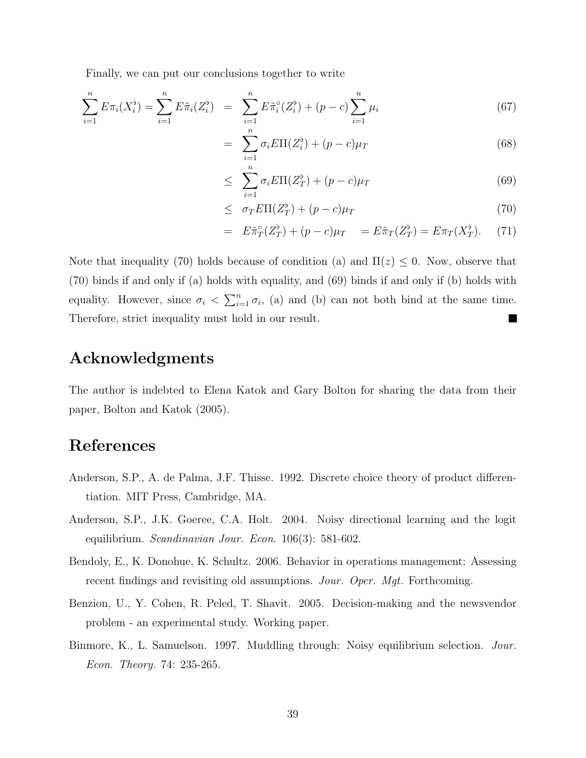Finally, we can put our conclusions together to write

$$
\begin{aligned}
\sum_{i=1}^{n} E\pi_i(X_i^\flat) = \sum_{i=1}^{n} E\tilde{\pi}_i(Z_i^\flat) &= \sum_{i=1}^{n} E\tilde{\pi}_i^\circ(Z_i^\flat) + (p-c)\sum_{i=1}^{n}\mu_i && (67)\\
&= \sum_{i=1}^{n} \sigma_i E\Pi(Z_i^\flat) + (p-c)\mu_T && (68)\\
&\leq \sum_{i=1}^{n} \sigma_i E\Pi(Z_T^\flat) + (p-c)\mu_T && (69)\\
&\leq \sigma_T E\Pi(Z_T^\flat) + (p-c)\mu_T && (70)\\
&= E\tilde{\pi}_T^\circ(Z_T^\flat) + (p-c)\mu_T \quad = E\tilde{\pi}_T(Z_T^\flat) = E\pi_T(X_T^\flat). && (71)
\end{aligned}
$$

Note that inequality (70) holds because of condition (a) and $\Pi(z) \leq 0$. Now, observe that (70) binds if and only if (a) holds with equality, and (69) binds if and only if (b) holds with equality. However, since $\sigma_i < \sum_{i=1}^{n} \sigma_i$, (a) and (b) can not both bind at the same time. Therefore, strict inequality must hold in our result. ■

## Acknowledgments

The author is indebted to Elena Katok and Gary Bolton for sharing the data from their paper, Bolton and Katok (2005).

## References

Anderson, S.P., A. de Palma, J.F. Thisse. 1992. Discrete choice theory of product differentiation. MIT Press, Cambridge, MA.

Anderson, S.P., J.K. Goeree, C.A. Holt. 2004. Noisy directional learning and the logit equilibrium. *Scandinavian Jour. Econ.* 106(3): 581-602.

Bendoly, E., K. Donohue, K. Schultz. 2006. Behavior in operations management: Assessing recent findings and revisiting old assumptions. *Jour. Oper. Mgt.* Forthcoming.

Benzion, U., Y. Cohen, R. Peled, T. Shavit. 2005. Decision-making and the newsvendor problem - an experimental study. Working paper.

Binmore, K., L. Samuelson. 1997. Muddling through: Noisy equilibrium selection. *Jour. Econ. Theory.* 74: 235-265.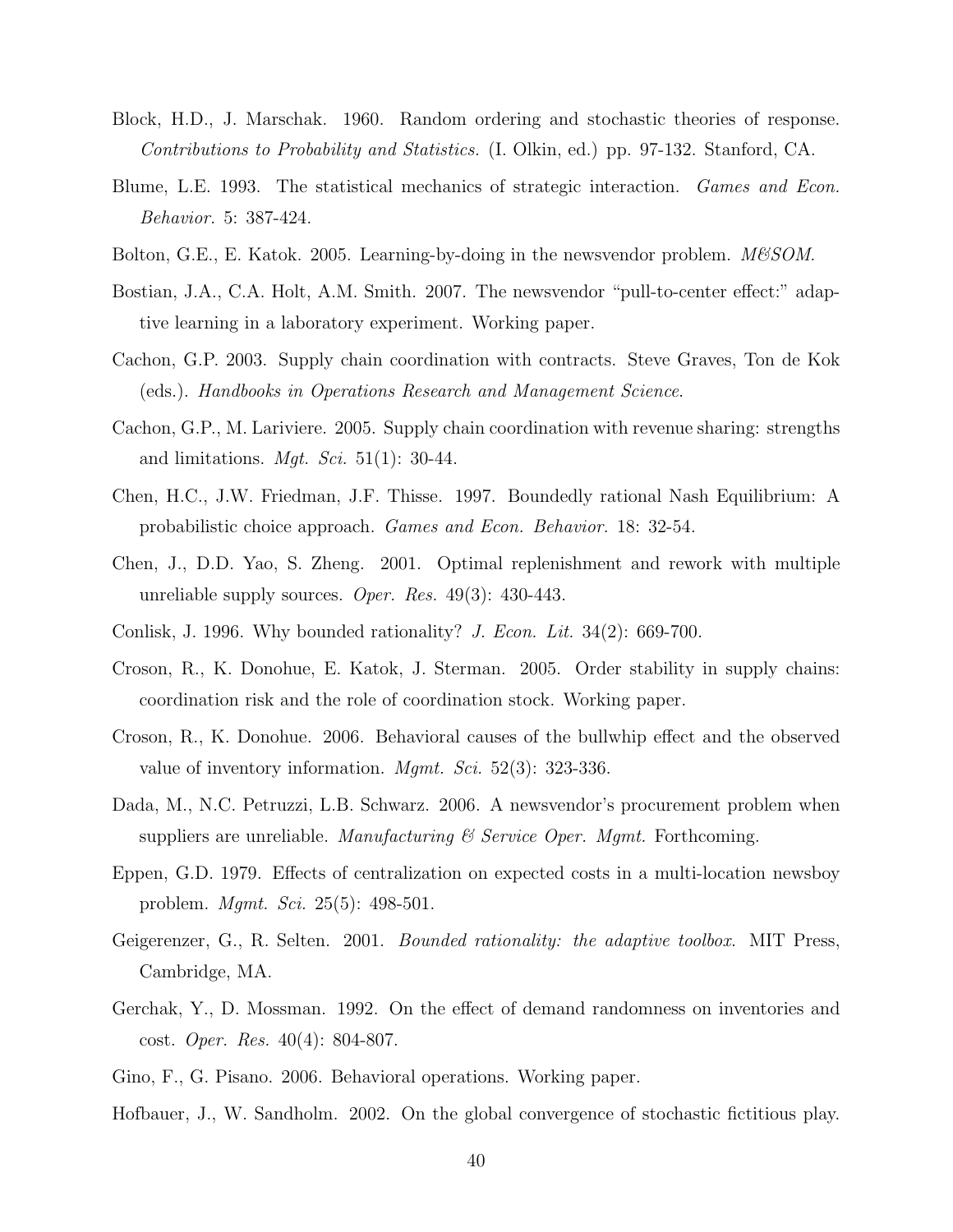Block, H.D., J. Marschak. 1960. Random ordering and stochastic theories of response. *Contributions to Probability and Statistics.* (I. Olkin, ed.) pp. 97-132. Stanford, CA.

Blume, L.E. 1993. The statistical mechanics of strategic interaction. *Games and Econ. Behavior.* 5: 387-424.

Bolton, G.E., E. Katok. 2005. Learning-by-doing in the newsvendor problem. *M&SOM.*

Bostian, J.A., C.A. Holt, A.M. Smith. 2007. The newsvendor "pull-to-center effect:" adaptive learning in a laboratory experiment. Working paper.

Cachon, G.P. 2003. Supply chain coordination with contracts. Steve Graves, Ton de Kok (eds.). *Handbooks in Operations Research and Management Science.*

Cachon, G.P., M. Lariviere. 2005. Supply chain coordination with revenue sharing: strengths and limitations. *Mgt. Sci.* 51(1): 30-44.

Chen, H.C., J.W. Friedman, J.F. Thisse. 1997. Boundedly rational Nash Equilibrium: A probabilistic choice approach. *Games and Econ. Behavior.* 18: 32-54.

Chen, J., D.D. Yao, S. Zheng. 2001. Optimal replenishment and rework with multiple unreliable supply sources. *Oper. Res.* 49(3): 430-443.

Conlisk, J. 1996. Why bounded rationality? *J. Econ. Lit.* 34(2): 669-700.

Croson, R., K. Donohue, E. Katok, J. Sterman. 2005. Order stability in supply chains: coordination risk and the role of coordination stock. Working paper.

Croson, R., K. Donohue. 2006. Behavioral causes of the bullwhip effect and the observed value of inventory information. *Mgmt. Sci.* 52(3): 323-336.

Dada, M., N.C. Petruzzi, L.B. Schwarz. 2006. A newsvendor's procurement problem when suppliers are unreliable. *Manufacturing & Service Oper. Mgmt.* Forthcoming.

Eppen, G.D. 1979. Effects of centralization on expected costs in a multi-location newsboy problem. *Mgmt. Sci.* 25(5): 498-501.

Geigerenzer, G., R. Selten. 2001. *Bounded rationality: the adaptive toolbox.* MIT Press, Cambridge, MA.

Gerchak, Y., D. Mossman. 1992. On the effect of demand randomness on inventories and cost. *Oper. Res.* 40(4): 804-807.

Gino, F., G. Pisano. 2006. Behavioral operations. Working paper.

Hofbauer, J., W. Sandholm. 2002. On the global convergence of stochastic fictitious play.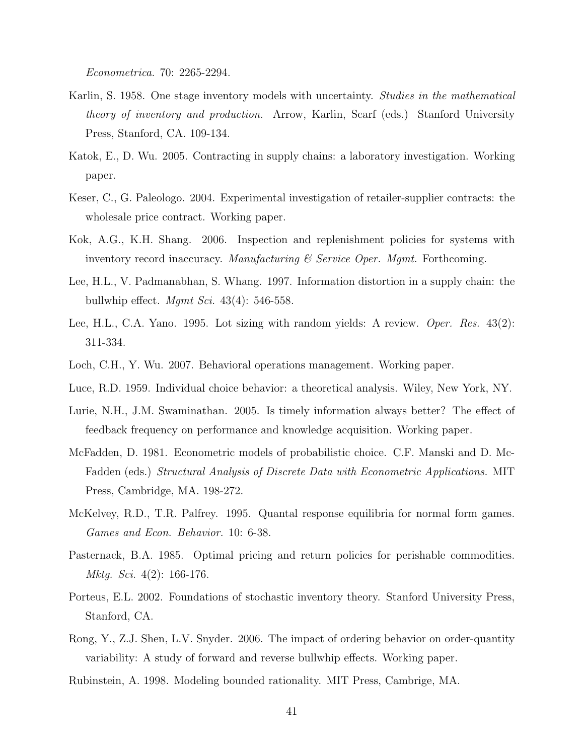*Econometrica.* 70: 2265-2294.

Karlin, S. 1958. One stage inventory models with uncertainty. *Studies in the mathematical theory of inventory and production.* Arrow, Karlin, Scarf (eds.) Stanford University Press, Stanford, CA. 109-134.

Katok, E., D. Wu. 2005. Contracting in supply chains: a laboratory investigation. Working paper.

Keser, C., G. Paleologo. 2004. Experimental investigation of retailer-supplier contracts: the wholesale price contract. Working paper.

Kok, A.G., K.H. Shang. 2006. Inspection and replenishment policies for systems with inventory record inaccuracy. *Manufacturing & Service Oper. Mgmt.* Forthcoming.

Lee, H.L., V. Padmanabhan, S. Whang. 1997. Information distortion in a supply chain: the bullwhip effect. *Mgmt Sci.* 43(4): 546-558.

Lee, H.L., C.A. Yano. 1995. Lot sizing with random yields: A review. *Oper. Res.* 43(2): 311-334.

Loch, C.H., Y. Wu. 2007. Behavioral operations management. Working paper.

Luce, R.D. 1959. Individual choice behavior: a theoretical analysis. Wiley, New York, NY.

Lurie, N.H., J.M. Swaminathan. 2005. Is timely information always better? The effect of feedback frequency on performance and knowledge acquisition. Working paper.

McFadden, D. 1981. Econometric models of probabilistic choice. C.F. Manski and D. McFadden (eds.) *Structural Analysis of Discrete Data with Econometric Applications.* MIT Press, Cambridge, MA. 198-272.

McKelvey, R.D., T.R. Palfrey. 1995. Quantal response equilibria for normal form games. *Games and Econ. Behavior.* 10: 6-38.

Pasternack, B.A. 1985. Optimal pricing and return policies for perishable commodities. *Mktg. Sci.* 4(2): 166-176.

Porteus, E.L. 2002. Foundations of stochastic inventory theory. Stanford University Press, Stanford, CA.

Rong, Y., Z.J. Shen, L.V. Snyder. 2006. The impact of ordering behavior on order-quantity variability: A study of forward and reverse bullwhip effects. Working paper.

Rubinstein, A. 1998. Modeling bounded rationality. MIT Press, Cambrige, MA.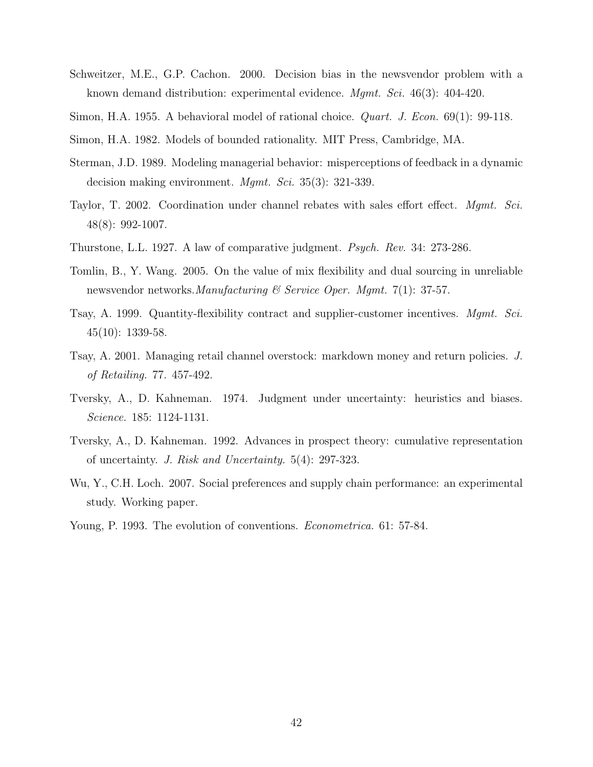Schweitzer, M.E., G.P. Cachon. 2000. Decision bias in the newsvendor problem with a known demand distribution: experimental evidence. *Mgmt. Sci.* 46(3): 404-420.

Simon, H.A. 1955. A behavioral model of rational choice. *Quart. J. Econ.* 69(1): 99-118.

Simon, H.A. 1982. Models of bounded rationality. MIT Press, Cambridge, MA.

Sterman, J.D. 1989. Modeling managerial behavior: misperceptions of feedback in a dynamic decision making environment. *Mgmt. Sci.* 35(3): 321-339.

Taylor, T. 2002. Coordination under channel rebates with sales effort effect. *Mgmt. Sci.* 48(8): 992-1007.

Thurstone, L.L. 1927. A law of comparative judgment. *Psych. Rev.* 34: 273-286.

Tomlin, B., Y. Wang. 2005. On the value of mix flexibility and dual sourcing in unreliable newsvendor networks.*Manufacturing & Service Oper. Mgmt.* 7(1): 37-57.

Tsay, A. 1999. Quantity-flexibility contract and supplier-customer incentives. *Mgmt. Sci.* 45(10): 1339-58.

Tsay, A. 2001. Managing retail channel overstock: markdown money and return policies. *J. of Retailing.* 77. 457-492.

Tversky, A., D. Kahneman. 1974. Judgment under uncertainty: heuristics and biases. *Science.* 185: 1124-1131.

Tversky, A., D. Kahneman. 1992. Advances in prospect theory: cumulative representation of uncertainty. *J. Risk and Uncertainty.* 5(4): 297-323.

Wu, Y., C.H. Loch. 2007. Social preferences and supply chain performance: an experimental study. Working paper.

Young, P. 1993. The evolution of conventions. *Econometrica.* 61: 57-84.